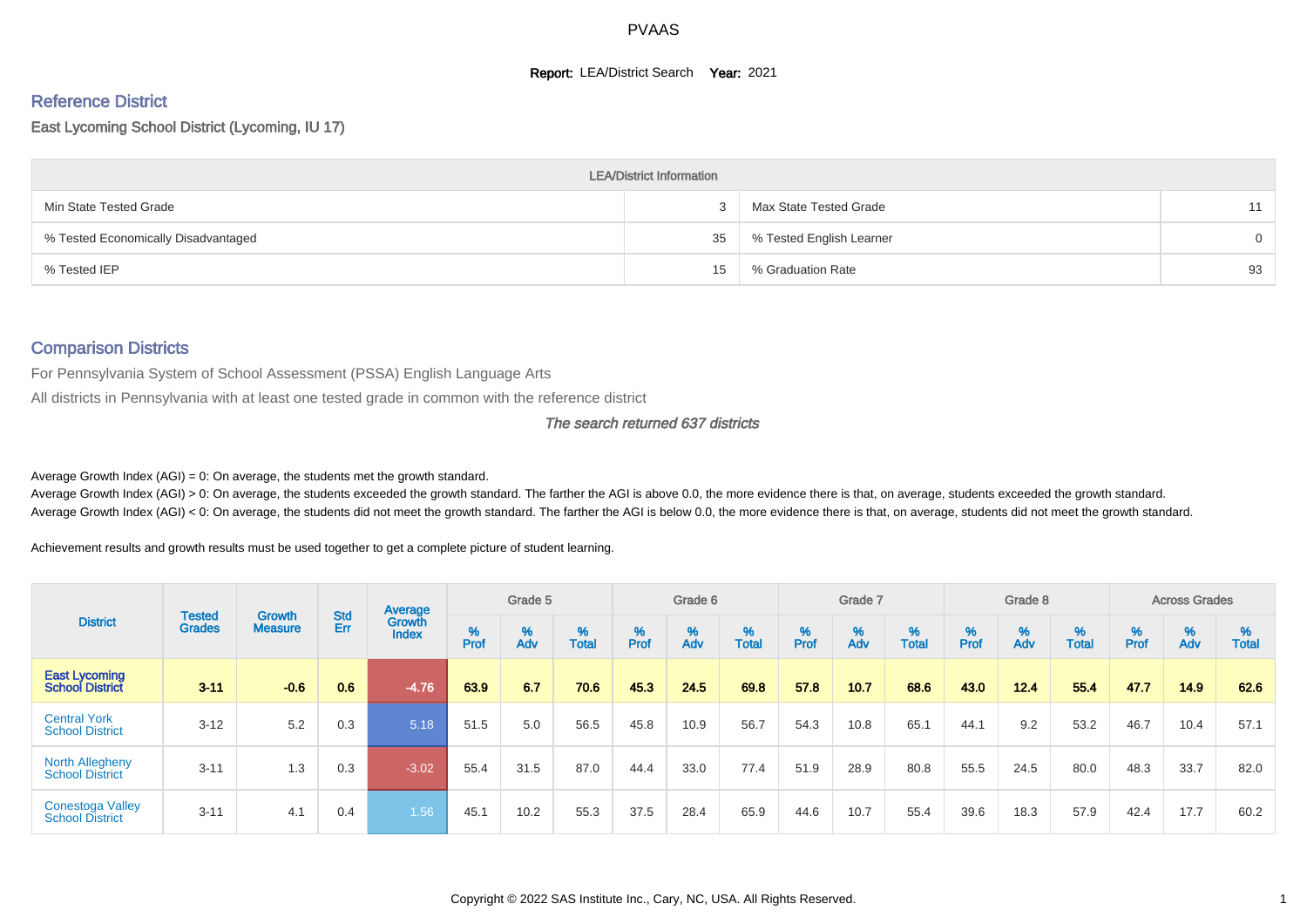PVAAS

**Report:** LEA/District Search **Year:** 2021

## Reference District

East Lycoming School District (Lycoming, IU 17)

| LEA/District Information | | | |
|---|---|---|---|
| Min State Tested Grade | 3 | Max State Tested Grade | 11 |
| % Tested Economically Disadvantaged | 35 | % Tested English Learner | 0 |
| % Tested IEP | 15 | % Graduation Rate | 93 |

## Comparison Districts

For Pennsylvania System of School Assessment (PSSA) English Language Arts

All districts in Pennsylvania with at least one tested grade in common with the reference district

*The search returned 637 districts*

Average Growth Index (AGI) = 0: On average, the students met the growth standard.

Average Growth Index (AGI) > 0: On average, the students exceeded the growth standard. The farther the AGI is above 0.0, the more evidence there is that, on average, students exceeded the growth standard.

Average Growth Index (AGI) < 0: On average, the students did not meet the growth standard. The farther the AGI is below 0.0, the more evidence there is that, on average, students did not meet the growth standard.

Achievement results and growth results must be used together to get a complete picture of student learning.

| District | Tested Grades | Growth Measure | Std Err | Average Growth Index | Grade 5 | | | Grade 6 | | | Grade 7 | | | Grade 8 | | | Across Grades | | |
|---|---|---|---|---|---|---|---|---|---|---|---|---|---|---|---|---|---|---|---|
| | | | | | % Prof | % Adv | % Total | % Prof | % Adv | % Total | % Prof | % Adv | % Total | % Prof | % Adv | % Total | % Prof | % Adv | % Total |
| **East Lycoming School District** | **3-11** | **-0.6** | **0.6** | **-4.76** | **63.9** | **6.7** | **70.6** | **45.3** | **24.5** | **69.8** | **57.8** | **10.7** | **68.6** | **43.0** | **12.4** | **55.4** | **47.7** | **14.9** | **62.6** |
| Central York School District | 3-12 | 5.2 | 0.3 | 5.18 | 51.5 | 5.0 | 56.5 | 45.8 | 10.9 | 56.7 | 54.3 | 10.8 | 65.1 | 44.1 | 9.2 | 53.2 | 46.7 | 10.4 | 57.1 |
| North Allegheny School District | 3-11 | 1.3 | 0.3 | -3.02 | 55.4 | 31.5 | 87.0 | 44.4 | 33.0 | 77.4 | 51.9 | 28.9 | 80.8 | 55.5 | 24.5 | 80.0 | 48.3 | 33.7 | 82.0 |
| Conestoga Valley School District | 3-11 | 4.1 | 0.4 | 1.56 | 45.1 | 10.2 | 55.3 | 37.5 | 28.4 | 65.9 | 44.6 | 10.7 | 55.4 | 39.6 | 18.3 | 57.9 | 42.4 | 17.7 | 60.2 |

Copyright © 2022 SAS Institute Inc., Cary, NC, USA. All Rights Reserved.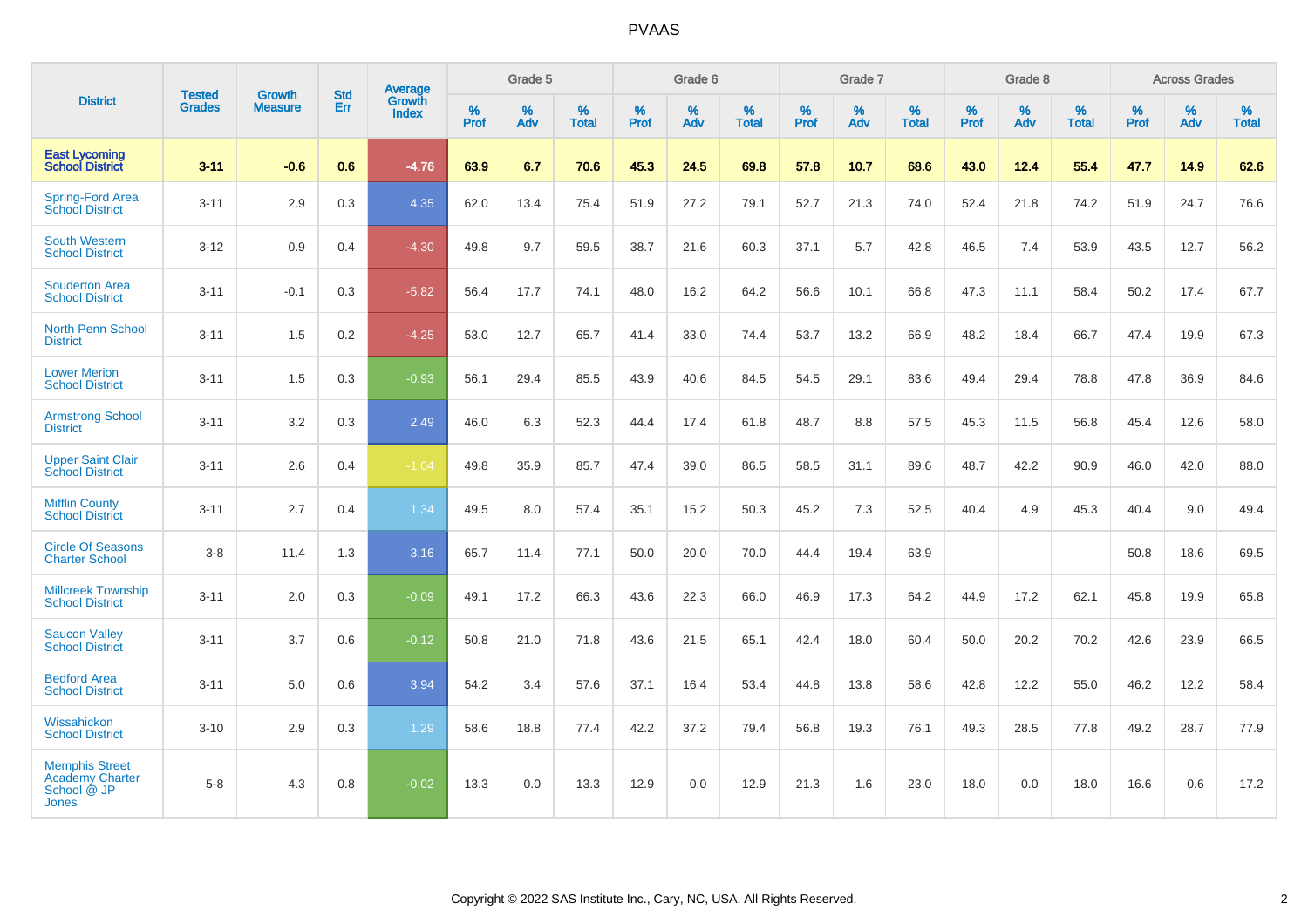| District | Tested Grades | Growth Measure | Std Err | Average Growth Index | Grade 5 | | | Grade 6 | | | Grade 7 | | | Grade 8 | | | Across Grades | | |
|---|---|---|---|---|---|---|---|---|---|---|---|---|---|---|---|---|---|---|---|
| | | | | | % Prof | % Adv | % Total | % Prof | % Adv | % Total | % Prof | % Adv | % Total | % Prof | % Adv | % Total | % Prof | % Adv | % Total |
| **East Lycoming School District** | **3-11** | **-0.6** | **0.6** | **-4.76** | **63.9** | **6.7** | **70.6** | **45.3** | **24.5** | **69.8** | **57.8** | **10.7** | **68.6** | **43.0** | **12.4** | **55.4** | **47.7** | **14.9** | **62.6** |
| Spring-Ford Area School District | 3-11 | 2.9 | 0.3 | 4.35 | 62.0 | 13.4 | 75.4 | 51.9 | 27.2 | 79.1 | 52.7 | 21.3 | 74.0 | 52.4 | 21.8 | 74.2 | 51.9 | 24.7 | 76.6 |
| South Western School District | 3-12 | 0.9 | 0.4 | -4.30 | 49.8 | 9.7 | 59.5 | 38.7 | 21.6 | 60.3 | 37.1 | 5.7 | 42.8 | 46.5 | 7.4 | 53.9 | 43.5 | 12.7 | 56.2 |
| Souderton Area School District | 3-11 | -0.1 | 0.3 | -5.82 | 56.4 | 17.7 | 74.1 | 48.0 | 16.2 | 64.2 | 56.6 | 10.1 | 66.8 | 47.3 | 11.1 | 58.4 | 50.2 | 17.4 | 67.7 |
| North Penn School District | 3-11 | 1.5 | 0.2 | -4.25 | 53.0 | 12.7 | 65.7 | 41.4 | 33.0 | 74.4 | 53.7 | 13.2 | 66.9 | 48.2 | 18.4 | 66.7 | 47.4 | 19.9 | 67.3 |
| Lower Merion School District | 3-11 | 1.5 | 0.3 | -0.93 | 56.1 | 29.4 | 85.5 | 43.9 | 40.6 | 84.5 | 54.5 | 29.1 | 83.6 | 49.4 | 29.4 | 78.8 | 47.8 | 36.9 | 84.6 |
| Armstrong School District | 3-11 | 3.2 | 0.3 | 2.49 | 46.0 | 6.3 | 52.3 | 44.4 | 17.4 | 61.8 | 48.7 | 8.8 | 57.5 | 45.3 | 11.5 | 56.8 | 45.4 | 12.6 | 58.0 |
| Upper Saint Clair School District | 3-11 | 2.6 | 0.4 | -1.04 | 49.8 | 35.9 | 85.7 | 47.4 | 39.0 | 86.5 | 58.5 | 31.1 | 89.6 | 48.7 | 42.2 | 90.9 | 46.0 | 42.0 | 88.0 |
| Mifflin County School District | 3-11 | 2.7 | 0.4 | 1.34 | 49.5 | 8.0 | 57.4 | 35.1 | 15.2 | 50.3 | 45.2 | 7.3 | 52.5 | 40.4 | 4.9 | 45.3 | 40.4 | 9.0 | 49.4 |
| Circle Of Seasons Charter School | 3-8 | 11.4 | 1.3 | 3.16 | 65.7 | 11.4 | 77.1 | 50.0 | 20.0 | 70.0 | 44.4 | 19.4 | 63.9 | | | | 50.8 | 18.6 | 69.5 |
| Millcreek Township School District | 3-11 | 2.0 | 0.3 | -0.09 | 49.1 | 17.2 | 66.3 | 43.6 | 22.3 | 66.0 | 46.9 | 17.3 | 64.2 | 44.9 | 17.2 | 62.1 | 45.8 | 19.9 | 65.8 |
| Saucon Valley School District | 3-11 | 3.7 | 0.6 | -0.12 | 50.8 | 21.0 | 71.8 | 43.6 | 21.5 | 65.1 | 42.4 | 18.0 | 60.4 | 50.0 | 20.2 | 70.2 | 42.6 | 23.9 | 66.5 |
| Bedford Area School District | 3-11 | 5.0 | 0.6 | 3.94 | 54.2 | 3.4 | 57.6 | 37.1 | 16.4 | 53.4 | 44.8 | 13.8 | 58.6 | 42.8 | 12.2 | 55.0 | 46.2 | 12.2 | 58.4 |
| Wissahickon School District | 3-10 | 2.9 | 0.3 | 1.29 | 58.6 | 18.8 | 77.4 | 42.2 | 37.2 | 79.4 | 56.8 | 19.3 | 76.1 | 49.3 | 28.5 | 77.8 | 49.2 | 28.7 | 77.9 |
| Memphis Street Academy Charter School @ JP Jones | 5-8 | 4.3 | 0.8 | -0.02 | 13.3 | 0.0 | 13.3 | 12.9 | 0.0 | 12.9 | 21.3 | 1.6 | 23.0 | 18.0 | 0.0 | 18.0 | 16.6 | 0.6 | 17.2 |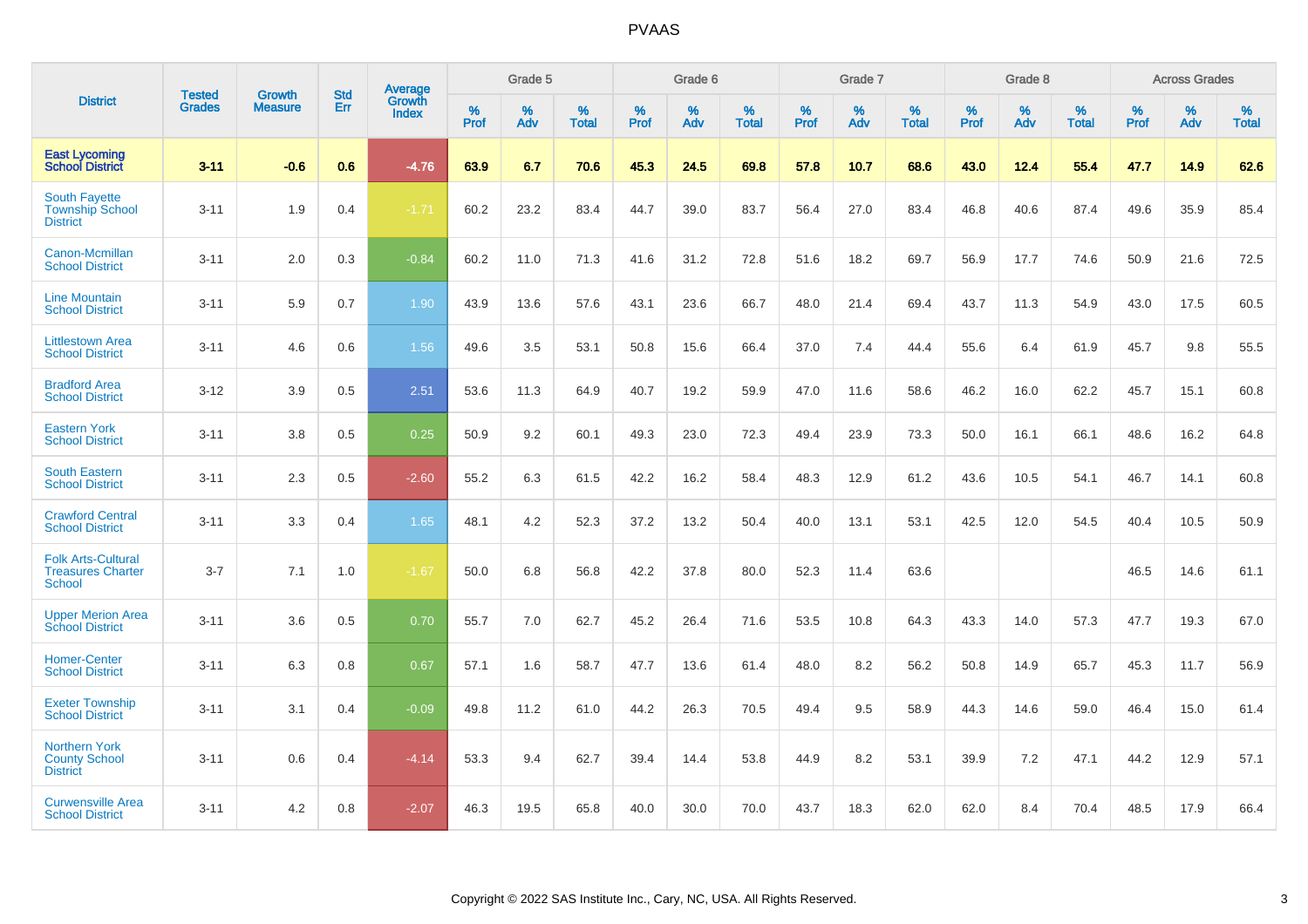| District | Tested Grades | Growth Measure | Std Err | Average Growth Index | Grade 5 | | | Grade 6 | | | Grade 7 | | | Grade 8 | | | Across Grades | | |
|---|---|---|---|---|---|---|---|---|---|---|---|---|---|---|---|---|---|---|---|
| | | | | | % Prof | % Adv | % Total | % Prof | % Adv | % Total | % Prof | % Adv | % Total | % Prof | % Adv | % Total | % Prof | % Adv | % Total |
| **East Lycoming School District** | **3-11** | **-0.6** | **0.6** | **-4.76** | **63.9** | **6.7** | **70.6** | **45.3** | **24.5** | **69.8** | **57.8** | **10.7** | **68.6** | **43.0** | **12.4** | **55.4** | **47.7** | **14.9** | **62.6** |
| South Fayette Township School District | 3-11 | 1.9 | 0.4 | -1.71 | 60.2 | 23.2 | 83.4 | 44.7 | 39.0 | 83.7 | 56.4 | 27.0 | 83.4 | 46.8 | 40.6 | 87.4 | 49.6 | 35.9 | 85.4 |
| Canon-Mcmillan School District | 3-11 | 2.0 | 0.3 | -0.84 | 60.2 | 11.0 | 71.3 | 41.6 | 31.2 | 72.8 | 51.6 | 18.2 | 69.7 | 56.9 | 17.7 | 74.6 | 50.9 | 21.6 | 72.5 |
| Line Mountain School District | 3-11 | 5.9 | 0.7 | 1.90 | 43.9 | 13.6 | 57.6 | 43.1 | 23.6 | 66.7 | 48.0 | 21.4 | 69.4 | 43.7 | 11.3 | 54.9 | 43.0 | 17.5 | 60.5 |
| Littlestown Area School District | 3-11 | 4.6 | 0.6 | 1.56 | 49.6 | 3.5 | 53.1 | 50.8 | 15.6 | 66.4 | 37.0 | 7.4 | 44.4 | 55.6 | 6.4 | 61.9 | 45.7 | 9.8 | 55.5 |
| Bradford Area School District | 3-12 | 3.9 | 0.5 | 2.51 | 53.6 | 11.3 | 64.9 | 40.7 | 19.2 | 59.9 | 47.0 | 11.6 | 58.6 | 46.2 | 16.0 | 62.2 | 45.7 | 15.1 | 60.8 |
| Eastern York School District | 3-11 | 3.8 | 0.5 | 0.25 | 50.9 | 9.2 | 60.1 | 49.3 | 23.0 | 72.3 | 49.4 | 23.9 | 73.3 | 50.0 | 16.1 | 66.1 | 48.6 | 16.2 | 64.8 |
| South Eastern School District | 3-11 | 2.3 | 0.5 | -2.60 | 55.2 | 6.3 | 61.5 | 42.2 | 16.2 | 58.4 | 48.3 | 12.9 | 61.2 | 43.6 | 10.5 | 54.1 | 46.7 | 14.1 | 60.8 |
| Crawford Central School District | 3-11 | 3.3 | 0.4 | 1.65 | 48.1 | 4.2 | 52.3 | 37.2 | 13.2 | 50.4 | 40.0 | 13.1 | 53.1 | 42.5 | 12.0 | 54.5 | 40.4 | 10.5 | 50.9 |
| Folk Arts-Cultural Treasures Charter School | 3-7 | 7.1 | 1.0 | -1.67 | 50.0 | 6.8 | 56.8 | 42.2 | 37.8 | 80.0 | 52.3 | 11.4 | 63.6 | | | | 46.5 | 14.6 | 61.1 |
| Upper Merion Area School District | 3-11 | 3.6 | 0.5 | 0.70 | 55.7 | 7.0 | 62.7 | 45.2 | 26.4 | 71.6 | 53.5 | 10.8 | 64.3 | 43.3 | 14.0 | 57.3 | 47.7 | 19.3 | 67.0 |
| Homer-Center School District | 3-11 | 6.3 | 0.8 | 0.67 | 57.1 | 1.6 | 58.7 | 47.7 | 13.6 | 61.4 | 48.0 | 8.2 | 56.2 | 50.8 | 14.9 | 65.7 | 45.3 | 11.7 | 56.9 |
| Exeter Township School District | 3-11 | 3.1 | 0.4 | -0.09 | 49.8 | 11.2 | 61.0 | 44.2 | 26.3 | 70.5 | 49.4 | 9.5 | 58.9 | 44.3 | 14.6 | 59.0 | 46.4 | 15.0 | 61.4 |
| Northern York County School District | 3-11 | 0.6 | 0.4 | -4.14 | 53.3 | 9.4 | 62.7 | 39.4 | 14.4 | 53.8 | 44.9 | 8.2 | 53.1 | 39.9 | 7.2 | 47.1 | 44.2 | 12.9 | 57.1 |
| Curwensville Area School District | 3-11 | 4.2 | 0.8 | -2.07 | 46.3 | 19.5 | 65.8 | 40.0 | 30.0 | 70.0 | 43.7 | 18.3 | 62.0 | 62.0 | 8.4 | 70.4 | 48.5 | 17.9 | 66.4 |

Copyright © 2022 SAS Institute Inc., Cary, NC, USA. All Rights Reserved.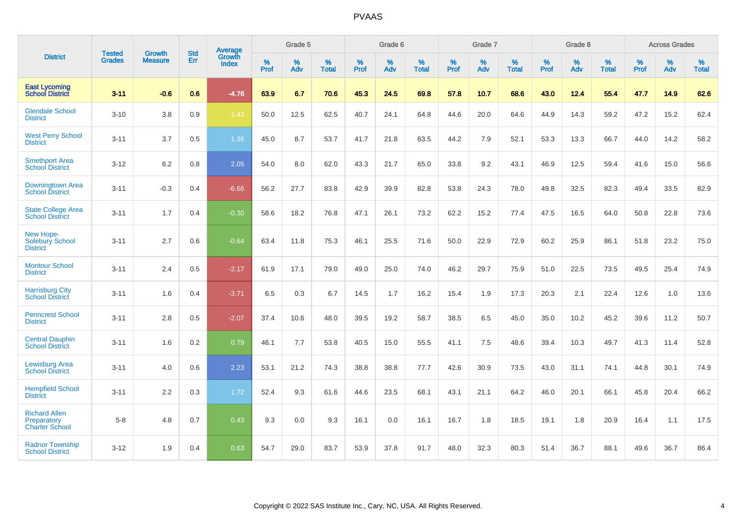| District | Tested Grades | Growth Measure | Std Err | Average Growth Index | Grade 5 | | | Grade 6 | | | Grade 7 | | | Grade 8 | | | Across Grades | | |
|---|---|---|---|---|---|---|---|---|---|---|---|---|---|---|---|---|---|---|---|
| | | | | | % Prof | % Adv | % Total | % Prof | % Adv | % Total | % Prof | % Adv | % Total | % Prof | % Adv | % Total | % Prof | % Adv | % Total |
| **East Lycoming School District** | **3-11** | **-0.6** | **0.6** | **-4.76** | **63.9** | **6.7** | **70.6** | **45.3** | **24.5** | **69.8** | **57.8** | **10.7** | **68.6** | **43.0** | **12.4** | **55.4** | **47.7** | **14.9** | **62.6** |
| Glendale School District | 3-10 | 3.8 | 0.9 | -1.43 | 50.0 | 12.5 | 62.5 | 40.7 | 24.1 | 64.8 | 44.6 | 20.0 | 64.6 | 44.9 | 14.3 | 59.2 | 47.2 | 15.2 | 62.4 |
| West Perry School District | 3-11 | 3.7 | 0.5 | 1.36 | 45.0 | 8.7 | 53.7 | 41.7 | 21.8 | 63.5 | 44.2 | 7.9 | 52.1 | 53.3 | 13.3 | 66.7 | 44.0 | 14.2 | 58.2 |
| Smethport Area School District | 3-12 | 6.2 | 0.8 | 2.05 | 54.0 | 8.0 | 62.0 | 43.3 | 21.7 | 65.0 | 33.8 | 9.2 | 43.1 | 46.9 | 12.5 | 59.4 | 41.6 | 15.0 | 56.6 |
| Downingtown Area School District | 3-11 | -0.3 | 0.4 | -6.66 | 56.2 | 27.7 | 83.8 | 42.9 | 39.9 | 82.8 | 53.8 | 24.3 | 78.0 | 49.8 | 32.5 | 82.3 | 49.4 | 33.5 | 82.9 |
| State College Area School District | 3-11 | 1.7 | 0.4 | -0.30 | 58.6 | 18.2 | 76.8 | 47.1 | 26.1 | 73.2 | 62.2 | 15.2 | 77.4 | 47.5 | 16.5 | 64.0 | 50.8 | 22.8 | 73.6 |
| New Hope-Solebury School District | 3-11 | 2.7 | 0.6 | -0.64 | 63.4 | 11.8 | 75.3 | 46.1 | 25.5 | 71.6 | 50.0 | 22.9 | 72.9 | 60.2 | 25.9 | 86.1 | 51.8 | 23.2 | 75.0 |
| Montour School District | 3-11 | 2.4 | 0.5 | -2.17 | 61.9 | 17.1 | 79.0 | 49.0 | 25.0 | 74.0 | 46.2 | 29.7 | 75.9 | 51.0 | 22.5 | 73.5 | 49.5 | 25.4 | 74.9 |
| Harrisburg City School District | 3-11 | 1.6 | 0.4 | -3.71 | 6.5 | 0.3 | 6.7 | 14.5 | 1.7 | 16.2 | 15.4 | 1.9 | 17.3 | 20.3 | 2.1 | 22.4 | 12.6 | 1.0 | 13.6 |
| Penncrest School District | 3-11 | 2.8 | 0.5 | -2.07 | 37.4 | 10.6 | 48.0 | 39.5 | 19.2 | 58.7 | 38.5 | 6.5 | 45.0 | 35.0 | 10.2 | 45.2 | 39.6 | 11.2 | 50.7 |
| Central Dauphin School District | 3-11 | 1.6 | 0.2 | 0.79 | 46.1 | 7.7 | 53.8 | 40.5 | 15.0 | 55.5 | 41.1 | 7.5 | 48.6 | 39.4 | 10.3 | 49.7 | 41.3 | 11.4 | 52.8 |
| Lewisburg Area School District | 3-11 | 4.0 | 0.6 | 2.23 | 53.1 | 21.2 | 74.3 | 38.8 | 38.8 | 77.7 | 42.6 | 30.9 | 73.5 | 43.0 | 31.1 | 74.1 | 44.8 | 30.1 | 74.9 |
| Hempfield School District | 3-11 | 2.2 | 0.3 | 1.72 | 52.4 | 9.3 | 61.6 | 44.6 | 23.5 | 68.1 | 43.1 | 21.1 | 64.2 | 46.0 | 20.1 | 66.1 | 45.8 | 20.4 | 66.2 |
| Richard Allen Preparatory Charter School | 5-8 | 4.8 | 0.7 | 0.43 | 9.3 | 0.0 | 9.3 | 16.1 | 0.0 | 16.1 | 16.7 | 1.8 | 18.5 | 19.1 | 1.8 | 20.9 | 16.4 | 1.1 | 17.5 |
| Radnor Township School District | 3-12 | 1.9 | 0.4 | 0.63 | 54.7 | 29.0 | 83.7 | 53.9 | 37.8 | 91.7 | 48.0 | 32.3 | 80.3 | 51.4 | 36.7 | 88.1 | 49.6 | 36.7 | 86.4 |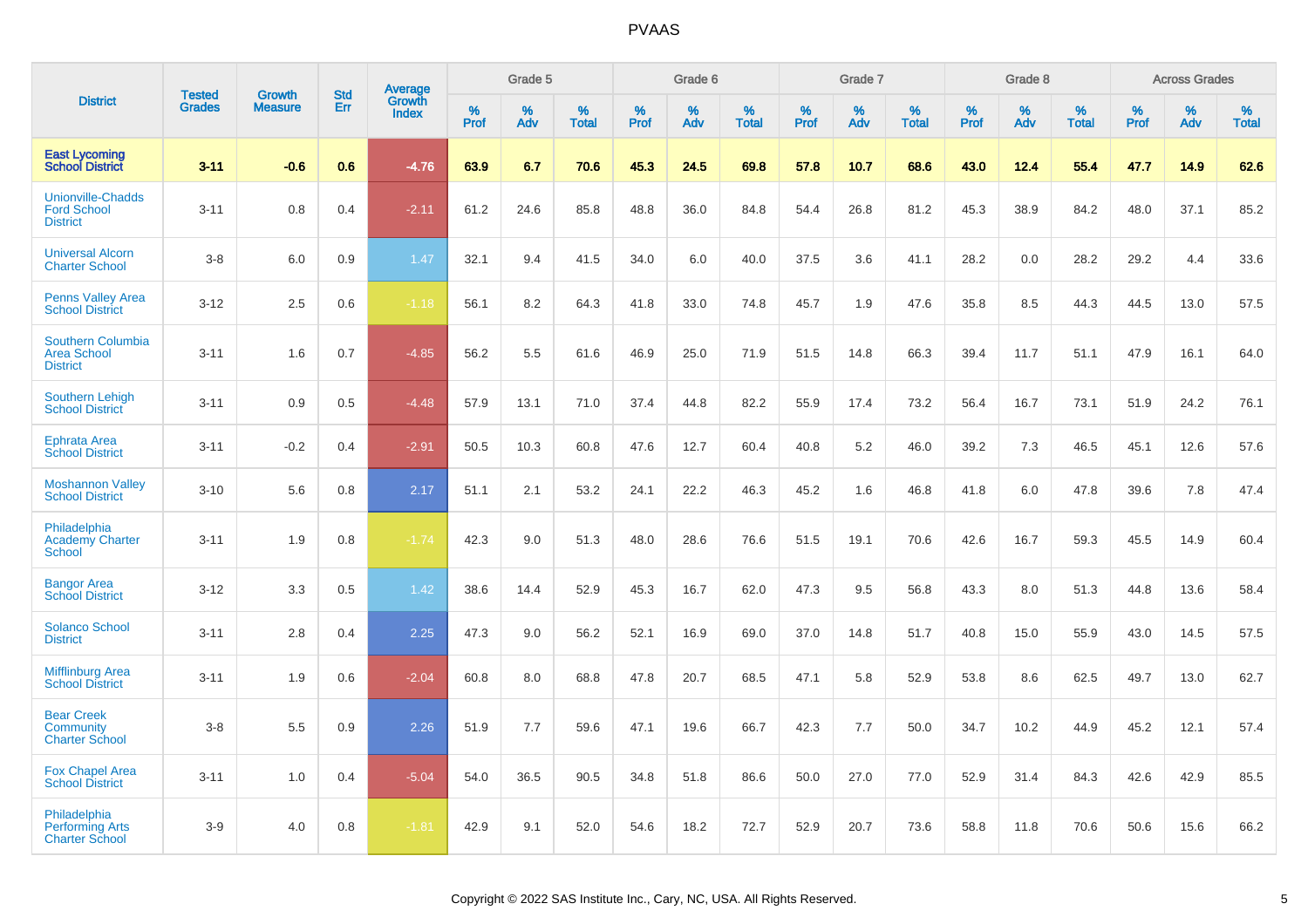# PVAAS

| District | Tested Grades | Growth Measure | Std Err | Average Growth Index | Grade 5 | | | Grade 6 | | | Grade 7 | | | Grade 8 | | | Across Grades | | |
|---|---|---|---|---|---|---|---|---|---|---|---|---|---|---|---|---|---|---|---|
| | | | | | % Prof | % Adv | % Total | % Prof | % Adv | % Total | % Prof | % Adv | % Total | % Prof | % Adv | % Total | % Prof | % Adv | % Total |
| **East Lycoming School District** | **3-11** | **-0.6** | **0.6** | **-4.76** | **63.9** | **6.7** | **70.6** | **45.3** | **24.5** | **69.8** | **57.8** | **10.7** | **68.6** | **43.0** | **12.4** | **55.4** | **47.7** | **14.9** | **62.6** |
| Unionville-Chadds Ford School District | 3-11 | 0.8 | 0.4 | -2.11 | 61.2 | 24.6 | 85.8 | 48.8 | 36.0 | 84.8 | 54.4 | 26.8 | 81.2 | 45.3 | 38.9 | 84.2 | 48.0 | 37.1 | 85.2 |
| Universal Alcorn Charter School | 3-8 | 6.0 | 0.9 | 1.47 | 32.1 | 9.4 | 41.5 | 34.0 | 6.0 | 40.0 | 37.5 | 3.6 | 41.1 | 28.2 | 0.0 | 28.2 | 29.2 | 4.4 | 33.6 |
| Penns Valley Area School District | 3-12 | 2.5 | 0.6 | -1.18 | 56.1 | 8.2 | 64.3 | 41.8 | 33.0 | 74.8 | 45.7 | 1.9 | 47.6 | 35.8 | 8.5 | 44.3 | 44.5 | 13.0 | 57.5 |
| Southern Columbia Area School District | 3-11 | 1.6 | 0.7 | -4.85 | 56.2 | 5.5 | 61.6 | 46.9 | 25.0 | 71.9 | 51.5 | 14.8 | 66.3 | 39.4 | 11.7 | 51.1 | 47.9 | 16.1 | 64.0 |
| Southern Lehigh School District | 3-11 | 0.9 | 0.5 | -4.48 | 57.9 | 13.1 | 71.0 | 37.4 | 44.8 | 82.2 | 55.9 | 17.4 | 73.2 | 56.4 | 16.7 | 73.1 | 51.9 | 24.2 | 76.1 |
| Ephrata Area School District | 3-11 | -0.2 | 0.4 | -2.91 | 50.5 | 10.3 | 60.8 | 47.6 | 12.7 | 60.4 | 40.8 | 5.2 | 46.0 | 39.2 | 7.3 | 46.5 | 45.1 | 12.6 | 57.6 |
| Moshannon Valley School District | 3-10 | 5.6 | 0.8 | 2.17 | 51.1 | 2.1 | 53.2 | 24.1 | 22.2 | 46.3 | 45.2 | 1.6 | 46.8 | 41.8 | 6.0 | 47.8 | 39.6 | 7.8 | 47.4 |
| Philadelphia Academy Charter School | 3-11 | 1.9 | 0.8 | -1.74 | 42.3 | 9.0 | 51.3 | 48.0 | 28.6 | 76.6 | 51.5 | 19.1 | 70.6 | 42.6 | 16.7 | 59.3 | 45.5 | 14.9 | 60.4 |
| Bangor Area School District | 3-12 | 3.3 | 0.5 | 1.42 | 38.6 | 14.4 | 52.9 | 45.3 | 16.7 | 62.0 | 47.3 | 9.5 | 56.8 | 43.3 | 8.0 | 51.3 | 44.8 | 13.6 | 58.4 |
| Solanco School District | 3-11 | 2.8 | 0.4 | 2.25 | 47.3 | 9.0 | 56.2 | 52.1 | 16.9 | 69.0 | 37.0 | 14.8 | 51.7 | 40.8 | 15.0 | 55.9 | 43.0 | 14.5 | 57.5 |
| Mifflinburg Area School District | 3-11 | 1.9 | 0.6 | -2.04 | 60.8 | 8.0 | 68.8 | 47.8 | 20.7 | 68.5 | 47.1 | 5.8 | 52.9 | 53.8 | 8.6 | 62.5 | 49.7 | 13.0 | 62.7 |
| Bear Creek Community Charter School | 3-8 | 5.5 | 0.9 | 2.26 | 51.9 | 7.7 | 59.6 | 47.1 | 19.6 | 66.7 | 42.3 | 7.7 | 50.0 | 34.7 | 10.2 | 44.9 | 45.2 | 12.1 | 57.4 |
| Fox Chapel Area School District | 3-11 | 1.0 | 0.4 | -5.04 | 54.0 | 36.5 | 90.5 | 34.8 | 51.8 | 86.6 | 50.0 | 27.0 | 77.0 | 52.9 | 31.4 | 84.3 | 42.6 | 42.9 | 85.5 |
| Philadelphia Performing Arts Charter School | 3-9 | 4.0 | 0.8 | -1.81 | 42.9 | 9.1 | 52.0 | 54.6 | 18.2 | 72.7 | 52.9 | 20.7 | 73.6 | 58.8 | 11.8 | 70.6 | 50.6 | 15.6 | 66.2 |

Copyright © 2022 SAS Institute Inc., Cary, NC, USA. All Rights Reserved.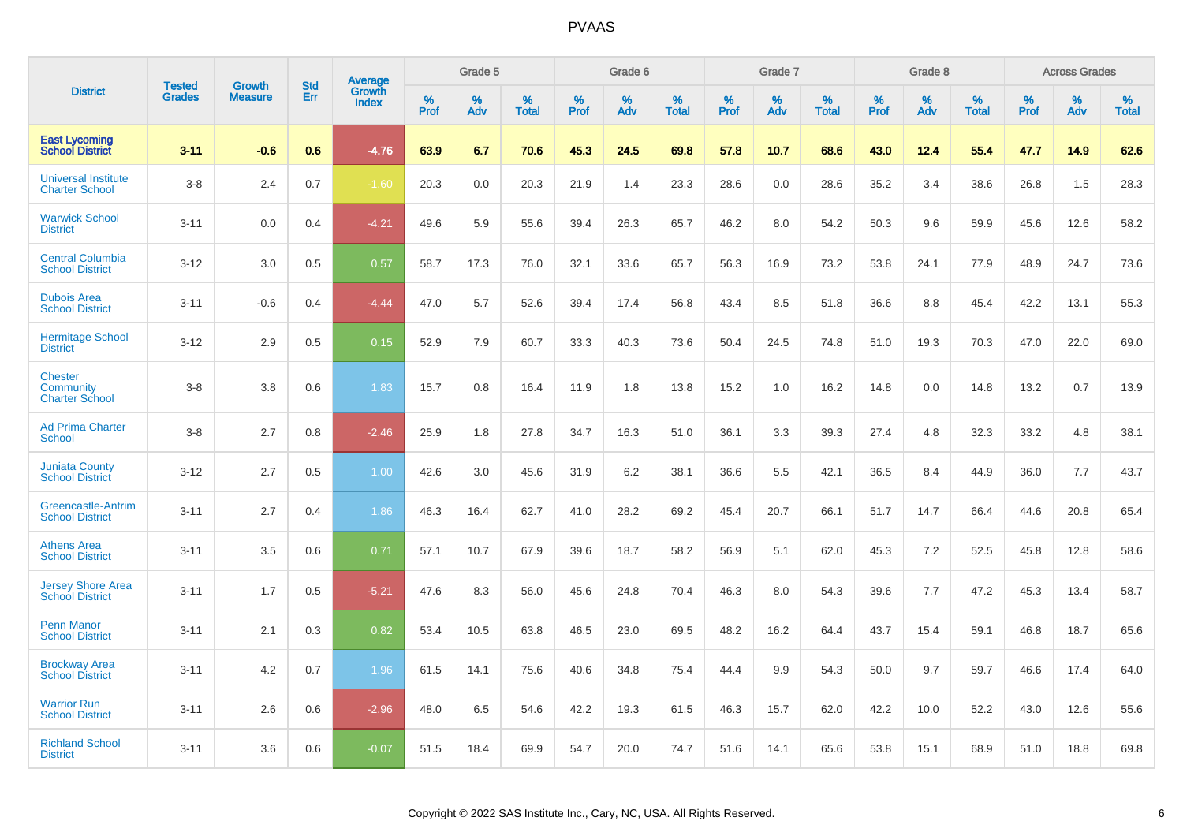| District | Tested Grades | Growth Measure | Std Err | Average Growth Index | Grade 5 | | | Grade 6 | | | Grade 7 | | | Grade 8 | | | Across Grades | | |
|---|---|---|---|---|---|---|---|---|---|---|---|---|---|---|---|---|---|---|---|
| | | | | | % Prof | % Adv | % Total | % Prof | % Adv | % Total | % Prof | % Adv | % Total | % Prof | % Adv | % Total | % Prof | % Adv | % Total |
| **East Lycoming School District** | **3-11** | **-0.6** | **0.6** | **-4.76** | **63.9** | **6.7** | **70.6** | **45.3** | **24.5** | **69.8** | **57.8** | **10.7** | **68.6** | **43.0** | **12.4** | **55.4** | **47.7** | **14.9** | **62.6** |
| Universal Institute Charter School | 3-8 | 2.4 | 0.7 | -1.60 | 20.3 | 0.0 | 20.3 | 21.9 | 1.4 | 23.3 | 28.6 | 0.0 | 28.6 | 35.2 | 3.4 | 38.6 | 26.8 | 1.5 | 28.3 |
| Warwick School District | 3-11 | 0.0 | 0.4 | -4.21 | 49.6 | 5.9 | 55.6 | 39.4 | 26.3 | 65.7 | 46.2 | 8.0 | 54.2 | 50.3 | 9.6 | 59.9 | 45.6 | 12.6 | 58.2 |
| Central Columbia School District | 3-12 | 3.0 | 0.5 | 0.57 | 58.7 | 17.3 | 76.0 | 32.1 | 33.6 | 65.7 | 56.3 | 16.9 | 73.2 | 53.8 | 24.1 | 77.9 | 48.9 | 24.7 | 73.6 |
| Dubois Area School District | 3-11 | -0.6 | 0.4 | -4.44 | 47.0 | 5.7 | 52.6 | 39.4 | 17.4 | 56.8 | 43.4 | 8.5 | 51.8 | 36.6 | 8.8 | 45.4 | 42.2 | 13.1 | 55.3 |
| Hermitage School District | 3-12 | 2.9 | 0.5 | 0.15 | 52.9 | 7.9 | 60.7 | 33.3 | 40.3 | 73.6 | 50.4 | 24.5 | 74.8 | 51.0 | 19.3 | 70.3 | 47.0 | 22.0 | 69.0 |
| Chester Community Charter School | 3-8 | 3.8 | 0.6 | 1.83 | 15.7 | 0.8 | 16.4 | 11.9 | 1.8 | 13.8 | 15.2 | 1.0 | 16.2 | 14.8 | 0.0 | 14.8 | 13.2 | 0.7 | 13.9 |
| Ad Prima Charter School | 3-8 | 2.7 | 0.8 | -2.46 | 25.9 | 1.8 | 27.8 | 34.7 | 16.3 | 51.0 | 36.1 | 3.3 | 39.3 | 27.4 | 4.8 | 32.3 | 33.2 | 4.8 | 38.1 |
| Juniata County School District | 3-12 | 2.7 | 0.5 | 1.00 | 42.6 | 3.0 | 45.6 | 31.9 | 6.2 | 38.1 | 36.6 | 5.5 | 42.1 | 36.5 | 8.4 | 44.9 | 36.0 | 7.7 | 43.7 |
| Greencastle-Antrim School District | 3-11 | 2.7 | 0.4 | 1.86 | 46.3 | 16.4 | 62.7 | 41.0 | 28.2 | 69.2 | 45.4 | 20.7 | 66.1 | 51.7 | 14.7 | 66.4 | 44.6 | 20.8 | 65.4 |
| Athens Area School District | 3-11 | 3.5 | 0.6 | 0.71 | 57.1 | 10.7 | 67.9 | 39.6 | 18.7 | 58.2 | 56.9 | 5.1 | 62.0 | 45.3 | 7.2 | 52.5 | 45.8 | 12.8 | 58.6 |
| Jersey Shore Area School District | 3-11 | 1.7 | 0.5 | -5.21 | 47.6 | 8.3 | 56.0 | 45.6 | 24.8 | 70.4 | 46.3 | 8.0 | 54.3 | 39.6 | 7.7 | 47.2 | 45.3 | 13.4 | 58.7 |
| Penn Manor School District | 3-11 | 2.1 | 0.3 | 0.82 | 53.4 | 10.5 | 63.8 | 46.5 | 23.0 | 69.5 | 48.2 | 16.2 | 64.4 | 43.7 | 15.4 | 59.1 | 46.8 | 18.7 | 65.6 |
| Brockway Area School District | 3-11 | 4.2 | 0.7 | 1.96 | 61.5 | 14.1 | 75.6 | 40.6 | 34.8 | 75.4 | 44.4 | 9.9 | 54.3 | 50.0 | 9.7 | 59.7 | 46.6 | 17.4 | 64.0 |
| Warrior Run School District | 3-11 | 2.6 | 0.6 | -2.96 | 48.0 | 6.5 | 54.6 | 42.2 | 19.3 | 61.5 | 46.3 | 15.7 | 62.0 | 42.2 | 10.0 | 52.2 | 43.0 | 12.6 | 55.6 |
| Richland School District | 3-11 | 3.6 | 0.6 | -0.07 | 51.5 | 18.4 | 69.9 | 54.7 | 20.0 | 74.7 | 51.6 | 14.1 | 65.6 | 53.8 | 15.1 | 68.9 | 51.0 | 18.8 | 69.8 |

Copyright © 2022 SAS Institute Inc., Cary, NC, USA. All Rights Reserved.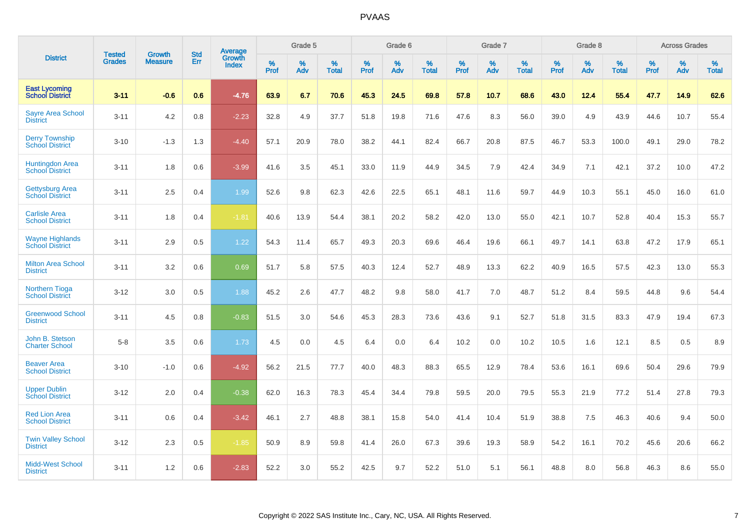| District | Tested Grades | Growth Measure | Std Err | Average Growth Index | Grade 5 | | | Grade 6 | | | Grade 7 | | | Grade 8 | | | Across Grades | | |
|---|---|---|---|---|---|---|---|---|---|---|---|---|---|---|---|---|---|---|---|
| | | | | | % Prof | % Adv | % Total | % Prof | % Adv | % Total | % Prof | % Adv | % Total | % Prof | % Adv | % Total | % Prof | % Adv | % Total |
| **East Lycoming School District** | **3-11** | **-0.6** | **0.6** | **-4.76** | **63.9** | **6.7** | **70.6** | **45.3** | **24.5** | **69.8** | **57.8** | **10.7** | **68.6** | **43.0** | **12.4** | **55.4** | **47.7** | **14.9** | **62.6** |
| Sayre Area School District | 3-11 | 4.2 | 0.8 | -2.23 | 32.8 | 4.9 | 37.7 | 51.8 | 19.8 | 71.6 | 47.6 | 8.3 | 56.0 | 39.0 | 4.9 | 43.9 | 44.6 | 10.7 | 55.4 |
| Derry Township School District | 3-10 | -1.3 | 1.3 | -4.40 | 57.1 | 20.9 | 78.0 | 38.2 | 44.1 | 82.4 | 66.7 | 20.8 | 87.5 | 46.7 | 53.3 | 100.0 | 49.1 | 29.0 | 78.2 |
| Huntingdon Area School District | 3-11 | 1.8 | 0.6 | -3.99 | 41.6 | 3.5 | 45.1 | 33.0 | 11.9 | 44.9 | 34.5 | 7.9 | 42.4 | 34.9 | 7.1 | 42.1 | 37.2 | 10.0 | 47.2 |
| Gettysburg Area School District | 3-11 | 2.5 | 0.4 | 1.99 | 52.6 | 9.8 | 62.3 | 42.6 | 22.5 | 65.1 | 48.1 | 11.6 | 59.7 | 44.9 | 10.3 | 55.1 | 45.0 | 16.0 | 61.0 |
| Carlisle Area School District | 3-11 | 1.8 | 0.4 | -1.81 | 40.6 | 13.9 | 54.4 | 38.1 | 20.2 | 58.2 | 42.0 | 13.0 | 55.0 | 42.1 | 10.7 | 52.8 | 40.4 | 15.3 | 55.7 |
| Wayne Highlands School District | 3-11 | 2.9 | 0.5 | 1.22 | 54.3 | 11.4 | 65.7 | 49.3 | 20.3 | 69.6 | 46.4 | 19.6 | 66.1 | 49.7 | 14.1 | 63.8 | 47.2 | 17.9 | 65.1 |
| Milton Area School District | 3-11 | 3.2 | 0.6 | 0.69 | 51.7 | 5.8 | 57.5 | 40.3 | 12.4 | 52.7 | 48.9 | 13.3 | 62.2 | 40.9 | 16.5 | 57.5 | 42.3 | 13.0 | 55.3 |
| Northern Tioga School District | 3-12 | 3.0 | 0.5 | 1.88 | 45.2 | 2.6 | 47.7 | 48.2 | 9.8 | 58.0 | 41.7 | 7.0 | 48.7 | 51.2 | 8.4 | 59.5 | 44.8 | 9.6 | 54.4 |
| Greenwood School District | 3-11 | 4.5 | 0.8 | -0.83 | 51.5 | 3.0 | 54.6 | 45.3 | 28.3 | 73.6 | 43.6 | 9.1 | 52.7 | 51.8 | 31.5 | 83.3 | 47.9 | 19.4 | 67.3 |
| John B. Stetson Charter School | 5-8 | 3.5 | 0.6 | 1.73 | 4.5 | 0.0 | 4.5 | 6.4 | 0.0 | 6.4 | 10.2 | 0.0 | 10.2 | 10.5 | 1.6 | 12.1 | 8.5 | 0.5 | 8.9 |
| Beaver Area School District | 3-10 | -1.0 | 0.6 | -4.92 | 56.2 | 21.5 | 77.7 | 40.0 | 48.3 | 88.3 | 65.5 | 12.9 | 78.4 | 53.6 | 16.1 | 69.6 | 50.4 | 29.6 | 79.9 |
| Upper Dublin School District | 3-12 | 2.0 | 0.4 | -0.38 | 62.0 | 16.3 | 78.3 | 45.4 | 34.4 | 79.8 | 59.5 | 20.0 | 79.5 | 55.3 | 21.9 | 77.2 | 51.4 | 27.8 | 79.3 |
| Red Lion Area School District | 3-11 | 0.6 | 0.4 | -3.42 | 46.1 | 2.7 | 48.8 | 38.1 | 15.8 | 54.0 | 41.4 | 10.4 | 51.9 | 38.8 | 7.5 | 46.3 | 40.6 | 9.4 | 50.0 |
| Twin Valley School District | 3-12 | 2.3 | 0.5 | -1.85 | 50.9 | 8.9 | 59.8 | 41.4 | 26.0 | 67.3 | 39.6 | 19.3 | 58.9 | 54.2 | 16.1 | 70.2 | 45.6 | 20.6 | 66.2 |
| Midd-West School District | 3-11 | 1.2 | 0.6 | -2.83 | 52.2 | 3.0 | 55.2 | 42.5 | 9.7 | 52.2 | 51.0 | 5.1 | 56.1 | 48.8 | 8.0 | 56.8 | 46.3 | 8.6 | 55.0 |

Copyright © 2022 SAS Institute Inc., Cary, NC, USA. All Rights Reserved.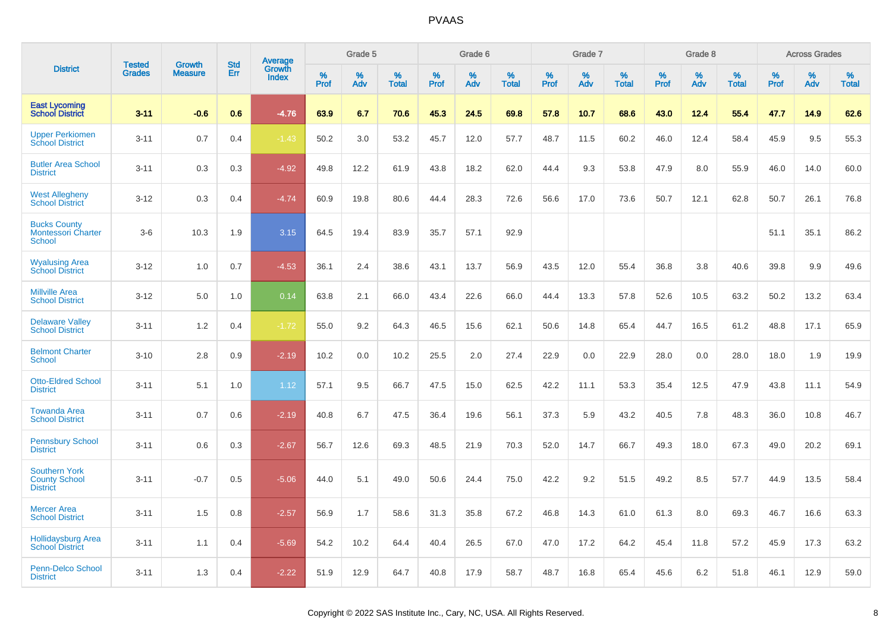# PVAAS

| District | Tested Grades | Growth Measure | Std Err | Average Growth Index | Grade 5 | | | Grade 6 | | | Grade 7 | | | Grade 8 | | | Across Grades | | |
|---|---|---|---|---|---|---|---|---|---|---|---|---|---|---|---|---|---|---|---|
| | | | | | % Prof | % Adv | % Total | % Prof | % Adv | % Total | % Prof | % Adv | % Total | % Prof | % Adv | % Total | % Prof | % Adv | % Total |
| **East Lycoming School District** | **3-11** | **-0.6** | **0.6** | **-4.76** | **63.9** | **6.7** | **70.6** | **45.3** | **24.5** | **69.8** | **57.8** | **10.7** | **68.6** | **43.0** | **12.4** | **55.4** | **47.7** | **14.9** | **62.6** |
| Upper Perkiomen School District | 3-11 | 0.7 | 0.4 | -1.43 | 50.2 | 3.0 | 53.2 | 45.7 | 12.0 | 57.7 | 48.7 | 11.5 | 60.2 | 46.0 | 12.4 | 58.4 | 45.9 | 9.5 | 55.3 |
| Butler Area School District | 3-11 | 0.3 | 0.3 | -4.92 | 49.8 | 12.2 | 61.9 | 43.8 | 18.2 | 62.0 | 44.4 | 9.3 | 53.8 | 47.9 | 8.0 | 55.9 | 46.0 | 14.0 | 60.0 |
| West Allegheny School District | 3-12 | 0.3 | 0.4 | -4.74 | 60.9 | 19.8 | 80.6 | 44.4 | 28.3 | 72.6 | 56.6 | 17.0 | 73.6 | 50.7 | 12.1 | 62.8 | 50.7 | 26.1 | 76.8 |
| Bucks County Montessori Charter School | 3-6 | 10.3 | 1.9 | 3.15 | 64.5 | 19.4 | 83.9 | 35.7 | 57.1 | 92.9 | | | | | | | 51.1 | 35.1 | 86.2 |
| Wyalusing Area School District | 3-12 | 1.0 | 0.7 | -4.53 | 36.1 | 2.4 | 38.6 | 43.1 | 13.7 | 56.9 | 43.5 | 12.0 | 55.4 | 36.8 | 3.8 | 40.6 | 39.8 | 9.9 | 49.6 |
| Millville Area School District | 3-12 | 5.0 | 1.0 | 0.14 | 63.8 | 2.1 | 66.0 | 43.4 | 22.6 | 66.0 | 44.4 | 13.3 | 57.8 | 52.6 | 10.5 | 63.2 | 50.2 | 13.2 | 63.4 |
| Delaware Valley School District | 3-11 | 1.2 | 0.4 | -1.72 | 55.0 | 9.2 | 64.3 | 46.5 | 15.6 | 62.1 | 50.6 | 14.8 | 65.4 | 44.7 | 16.5 | 61.2 | 48.8 | 17.1 | 65.9 |
| Belmont Charter School | 3-10 | 2.8 | 0.9 | -2.19 | 10.2 | 0.0 | 10.2 | 25.5 | 2.0 | 27.4 | 22.9 | 0.0 | 22.9 | 28.0 | 0.0 | 28.0 | 18.0 | 1.9 | 19.9 |
| Otto-Eldred School District | 3-11 | 5.1 | 1.0 | 1.12 | 57.1 | 9.5 | 66.7 | 47.5 | 15.0 | 62.5 | 42.2 | 11.1 | 53.3 | 35.4 | 12.5 | 47.9 | 43.8 | 11.1 | 54.9 |
| Towanda Area School District | 3-11 | 0.7 | 0.6 | -2.19 | 40.8 | 6.7 | 47.5 | 36.4 | 19.6 | 56.1 | 37.3 | 5.9 | 43.2 | 40.5 | 7.8 | 48.3 | 36.0 | 10.8 | 46.7 |
| Pennsbury School District | 3-11 | 0.6 | 0.3 | -2.67 | 56.7 | 12.6 | 69.3 | 48.5 | 21.9 | 70.3 | 52.0 | 14.7 | 66.7 | 49.3 | 18.0 | 67.3 | 49.0 | 20.2 | 69.1 |
| Southern York County School District | 3-11 | -0.7 | 0.5 | -5.06 | 44.0 | 5.1 | 49.0 | 50.6 | 24.4 | 75.0 | 42.2 | 9.2 | 51.5 | 49.2 | 8.5 | 57.7 | 44.9 | 13.5 | 58.4 |
| Mercer Area School District | 3-11 | 1.5 | 0.8 | -2.57 | 56.9 | 1.7 | 58.6 | 31.3 | 35.8 | 67.2 | 46.8 | 14.3 | 61.0 | 61.3 | 8.0 | 69.3 | 46.7 | 16.6 | 63.3 |
| Hollidaysburg Area School District | 3-11 | 1.1 | 0.4 | -5.69 | 54.2 | 10.2 | 64.4 | 40.4 | 26.5 | 67.0 | 47.0 | 17.2 | 64.2 | 45.4 | 11.8 | 57.2 | 45.9 | 17.3 | 63.2 |
| Penn-Delco School District | 3-11 | 1.3 | 0.4 | -2.22 | 51.9 | 12.9 | 64.7 | 40.8 | 17.9 | 58.7 | 48.7 | 16.8 | 65.4 | 45.6 | 6.2 | 51.8 | 46.1 | 12.9 | 59.0 |

Copyright © 2022 SAS Institute Inc., Cary, NC, USA. All Rights Reserved.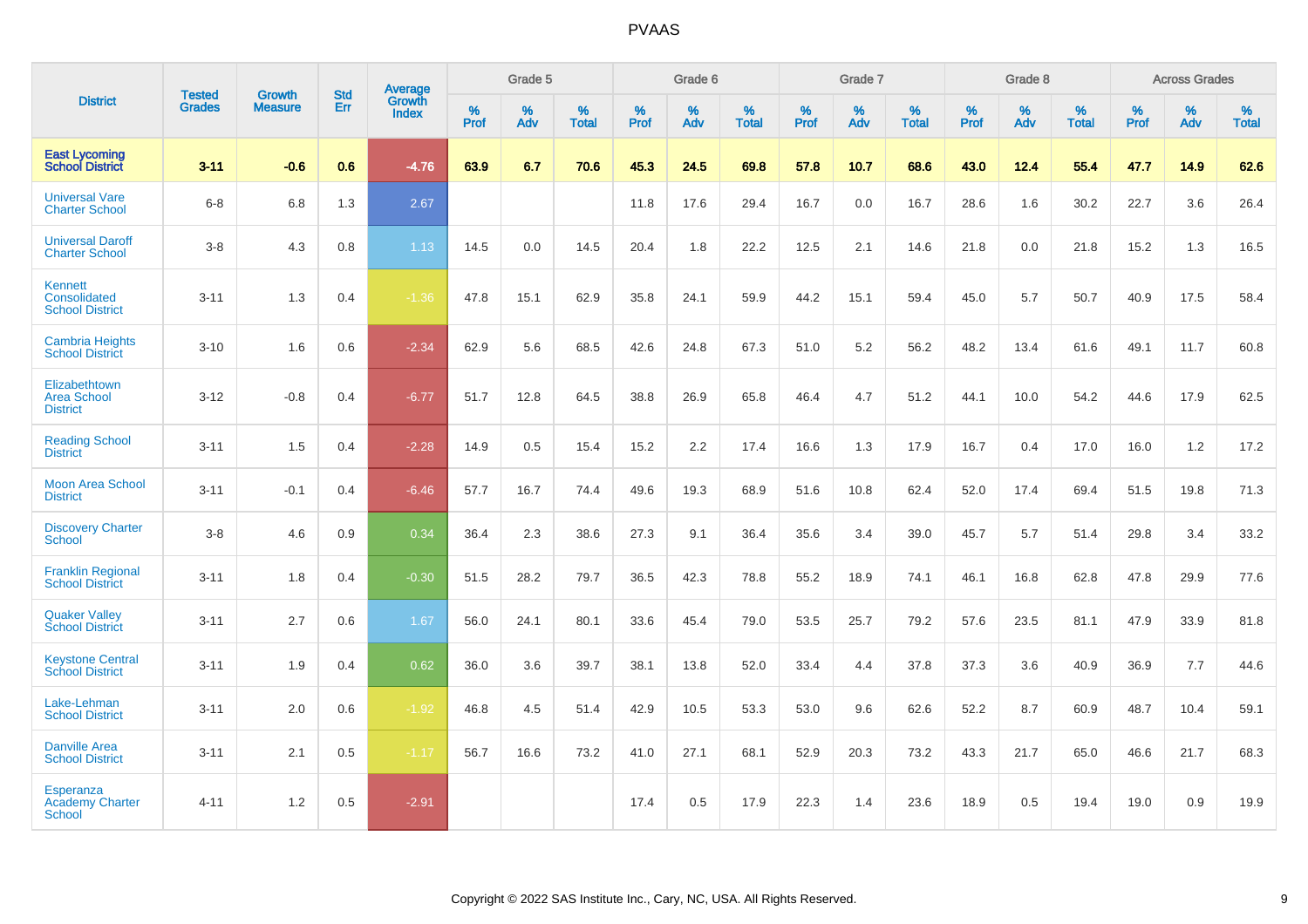| District | Tested Grades | Growth Measure | Std Err | Average Growth Index | Grade 5 | | | Grade 6 | | | Grade 7 | | | Grade 8 | | | Across Grades | | |
|---|---|---|---|---|---|---|---|---|---|---|---|---|---|---|---|---|---|---|---|
| | | | | | % Prof | % Adv | % Total | % Prof | % Adv | % Total | % Prof | % Adv | % Total | % Prof | % Adv | % Total | % Prof | % Adv | % Total |
| **East Lycoming School District** | **3-11** | **-0.6** | **0.6** | **-4.76** | **63.9** | **6.7** | **70.6** | **45.3** | **24.5** | **69.8** | **57.8** | **10.7** | **68.6** | **43.0** | **12.4** | **55.4** | **47.7** | **14.9** | **62.6** |
| Universal Vare Charter School | 6-8 | 6.8 | 1.3 | 2.67 | | | | 11.8 | 17.6 | 29.4 | 16.7 | 0.0 | 16.7 | 28.6 | 1.6 | 30.2 | 22.7 | 3.6 | 26.4 |
| Universal Daroff Charter School | 3-8 | 4.3 | 0.8 | 1.13 | 14.5 | 0.0 | 14.5 | 20.4 | 1.8 | 22.2 | 12.5 | 2.1 | 14.6 | 21.8 | 0.0 | 21.8 | 15.2 | 1.3 | 16.5 |
| Kennett Consolidated School District | 3-11 | 1.3 | 0.4 | -1.36 | 47.8 | 15.1 | 62.9 | 35.8 | 24.1 | 59.9 | 44.2 | 15.1 | 59.4 | 45.0 | 5.7 | 50.7 | 40.9 | 17.5 | 58.4 |
| Cambria Heights School District | 3-10 | 1.6 | 0.6 | -2.34 | 62.9 | 5.6 | 68.5 | 42.6 | 24.8 | 67.3 | 51.0 | 5.2 | 56.2 | 48.2 | 13.4 | 61.6 | 49.1 | 11.7 | 60.8 |
| Elizabethtown Area School District | 3-12 | -0.8 | 0.4 | -6.77 | 51.7 | 12.8 | 64.5 | 38.8 | 26.9 | 65.8 | 46.4 | 4.7 | 51.2 | 44.1 | 10.0 | 54.2 | 44.6 | 17.9 | 62.5 |
| Reading School District | 3-11 | 1.5 | 0.4 | -2.28 | 14.9 | 0.5 | 15.4 | 15.2 | 2.2 | 17.4 | 16.6 | 1.3 | 17.9 | 16.7 | 0.4 | 17.0 | 16.0 | 1.2 | 17.2 |
| Moon Area School District | 3-11 | -0.1 | 0.4 | -6.46 | 57.7 | 16.7 | 74.4 | 49.6 | 19.3 | 68.9 | 51.6 | 10.8 | 62.4 | 52.0 | 17.4 | 69.4 | 51.5 | 19.8 | 71.3 |
| Discovery Charter School | 3-8 | 4.6 | 0.9 | 0.34 | 36.4 | 2.3 | 38.6 | 27.3 | 9.1 | 36.4 | 35.6 | 3.4 | 39.0 | 45.7 | 5.7 | 51.4 | 29.8 | 3.4 | 33.2 |
| Franklin Regional School District | 3-11 | 1.8 | 0.4 | -0.30 | 51.5 | 28.2 | 79.7 | 36.5 | 42.3 | 78.8 | 55.2 | 18.9 | 74.1 | 46.1 | 16.8 | 62.8 | 47.8 | 29.9 | 77.6 |
| Quaker Valley School District | 3-11 | 2.7 | 0.6 | 1.67 | 56.0 | 24.1 | 80.1 | 33.6 | 45.4 | 79.0 | 53.5 | 25.7 | 79.2 | 57.6 | 23.5 | 81.1 | 47.9 | 33.9 | 81.8 |
| Keystone Central School District | 3-11 | 1.9 | 0.4 | 0.62 | 36.0 | 3.6 | 39.7 | 38.1 | 13.8 | 52.0 | 33.4 | 4.4 | 37.8 | 37.3 | 3.6 | 40.9 | 36.9 | 7.7 | 44.6 |
| Lake-Lehman School District | 3-11 | 2.0 | 0.6 | -1.92 | 46.8 | 4.5 | 51.4 | 42.9 | 10.5 | 53.3 | 53.0 | 9.6 | 62.6 | 52.2 | 8.7 | 60.9 | 48.7 | 10.4 | 59.1 |
| Danville Area School District | 3-11 | 2.1 | 0.5 | -1.17 | 56.7 | 16.6 | 73.2 | 41.0 | 27.1 | 68.1 | 52.9 | 20.3 | 73.2 | 43.3 | 21.7 | 65.0 | 46.6 | 21.7 | 68.3 |
| Esperanza Academy Charter School | 4-11 | 1.2 | 0.5 | -2.91 | | | | 17.4 | 0.5 | 17.9 | 22.3 | 1.4 | 23.6 | 18.9 | 0.5 | 19.4 | 19.0 | 0.9 | 19.9 |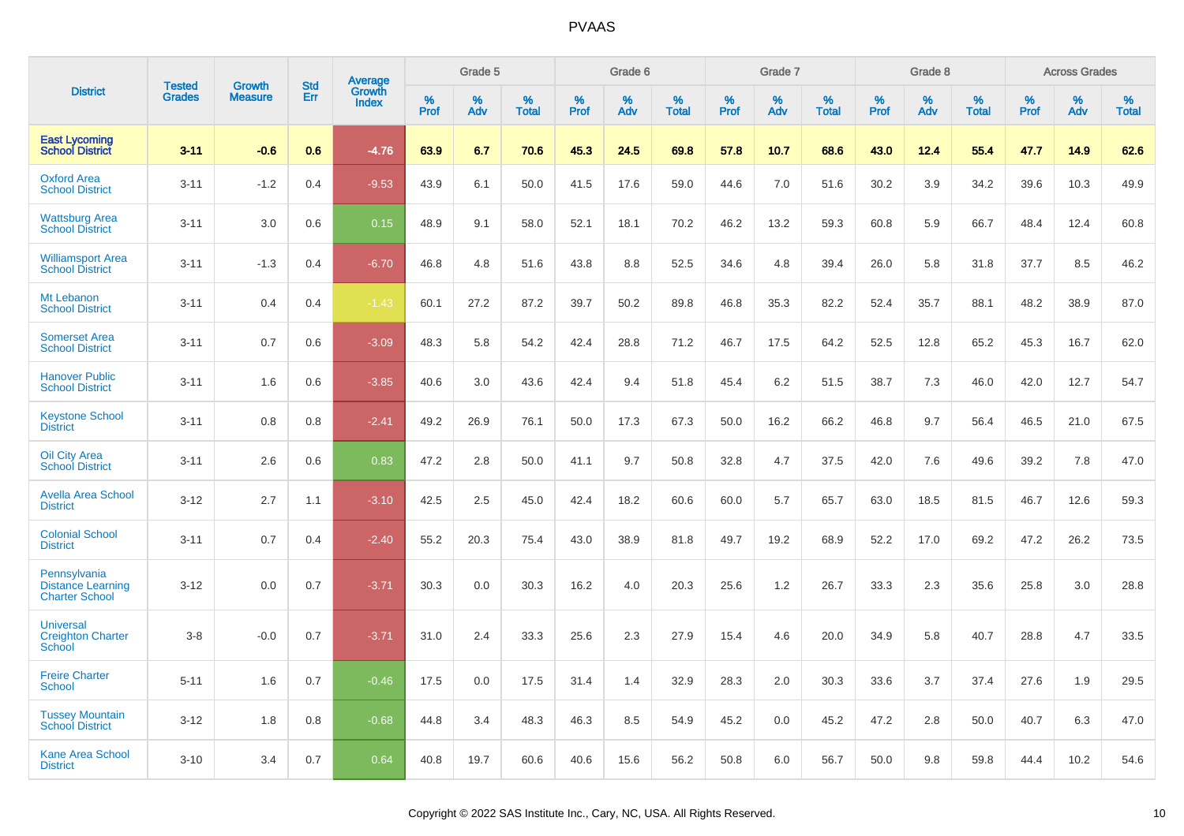# PVAAS

| District | Tested Grades | Growth Measure | Std Err | Average Growth Index | Grade 5 | | | Grade 6 | | | Grade 7 | | | Grade 8 | | | Across Grades | | |
|---|---|---|---|---|---|---|---|---|---|---|---|---|---|---|---|---|---|---|---|
| | | | | | % Prof | % Adv | % Total | % Prof | % Adv | % Total | % Prof | % Adv | % Total | % Prof | % Adv | % Total | % Prof | % Adv | % Total |
| **East Lycoming School District** | **3-11** | **-0.6** | **0.6** | **-4.76** | **63.9** | **6.7** | **70.6** | **45.3** | **24.5** | **69.8** | **57.8** | **10.7** | **68.6** | **43.0** | **12.4** | **55.4** | **47.7** | **14.9** | **62.6** |
| Oxford Area School District | 3-11 | -1.2 | 0.4 | -9.53 | 43.9 | 6.1 | 50.0 | 41.5 | 17.6 | 59.0 | 44.6 | 7.0 | 51.6 | 30.2 | 3.9 | 34.2 | 39.6 | 10.3 | 49.9 |
| Wattsburg Area School District | 3-11 | 3.0 | 0.6 | 0.15 | 48.9 | 9.1 | 58.0 | 52.1 | 18.1 | 70.2 | 46.2 | 13.2 | 59.3 | 60.8 | 5.9 | 66.7 | 48.4 | 12.4 | 60.8 |
| Williamsport Area School District | 3-11 | -1.3 | 0.4 | -6.70 | 46.8 | 4.8 | 51.6 | 43.8 | 8.8 | 52.5 | 34.6 | 4.8 | 39.4 | 26.0 | 5.8 | 31.8 | 37.7 | 8.5 | 46.2 |
| Mt Lebanon School District | 3-11 | 0.4 | 0.4 | -1.43 | 60.1 | 27.2 | 87.2 | 39.7 | 50.2 | 89.8 | 46.8 | 35.3 | 82.2 | 52.4 | 35.7 | 88.1 | 48.2 | 38.9 | 87.0 |
| Somerset Area School District | 3-11 | 0.7 | 0.6 | -3.09 | 48.3 | 5.8 | 54.2 | 42.4 | 28.8 | 71.2 | 46.7 | 17.5 | 64.2 | 52.5 | 12.8 | 65.2 | 45.3 | 16.7 | 62.0 |
| Hanover Public School District | 3-11 | 1.6 | 0.6 | -3.85 | 40.6 | 3.0 | 43.6 | 42.4 | 9.4 | 51.8 | 45.4 | 6.2 | 51.5 | 38.7 | 7.3 | 46.0 | 42.0 | 12.7 | 54.7 |
| Keystone School District | 3-11 | 0.8 | 0.8 | -2.41 | 49.2 | 26.9 | 76.1 | 50.0 | 17.3 | 67.3 | 50.0 | 16.2 | 66.2 | 46.8 | 9.7 | 56.4 | 46.5 | 21.0 | 67.5 |
| Oil City Area School District | 3-11 | 2.6 | 0.6 | 0.83 | 47.2 | 2.8 | 50.0 | 41.1 | 9.7 | 50.8 | 32.8 | 4.7 | 37.5 | 42.0 | 7.6 | 49.6 | 39.2 | 7.8 | 47.0 |
| Avella Area School District | 3-12 | 2.7 | 1.1 | -3.10 | 42.5 | 2.5 | 45.0 | 42.4 | 18.2 | 60.6 | 60.0 | 5.7 | 65.7 | 63.0 | 18.5 | 81.5 | 46.7 | 12.6 | 59.3 |
| Colonial School District | 3-11 | 0.7 | 0.4 | -2.40 | 55.2 | 20.3 | 75.4 | 43.0 | 38.9 | 81.8 | 49.7 | 19.2 | 68.9 | 52.2 | 17.0 | 69.2 | 47.2 | 26.2 | 73.5 |
| Pennsylvania Distance Learning Charter School | 3-12 | 0.0 | 0.7 | -3.71 | 30.3 | 0.0 | 30.3 | 16.2 | 4.0 | 20.3 | 25.6 | 1.2 | 26.7 | 33.3 | 2.3 | 35.6 | 25.8 | 3.0 | 28.8 |
| Universal Creighton Charter School | 3-8 | -0.0 | 0.7 | -3.71 | 31.0 | 2.4 | 33.3 | 25.6 | 2.3 | 27.9 | 15.4 | 4.6 | 20.0 | 34.9 | 5.8 | 40.7 | 28.8 | 4.7 | 33.5 |
| Freire Charter School | 5-11 | 1.6 | 0.7 | -0.46 | 17.5 | 0.0 | 17.5 | 31.4 | 1.4 | 32.9 | 28.3 | 2.0 | 30.3 | 33.6 | 3.7 | 37.4 | 27.6 | 1.9 | 29.5 |
| Tussey Mountain School District | 3-12 | 1.8 | 0.8 | -0.68 | 44.8 | 3.4 | 48.3 | 46.3 | 8.5 | 54.9 | 45.2 | 0.0 | 45.2 | 47.2 | 2.8 | 50.0 | 40.7 | 6.3 | 47.0 |
| Kane Area School District | 3-10 | 3.4 | 0.7 | 0.64 | 40.8 | 19.7 | 60.6 | 40.6 | 15.6 | 56.2 | 50.8 | 6.0 | 56.7 | 50.0 | 9.8 | 59.8 | 44.4 | 10.2 | 54.6 |

Copyright © 2022 SAS Institute Inc., Cary, NC, USA. All Rights Reserved.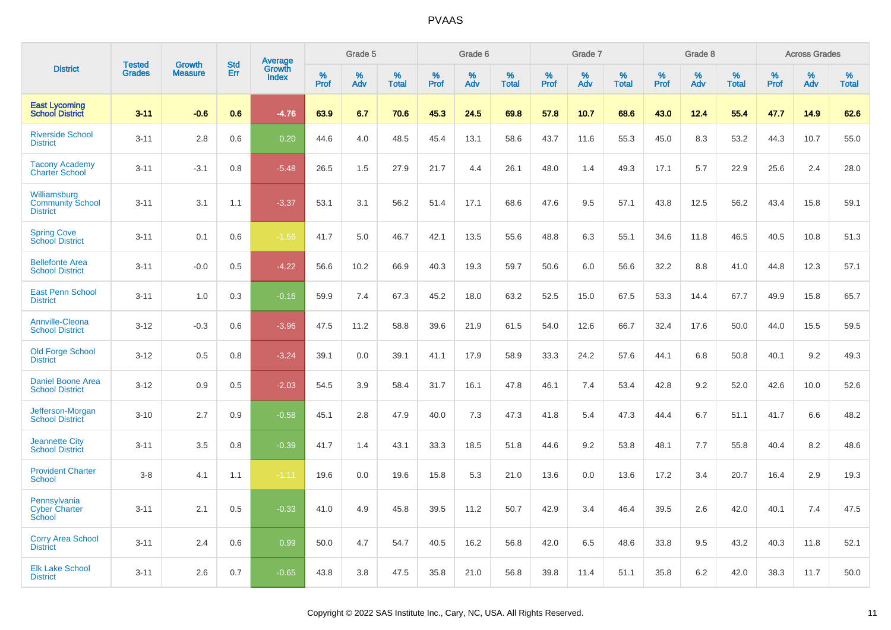# PVAAS

| District | Tested Grades | Growth Measure | Std Err | Average Growth Index | Grade 5 | | | Grade 6 | | | Grade 7 | | | Grade 8 | | | Across Grades | | |
|---|---|---|---|---|---|---|---|---|---|---|---|---|---|---|---|---|---|---|---|
| | | | | | % Prof | % Adv | % Total | % Prof | % Adv | % Total | % Prof | % Adv | % Total | % Prof | % Adv | % Total | % Prof | % Adv | % Total |
| **East Lycoming School District** | **3-11** | **-0.6** | **0.6** | **-4.76** | **63.9** | **6.7** | **70.6** | **45.3** | **24.5** | **69.8** | **57.8** | **10.7** | **68.6** | **43.0** | **12.4** | **55.4** | **47.7** | **14.9** | **62.6** |
| Riverside School District | 3-11 | 2.8 | 0.6 | 0.20 | 44.6 | 4.0 | 48.5 | 45.4 | 13.1 | 58.6 | 43.7 | 11.6 | 55.3 | 45.0 | 8.3 | 53.2 | 44.3 | 10.7 | 55.0 |
| Tacony Academy Charter School | 3-11 | -3.1 | 0.8 | -5.48 | 26.5 | 1.5 | 27.9 | 21.7 | 4.4 | 26.1 | 48.0 | 1.4 | 49.3 | 17.1 | 5.7 | 22.9 | 25.6 | 2.4 | 28.0 |
| Williamsburg Community School District | 3-11 | 3.1 | 1.1 | -3.37 | 53.1 | 3.1 | 56.2 | 51.4 | 17.1 | 68.6 | 47.6 | 9.5 | 57.1 | 43.8 | 12.5 | 56.2 | 43.4 | 15.8 | 59.1 |
| Spring Cove School District | 3-11 | 0.1 | 0.6 | -1.56 | 41.7 | 5.0 | 46.7 | 42.1 | 13.5 | 55.6 | 48.8 | 6.3 | 55.1 | 34.6 | 11.8 | 46.5 | 40.5 | 10.8 | 51.3 |
| Bellefonte Area School District | 3-11 | -0.0 | 0.5 | -4.22 | 56.6 | 10.2 | 66.9 | 40.3 | 19.3 | 59.7 | 50.6 | 6.0 | 56.6 | 32.2 | 8.8 | 41.0 | 44.8 | 12.3 | 57.1 |
| East Penn School District | 3-11 | 1.0 | 0.3 | -0.16 | 59.9 | 7.4 | 67.3 | 45.2 | 18.0 | 63.2 | 52.5 | 15.0 | 67.5 | 53.3 | 14.4 | 67.7 | 49.9 | 15.8 | 65.7 |
| Annville-Cleona School District | 3-12 | -0.3 | 0.6 | -3.96 | 47.5 | 11.2 | 58.8 | 39.6 | 21.9 | 61.5 | 54.0 | 12.6 | 66.7 | 32.4 | 17.6 | 50.0 | 44.0 | 15.5 | 59.5 |
| Old Forge School District | 3-12 | 0.5 | 0.8 | -3.24 | 39.1 | 0.0 | 39.1 | 41.1 | 17.9 | 58.9 | 33.3 | 24.2 | 57.6 | 44.1 | 6.8 | 50.8 | 40.1 | 9.2 | 49.3 |
| Daniel Boone Area School District | 3-12 | 0.9 | 0.5 | -2.03 | 54.5 | 3.9 | 58.4 | 31.7 | 16.1 | 47.8 | 46.1 | 7.4 | 53.4 | 42.8 | 9.2 | 52.0 | 42.6 | 10.0 | 52.6 |
| Jefferson-Morgan School District | 3-10 | 2.7 | 0.9 | -0.58 | 45.1 | 2.8 | 47.9 | 40.0 | 7.3 | 47.3 | 41.8 | 5.4 | 47.3 | 44.4 | 6.7 | 51.1 | 41.7 | 6.6 | 48.2 |
| Jeannette City School District | 3-11 | 3.5 | 0.8 | -0.39 | 41.7 | 1.4 | 43.1 | 33.3 | 18.5 | 51.8 | 44.6 | 9.2 | 53.8 | 48.1 | 7.7 | 55.8 | 40.4 | 8.2 | 48.6 |
| Provident Charter School | 3-8 | 4.1 | 1.1 | -1.11 | 19.6 | 0.0 | 19.6 | 15.8 | 5.3 | 21.0 | 13.6 | 0.0 | 13.6 | 17.2 | 3.4 | 20.7 | 16.4 | 2.9 | 19.3 |
| Pennsylvania Cyber Charter School | 3-11 | 2.1 | 0.5 | -0.33 | 41.0 | 4.9 | 45.8 | 39.5 | 11.2 | 50.7 | 42.9 | 3.4 | 46.4 | 39.5 | 2.6 | 42.0 | 40.1 | 7.4 | 47.5 |
| Corry Area School District | 3-11 | 2.4 | 0.6 | 0.99 | 50.0 | 4.7 | 54.7 | 40.5 | 16.2 | 56.8 | 42.0 | 6.5 | 48.6 | 33.8 | 9.5 | 43.2 | 40.3 | 11.8 | 52.1 |
| Elk Lake School District | 3-11 | 2.6 | 0.7 | -0.65 | 43.8 | 3.8 | 47.5 | 35.8 | 21.0 | 56.8 | 39.8 | 11.4 | 51.1 | 35.8 | 6.2 | 42.0 | 38.3 | 11.7 | 50.0 |

Copyright © 2022 SAS Institute Inc., Cary, NC, USA. All Rights Reserved.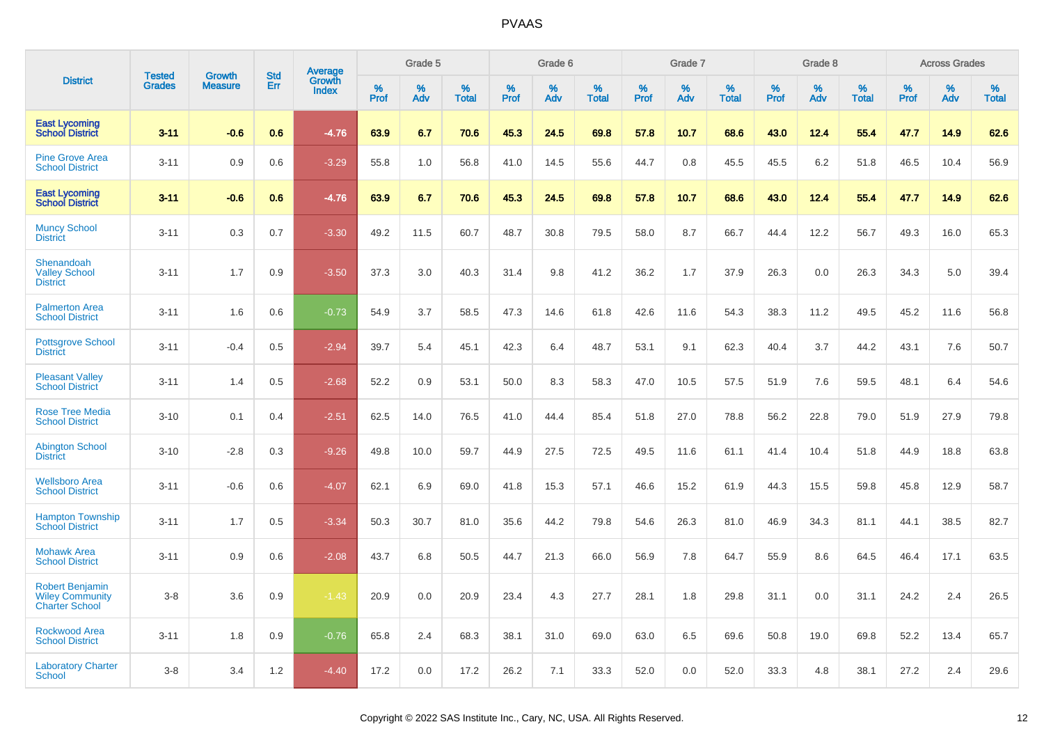| District | Tested Grades | Growth Measure | Std Err | Average Growth Index | Grade 5 | | | Grade 6 | | | Grade 7 | | | Grade 8 | | | Across Grades | | |
|---|---|---|---|---|---|---|---|---|---|---|---|---|---|---|---|---|---|---|---|
| | | | | | % Prof | % Adv | % Total | % Prof | % Adv | % Total | % Prof | % Adv | % Total | % Prof | % Adv | % Total | % Prof | % Adv | % Total |
| **East Lycoming School District** | **3-11** | **-0.6** | **0.6** | **-4.76** | **63.9** | **6.7** | **70.6** | **45.3** | **24.5** | **69.8** | **57.8** | **10.7** | **68.6** | **43.0** | **12.4** | **55.4** | **47.7** | **14.9** | **62.6** |
| Pine Grove Area School District | 3-11 | 0.9 | 0.6 | -3.29 | 55.8 | 1.0 | 56.8 | 41.0 | 14.5 | 55.6 | 44.7 | 0.8 | 45.5 | 45.5 | 6.2 | 51.8 | 46.5 | 10.4 | 56.9 |
| **East Lycoming School District** | **3-11** | **-0.6** | **0.6** | **-4.76** | **63.9** | **6.7** | **70.6** | **45.3** | **24.5** | **69.8** | **57.8** | **10.7** | **68.6** | **43.0** | **12.4** | **55.4** | **47.7** | **14.9** | **62.6** |
| Muncy School District | 3-11 | 0.3 | 0.7 | -3.30 | 49.2 | 11.5 | 60.7 | 48.7 | 30.8 | 79.5 | 58.0 | 8.7 | 66.7 | 44.4 | 12.2 | 56.7 | 49.3 | 16.0 | 65.3 |
| Shenandoah Valley School District | 3-11 | 1.7 | 0.9 | -3.50 | 37.3 | 3.0 | 40.3 | 31.4 | 9.8 | 41.2 | 36.2 | 1.7 | 37.9 | 26.3 | 0.0 | 26.3 | 34.3 | 5.0 | 39.4 |
| Palmerton Area School District | 3-11 | 1.6 | 0.6 | -0.73 | 54.9 | 3.7 | 58.5 | 47.3 | 14.6 | 61.8 | 42.6 | 11.6 | 54.3 | 38.3 | 11.2 | 49.5 | 45.2 | 11.6 | 56.8 |
| Pottsgrove School District | 3-11 | -0.4 | 0.5 | -2.94 | 39.7 | 5.4 | 45.1 | 42.3 | 6.4 | 48.7 | 53.1 | 9.1 | 62.3 | 40.4 | 3.7 | 44.2 | 43.1 | 7.6 | 50.7 |
| Pleasant Valley School District | 3-11 | 1.4 | 0.5 | -2.68 | 52.2 | 0.9 | 53.1 | 50.0 | 8.3 | 58.3 | 47.0 | 10.5 | 57.5 | 51.9 | 7.6 | 59.5 | 48.1 | 6.4 | 54.6 |
| Rose Tree Media School District | 3-10 | 0.1 | 0.4 | -2.51 | 62.5 | 14.0 | 76.5 | 41.0 | 44.4 | 85.4 | 51.8 | 27.0 | 78.8 | 56.2 | 22.8 | 79.0 | 51.9 | 27.9 | 79.8 |
| Abington School District | 3-10 | -2.8 | 0.3 | -9.26 | 49.8 | 10.0 | 59.7 | 44.9 | 27.5 | 72.5 | 49.5 | 11.6 | 61.1 | 41.4 | 10.4 | 51.8 | 44.9 | 18.8 | 63.8 |
| Wellsboro Area School District | 3-11 | -0.6 | 0.6 | -4.07 | 62.1 | 6.9 | 69.0 | 41.8 | 15.3 | 57.1 | 46.6 | 15.2 | 61.9 | 44.3 | 15.5 | 59.8 | 45.8 | 12.9 | 58.7 |
| Hampton Township School District | 3-11 | 1.7 | 0.5 | -3.34 | 50.3 | 30.7 | 81.0 | 35.6 | 44.2 | 79.8 | 54.6 | 26.3 | 81.0 | 46.9 | 34.3 | 81.1 | 44.1 | 38.5 | 82.7 |
| Mohawk Area School District | 3-11 | 0.9 | 0.6 | -2.08 | 43.7 | 6.8 | 50.5 | 44.7 | 21.3 | 66.0 | 56.9 | 7.8 | 64.7 | 55.9 | 8.6 | 64.5 | 46.4 | 17.1 | 63.5 |
| Robert Benjamin Wiley Community Charter School | 3-8 | 3.6 | 0.9 | -1.43 | 20.9 | 0.0 | 20.9 | 23.4 | 4.3 | 27.7 | 28.1 | 1.8 | 29.8 | 31.1 | 0.0 | 31.1 | 24.2 | 2.4 | 26.5 |
| Rockwood Area School District | 3-11 | 1.8 | 0.9 | -0.76 | 65.8 | 2.4 | 68.3 | 38.1 | 31.0 | 69.0 | 63.0 | 6.5 | 69.6 | 50.8 | 19.0 | 69.8 | 52.2 | 13.4 | 65.7 |
| Laboratory Charter School | 3-8 | 3.4 | 1.2 | -4.40 | 17.2 | 0.0 | 17.2 | 26.2 | 7.1 | 33.3 | 52.0 | 0.0 | 52.0 | 33.3 | 4.8 | 38.1 | 27.2 | 2.4 | 29.6 |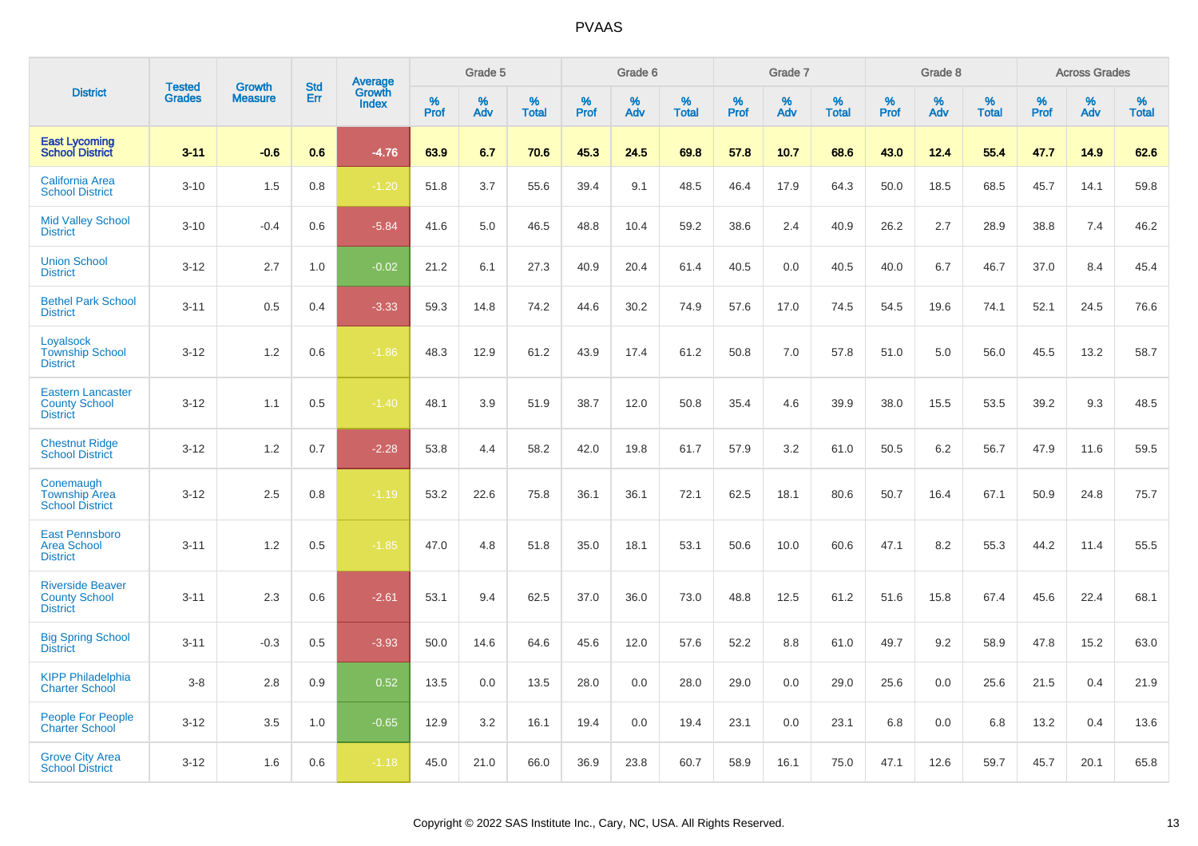# PVAAS

| District | Tested Grades | Growth Measure | Std Err | Average Growth Index | Grade 5 | | | Grade 6 | | | Grade 7 | | | Grade 8 | | | Across Grades | | |
|---|---|---|---|---|---|---|---|---|---|---|---|---|---|---|---|---|---|---|---|
| | | | | | % Prof | % Adv | % Total | % Prof | % Adv | % Total | % Prof | % Adv | % Total | % Prof | % Adv | % Total | % Prof | % Adv | % Total |
| **East Lycoming School District** | **3-11** | **-0.6** | **0.6** | **-4.76** | **63.9** | **6.7** | **70.6** | **45.3** | **24.5** | **69.8** | **57.8** | **10.7** | **68.6** | **43.0** | **12.4** | **55.4** | **47.7** | **14.9** | **62.6** |
| California Area School District | 3-10 | 1.5 | 0.8 | -1.20 | 51.8 | 3.7 | 55.6 | 39.4 | 9.1 | 48.5 | 46.4 | 17.9 | 64.3 | 50.0 | 18.5 | 68.5 | 45.7 | 14.1 | 59.8 |
| Mid Valley School District | 3-10 | -0.4 | 0.6 | -5.84 | 41.6 | 5.0 | 46.5 | 48.8 | 10.4 | 59.2 | 38.6 | 2.4 | 40.9 | 26.2 | 2.7 | 28.9 | 38.8 | 7.4 | 46.2 |
| Union School District | 3-12 | 2.7 | 1.0 | -0.02 | 21.2 | 6.1 | 27.3 | 40.9 | 20.4 | 61.4 | 40.5 | 0.0 | 40.5 | 40.0 | 6.7 | 46.7 | 37.0 | 8.4 | 45.4 |
| Bethel Park School District | 3-11 | 0.5 | 0.4 | -3.33 | 59.3 | 14.8 | 74.2 | 44.6 | 30.2 | 74.9 | 57.6 | 17.0 | 74.5 | 54.5 | 19.6 | 74.1 | 52.1 | 24.5 | 76.6 |
| Loyalsock Township School District | 3-12 | 1.2 | 0.6 | -1.86 | 48.3 | 12.9 | 61.2 | 43.9 | 17.4 | 61.2 | 50.8 | 7.0 | 57.8 | 51.0 | 5.0 | 56.0 | 45.5 | 13.2 | 58.7 |
| Eastern Lancaster County School District | 3-12 | 1.1 | 0.5 | -1.40 | 48.1 | 3.9 | 51.9 | 38.7 | 12.0 | 50.8 | 35.4 | 4.6 | 39.9 | 38.0 | 15.5 | 53.5 | 39.2 | 9.3 | 48.5 |
| Chestnut Ridge School District | 3-12 | 1.2 | 0.7 | -2.28 | 53.8 | 4.4 | 58.2 | 42.0 | 19.8 | 61.7 | 57.9 | 3.2 | 61.0 | 50.5 | 6.2 | 56.7 | 47.9 | 11.6 | 59.5 |
| Conemaugh Township Area School District | 3-12 | 2.5 | 0.8 | -1.19 | 53.2 | 22.6 | 75.8 | 36.1 | 36.1 | 72.1 | 62.5 | 18.1 | 80.6 | 50.7 | 16.4 | 67.1 | 50.9 | 24.8 | 75.7 |
| East Pennsboro Area School District | 3-11 | 1.2 | 0.5 | -1.85 | 47.0 | 4.8 | 51.8 | 35.0 | 18.1 | 53.1 | 50.6 | 10.0 | 60.6 | 47.1 | 8.2 | 55.3 | 44.2 | 11.4 | 55.5 |
| Riverside Beaver County School District | 3-11 | 2.3 | 0.6 | -2.61 | 53.1 | 9.4 | 62.5 | 37.0 | 36.0 | 73.0 | 48.8 | 12.5 | 61.2 | 51.6 | 15.8 | 67.4 | 45.6 | 22.4 | 68.1 |
| Big Spring School District | 3-11 | -0.3 | 0.5 | -3.93 | 50.0 | 14.6 | 64.6 | 45.6 | 12.0 | 57.6 | 52.2 | 8.8 | 61.0 | 49.7 | 9.2 | 58.9 | 47.8 | 15.2 | 63.0 |
| KIPP Philadelphia Charter School | 3-8 | 2.8 | 0.9 | 0.52 | 13.5 | 0.0 | 13.5 | 28.0 | 0.0 | 28.0 | 29.0 | 0.0 | 29.0 | 25.6 | 0.0 | 25.6 | 21.5 | 0.4 | 21.9 |
| People For People Charter School | 3-12 | 3.5 | 1.0 | -0.65 | 12.9 | 3.2 | 16.1 | 19.4 | 0.0 | 19.4 | 23.1 | 0.0 | 23.1 | 6.8 | 0.0 | 6.8 | 13.2 | 0.4 | 13.6 |
| Grove City Area School District | 3-12 | 1.6 | 0.6 | -1.18 | 45.0 | 21.0 | 66.0 | 36.9 | 23.8 | 60.7 | 58.9 | 16.1 | 75.0 | 47.1 | 12.6 | 59.7 | 45.7 | 20.1 | 65.8 |

Copyright © 2022 SAS Institute Inc., Cary, NC, USA. All Rights Reserved.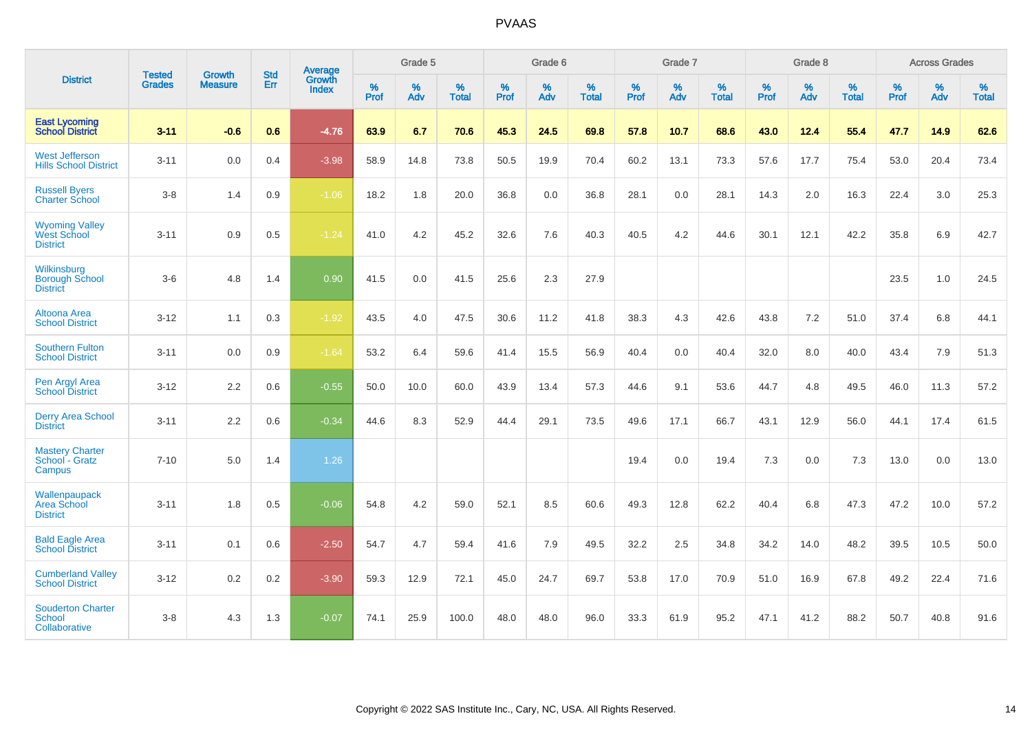| District | Tested Grades | Growth Measure | Std Err | Average Growth Index | Grade 5 | | | Grade 6 | | | Grade 7 | | | Grade 8 | | | Across Grades | | |
|---|---|---|---|---|---|---|---|---|---|---|---|---|---|---|---|---|---|---|---|
| | | | | | % Prof | % Adv | % Total | % Prof | % Adv | % Total | % Prof | % Adv | % Total | % Prof | % Adv | % Total | % Prof | % Adv | % Total |
| **East Lycoming School District** | **3-11** | **-0.6** | **0.6** | **-4.76** | **63.9** | **6.7** | **70.6** | **45.3** | **24.5** | **69.8** | **57.8** | **10.7** | **68.6** | **43.0** | **12.4** | **55.4** | **47.7** | **14.9** | **62.6** |
| West Jefferson Hills School District | 3-11 | 0.0 | 0.4 | -3.98 | 58.9 | 14.8 | 73.8 | 50.5 | 19.9 | 70.4 | 60.2 | 13.1 | 73.3 | 57.6 | 17.7 | 75.4 | 53.0 | 20.4 | 73.4 |
| Russell Byers Charter School | 3-8 | 1.4 | 0.9 | -1.06 | 18.2 | 1.8 | 20.0 | 36.8 | 0.0 | 36.8 | 28.1 | 0.0 | 28.1 | 14.3 | 2.0 | 16.3 | 22.4 | 3.0 | 25.3 |
| Wyoming Valley West School District | 3-11 | 0.9 | 0.5 | -1.24 | 41.0 | 4.2 | 45.2 | 32.6 | 7.6 | 40.3 | 40.5 | 4.2 | 44.6 | 30.1 | 12.1 | 42.2 | 35.8 | 6.9 | 42.7 |
| Wilkinsburg Borough School District | 3-6 | 4.8 | 1.4 | 0.90 | 41.5 | 0.0 | 41.5 | 25.6 | 2.3 | 27.9 | | | | | | | 23.5 | 1.0 | 24.5 |
| Altoona Area School District | 3-12 | 1.1 | 0.3 | -1.92 | 43.5 | 4.0 | 47.5 | 30.6 | 11.2 | 41.8 | 38.3 | 4.3 | 42.6 | 43.8 | 7.2 | 51.0 | 37.4 | 6.8 | 44.1 |
| Southern Fulton School District | 3-11 | 0.0 | 0.9 | -1.64 | 53.2 | 6.4 | 59.6 | 41.4 | 15.5 | 56.9 | 40.4 | 0.0 | 40.4 | 32.0 | 8.0 | 40.0 | 43.4 | 7.9 | 51.3 |
| Pen Argyl Area School District | 3-12 | 2.2 | 0.6 | -0.55 | 50.0 | 10.0 | 60.0 | 43.9 | 13.4 | 57.3 | 44.6 | 9.1 | 53.6 | 44.7 | 4.8 | 49.5 | 46.0 | 11.3 | 57.2 |
| Derry Area School District | 3-11 | 2.2 | 0.6 | -0.34 | 44.6 | 8.3 | 52.9 | 44.4 | 29.1 | 73.5 | 49.6 | 17.1 | 66.7 | 43.1 | 12.9 | 56.0 | 44.1 | 17.4 | 61.5 |
| Mastery Charter School - Gratz Campus | 7-10 | 5.0 | 1.4 | 1.26 | | | | | | | 19.4 | 0.0 | 19.4 | 7.3 | 0.0 | 7.3 | 13.0 | 0.0 | 13.0 |
| Wallenpaupack Area School District | 3-11 | 1.8 | 0.5 | -0.06 | 54.8 | 4.2 | 59.0 | 52.1 | 8.5 | 60.6 | 49.3 | 12.8 | 62.2 | 40.4 | 6.8 | 47.3 | 47.2 | 10.0 | 57.2 |
| Bald Eagle Area School District | 3-11 | 0.1 | 0.6 | -2.50 | 54.7 | 4.7 | 59.4 | 41.6 | 7.9 | 49.5 | 32.2 | 2.5 | 34.8 | 34.2 | 14.0 | 48.2 | 39.5 | 10.5 | 50.0 |
| Cumberland Valley School District | 3-12 | 0.2 | 0.2 | -3.90 | 59.3 | 12.9 | 72.1 | 45.0 | 24.7 | 69.7 | 53.8 | 17.0 | 70.9 | 51.0 | 16.9 | 67.8 | 49.2 | 22.4 | 71.6 |
| Souderton Charter School Collaborative | 3-8 | 4.3 | 1.3 | -0.07 | 74.1 | 25.9 | 100.0 | 48.0 | 48.0 | 96.0 | 33.3 | 61.9 | 95.2 | 47.1 | 41.2 | 88.2 | 50.7 | 40.8 | 91.6 |

Copyright © 2022 SAS Institute Inc., Cary, NC, USA. All Rights Reserved.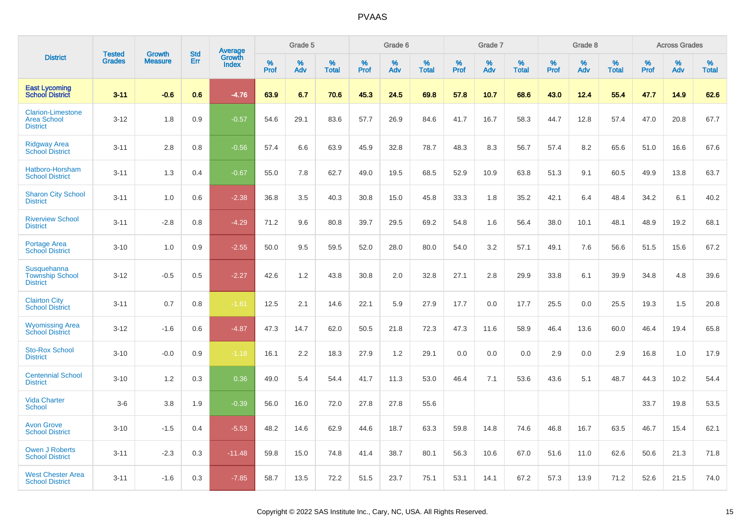| District | Tested Grades | Growth Measure | Std Err | Average Growth Index | Grade 5 | | | Grade 6 | | | Grade 7 | | | Grade 8 | | | Across Grades | | |
|---|---|---|---|---|---|---|---|---|---|---|---|---|---|---|---|---|---|---|---|
| | | | | | % Prof | % Adv | % Total | % Prof | % Adv | % Total | % Prof | % Adv | % Total | % Prof | % Adv | % Total | % Prof | % Adv | % Total |
| **East Lycoming School District** | **3-11** | **-0.6** | **0.6** | **-4.76** | **63.9** | **6.7** | **70.6** | **45.3** | **24.5** | **69.8** | **57.8** | **10.7** | **68.6** | **43.0** | **12.4** | **55.4** | **47.7** | **14.9** | **62.6** |
| Clarion-Limestone Area School District | 3-12 | 1.8 | 0.9 | -0.57 | 54.6 | 29.1 | 83.6 | 57.7 | 26.9 | 84.6 | 41.7 | 16.7 | 58.3 | 44.7 | 12.8 | 57.4 | 47.0 | 20.8 | 67.7 |
| Ridgway Area School District | 3-11 | 2.8 | 0.8 | -0.56 | 57.4 | 6.6 | 63.9 | 45.9 | 32.8 | 78.7 | 48.3 | 8.3 | 56.7 | 57.4 | 8.2 | 65.6 | 51.0 | 16.6 | 67.6 |
| Hatboro-Horsham School District | 3-11 | 1.3 | 0.4 | -0.67 | 55.0 | 7.8 | 62.7 | 49.0 | 19.5 | 68.5 | 52.9 | 10.9 | 63.8 | 51.3 | 9.1 | 60.5 | 49.9 | 13.8 | 63.7 |
| Sharon City School District | 3-11 | 1.0 | 0.6 | -2.38 | 36.8 | 3.5 | 40.3 | 30.8 | 15.0 | 45.8 | 33.3 | 1.8 | 35.2 | 42.1 | 6.4 | 48.4 | 34.2 | 6.1 | 40.2 |
| Riverview School District | 3-11 | -2.8 | 0.8 | -4.29 | 71.2 | 9.6 | 80.8 | 39.7 | 29.5 | 69.2 | 54.8 | 1.6 | 56.4 | 38.0 | 10.1 | 48.1 | 48.9 | 19.2 | 68.1 |
| Portage Area School District | 3-10 | 1.0 | 0.9 | -2.55 | 50.0 | 9.5 | 59.5 | 52.0 | 28.0 | 80.0 | 54.0 | 3.2 | 57.1 | 49.1 | 7.6 | 56.6 | 51.5 | 15.6 | 67.2 |
| Susquehanna Township School District | 3-12 | -0.5 | 0.5 | -2.27 | 42.6 | 1.2 | 43.8 | 30.8 | 2.0 | 32.8 | 27.1 | 2.8 | 29.9 | 33.8 | 6.1 | 39.9 | 34.8 | 4.8 | 39.6 |
| Clairton City School District | 3-11 | 0.7 | 0.8 | -1.61 | 12.5 | 2.1 | 14.6 | 22.1 | 5.9 | 27.9 | 17.7 | 0.0 | 17.7 | 25.5 | 0.0 | 25.5 | 19.3 | 1.5 | 20.8 |
| Wyomissing Area School District | 3-12 | -1.6 | 0.6 | -4.87 | 47.3 | 14.7 | 62.0 | 50.5 | 21.8 | 72.3 | 47.3 | 11.6 | 58.9 | 46.4 | 13.6 | 60.0 | 46.4 | 19.4 | 65.8 |
| Sto-Rox School District | 3-10 | -0.0 | 0.9 | -1.18 | 16.1 | 2.2 | 18.3 | 27.9 | 1.2 | 29.1 | 0.0 | 0.0 | 0.0 | 2.9 | 0.0 | 2.9 | 16.8 | 1.0 | 17.9 |
| Centennial School District | 3-10 | 1.2 | 0.3 | 0.36 | 49.0 | 5.4 | 54.4 | 41.7 | 11.3 | 53.0 | 46.4 | 7.1 | 53.6 | 43.6 | 5.1 | 48.7 | 44.3 | 10.2 | 54.4 |
| Vida Charter School | 3-6 | 3.8 | 1.9 | -0.39 | 56.0 | 16.0 | 72.0 | 27.8 | 27.8 | 55.6 | | | | | | | 33.7 | 19.8 | 53.5 |
| Avon Grove School District | 3-10 | -1.5 | 0.4 | -5.53 | 48.2 | 14.6 | 62.9 | 44.6 | 18.7 | 63.3 | 59.8 | 14.8 | 74.6 | 46.8 | 16.7 | 63.5 | 46.7 | 15.4 | 62.1 |
| Owen J Roberts School District | 3-11 | -2.3 | 0.3 | -11.48 | 59.8 | 15.0 | 74.8 | 41.4 | 38.7 | 80.1 | 56.3 | 10.6 | 67.0 | 51.6 | 11.0 | 62.6 | 50.6 | 21.3 | 71.8 |
| West Chester Area School District | 3-11 | -1.6 | 0.3 | -7.85 | 58.7 | 13.5 | 72.2 | 51.5 | 23.7 | 75.1 | 53.1 | 14.1 | 67.2 | 57.3 | 13.9 | 71.2 | 52.6 | 21.5 | 74.0 |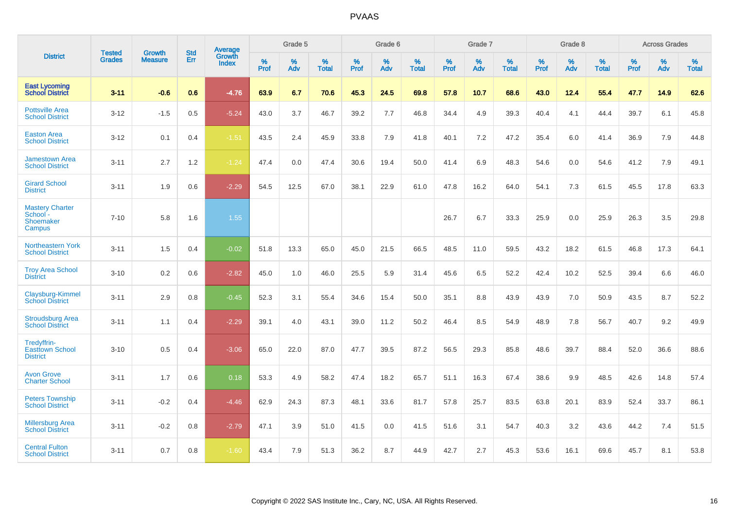| District | Tested Grades | Growth Measure | Std Err | Average Growth Index | Grade 5 | | | Grade 6 | | | Grade 7 | | | Grade 8 | | | Across Grades | | |
|---|---|---|---|---|---|---|---|---|---|---|---|---|---|---|---|---|---|---|---|
| | | | | | % Prof | % Adv | % Total | % Prof | % Adv | % Total | % Prof | % Adv | % Total | % Prof | % Adv | % Total | % Prof | % Adv | % Total |
| **East Lycoming School District** | **3-11** | **-0.6** | **0.6** | **-4.76** | **63.9** | **6.7** | **70.6** | **45.3** | **24.5** | **69.8** | **57.8** | **10.7** | **68.6** | **43.0** | **12.4** | **55.4** | **47.7** | **14.9** | **62.6** |
| Pottsville Area School District | 3-12 | -1.5 | 0.5 | -5.24 | 43.0 | 3.7 | 46.7 | 39.2 | 7.7 | 46.8 | 34.4 | 4.9 | 39.3 | 40.4 | 4.1 | 44.4 | 39.7 | 6.1 | 45.8 |
| Easton Area School District | 3-12 | 0.1 | 0.4 | -1.51 | 43.5 | 2.4 | 45.9 | 33.8 | 7.9 | 41.8 | 40.1 | 7.2 | 47.2 | 35.4 | 6.0 | 41.4 | 36.9 | 7.9 | 44.8 |
| Jamestown Area School District | 3-11 | 2.7 | 1.2 | -1.24 | 47.4 | 0.0 | 47.4 | 30.6 | 19.4 | 50.0 | 41.4 | 6.9 | 48.3 | 54.6 | 0.0 | 54.6 | 41.2 | 7.9 | 49.1 |
| Girard School District | 3-11 | 1.9 | 0.6 | -2.29 | 54.5 | 12.5 | 67.0 | 38.1 | 22.9 | 61.0 | 47.8 | 16.2 | 64.0 | 54.1 | 7.3 | 61.5 | 45.5 | 17.8 | 63.3 |
| Mastery Charter School - Shoemaker Campus | 7-10 | 5.8 | 1.6 | 1.55 | | | | | | | 26.7 | 6.7 | 33.3 | 25.9 | 0.0 | 25.9 | 26.3 | 3.5 | 29.8 |
| Northeastern York School District | 3-11 | 1.5 | 0.4 | -0.02 | 51.8 | 13.3 | 65.0 | 45.0 | 21.5 | 66.5 | 48.5 | 11.0 | 59.5 | 43.2 | 18.2 | 61.5 | 46.8 | 17.3 | 64.1 |
| Troy Area School District | 3-10 | 0.2 | 0.6 | -2.82 | 45.0 | 1.0 | 46.0 | 25.5 | 5.9 | 31.4 | 45.6 | 6.5 | 52.2 | 42.4 | 10.2 | 52.5 | 39.4 | 6.6 | 46.0 |
| Claysburg-Kimmel School District | 3-11 | 2.9 | 0.8 | -0.45 | 52.3 | 3.1 | 55.4 | 34.6 | 15.4 | 50.0 | 35.1 | 8.8 | 43.9 | 43.9 | 7.0 | 50.9 | 43.5 | 8.7 | 52.2 |
| Stroudsburg Area School District | 3-11 | 1.1 | 0.4 | -2.29 | 39.1 | 4.0 | 43.1 | 39.0 | 11.2 | 50.2 | 46.4 | 8.5 | 54.9 | 48.9 | 7.8 | 56.7 | 40.7 | 9.2 | 49.9 |
| Tredyffrin-Easttown School District | 3-10 | 0.5 | 0.4 | -3.06 | 65.0 | 22.0 | 87.0 | 47.7 | 39.5 | 87.2 | 56.5 | 29.3 | 85.8 | 48.6 | 39.7 | 88.4 | 52.0 | 36.6 | 88.6 |
| Avon Grove Charter School | 3-11 | 1.7 | 0.6 | 0.18 | 53.3 | 4.9 | 58.2 | 47.4 | 18.2 | 65.7 | 51.1 | 16.3 | 67.4 | 38.6 | 9.9 | 48.5 | 42.6 | 14.8 | 57.4 |
| Peters Township School District | 3-11 | -0.2 | 0.4 | -4.46 | 62.9 | 24.3 | 87.3 | 48.1 | 33.6 | 81.7 | 57.8 | 25.7 | 83.5 | 63.8 | 20.1 | 83.9 | 52.4 | 33.7 | 86.1 |
| Millersburg Area School District | 3-11 | -0.2 | 0.8 | -2.79 | 47.1 | 3.9 | 51.0 | 41.5 | 0.0 | 41.5 | 51.6 | 3.1 | 54.7 | 40.3 | 3.2 | 43.6 | 44.2 | 7.4 | 51.5 |
| Central Fulton School District | 3-11 | 0.7 | 0.8 | -1.60 | 43.4 | 7.9 | 51.3 | 36.2 | 8.7 | 44.9 | 42.7 | 2.7 | 45.3 | 53.6 | 16.1 | 69.6 | 45.7 | 8.1 | 53.8 |

Copyright © 2022 SAS Institute Inc., Cary, NC, USA. All Rights Reserved.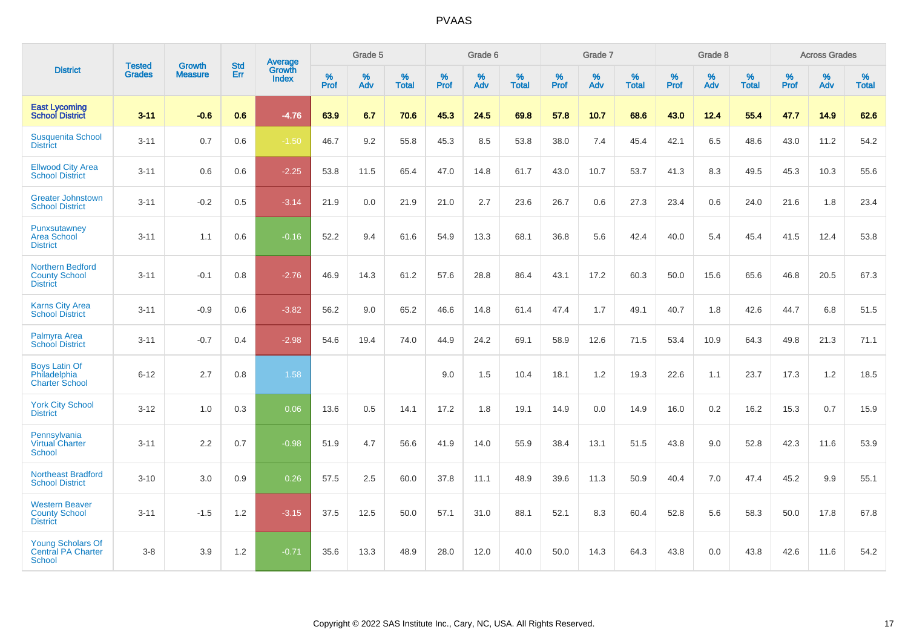| District | Tested Grades | Growth Measure | Std Err | Average Growth Index | Grade 5 | | | Grade 6 | | | Grade 7 | | | Grade 8 | | | Across Grades | | |
|---|---|---|---|---|---|---|---|---|---|---|---|---|---|---|---|---|---|---|---|
| | | | | | % Prof | % Adv | % Total | % Prof | % Adv | % Total | % Prof | % Adv | % Total | % Prof | % Adv | % Total | % Prof | % Adv | % Total |
| **East Lycoming School District** | **3-11** | **-0.6** | **0.6** | **-4.76** | **63.9** | **6.7** | **70.6** | **45.3** | **24.5** | **69.8** | **57.8** | **10.7** | **68.6** | **43.0** | **12.4** | **55.4** | **47.7** | **14.9** | **62.6** |
| Susquenita School District | 3-11 | 0.7 | 0.6 | -1.50 | 46.7 | 9.2 | 55.8 | 45.3 | 8.5 | 53.8 | 38.0 | 7.4 | 45.4 | 42.1 | 6.5 | 48.6 | 43.0 | 11.2 | 54.2 |
| Ellwood City Area School District | 3-11 | 0.6 | 0.6 | -2.25 | 53.8 | 11.5 | 65.4 | 47.0 | 14.8 | 61.7 | 43.0 | 10.7 | 53.7 | 41.3 | 8.3 | 49.5 | 45.3 | 10.3 | 55.6 |
| Greater Johnstown School District | 3-11 | -0.2 | 0.5 | -3.14 | 21.9 | 0.0 | 21.9 | 21.0 | 2.7 | 23.6 | 26.7 | 0.6 | 27.3 | 23.4 | 0.6 | 24.0 | 21.6 | 1.8 | 23.4 |
| Punxsutawney Area School District | 3-11 | 1.1 | 0.6 | -0.16 | 52.2 | 9.4 | 61.6 | 54.9 | 13.3 | 68.1 | 36.8 | 5.6 | 42.4 | 40.0 | 5.4 | 45.4 | 41.5 | 12.4 | 53.8 |
| Northern Bedford County School District | 3-11 | -0.1 | 0.8 | -2.76 | 46.9 | 14.3 | 61.2 | 57.6 | 28.8 | 86.4 | 43.1 | 17.2 | 60.3 | 50.0 | 15.6 | 65.6 | 46.8 | 20.5 | 67.3 |
| Karns City Area School District | 3-11 | -0.9 | 0.6 | -3.82 | 56.2 | 9.0 | 65.2 | 46.6 | 14.8 | 61.4 | 47.4 | 1.7 | 49.1 | 40.7 | 1.8 | 42.6 | 44.7 | 6.8 | 51.5 |
| Palmyra Area School District | 3-11 | -0.7 | 0.4 | -2.98 | 54.6 | 19.4 | 74.0 | 44.9 | 24.2 | 69.1 | 58.9 | 12.6 | 71.5 | 53.4 | 10.9 | 64.3 | 49.8 | 21.3 | 71.1 |
| Boys Latin Of Philadelphia Charter School | 6-12 | 2.7 | 0.8 | 1.58 | | | | 9.0 | 1.5 | 10.4 | 18.1 | 1.2 | 19.3 | 22.6 | 1.1 | 23.7 | 17.3 | 1.2 | 18.5 |
| York City School District | 3-12 | 1.0 | 0.3 | 0.06 | 13.6 | 0.5 | 14.1 | 17.2 | 1.8 | 19.1 | 14.9 | 0.0 | 14.9 | 16.0 | 0.2 | 16.2 | 15.3 | 0.7 | 15.9 |
| Pennsylvania Virtual Charter School | 3-11 | 2.2 | 0.7 | -0.98 | 51.9 | 4.7 | 56.6 | 41.9 | 14.0 | 55.9 | 38.4 | 13.1 | 51.5 | 43.8 | 9.0 | 52.8 | 42.3 | 11.6 | 53.9 |
| Northeast Bradford School District | 3-10 | 3.0 | 0.9 | 0.26 | 57.5 | 2.5 | 60.0 | 37.8 | 11.1 | 48.9 | 39.6 | 11.3 | 50.9 | 40.4 | 7.0 | 47.4 | 45.2 | 9.9 | 55.1 |
| Western Beaver County School District | 3-11 | -1.5 | 1.2 | -3.15 | 37.5 | 12.5 | 50.0 | 57.1 | 31.0 | 88.1 | 52.1 | 8.3 | 60.4 | 52.8 | 5.6 | 58.3 | 50.0 | 17.8 | 67.8 |
| Young Scholars Of Central PA Charter School | 3-8 | 3.9 | 1.2 | -0.71 | 35.6 | 13.3 | 48.9 | 28.0 | 12.0 | 40.0 | 50.0 | 14.3 | 64.3 | 43.8 | 0.0 | 43.8 | 42.6 | 11.6 | 54.2 |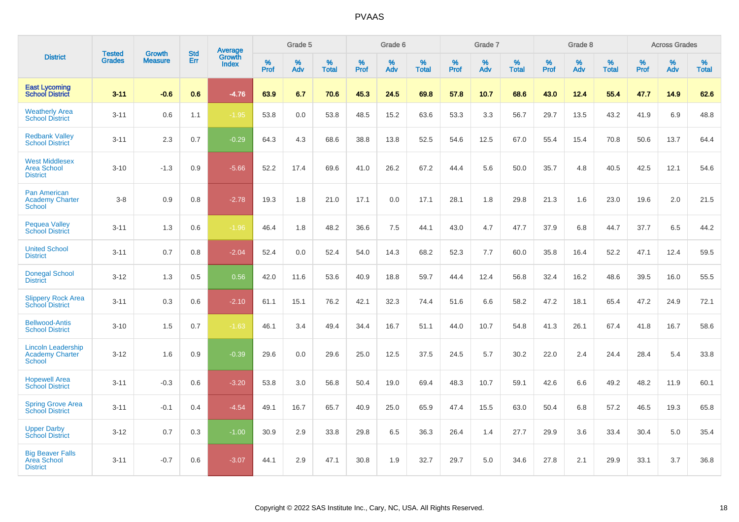# PVAAS

| District | Tested Grades | Growth Measure | Std Err | Average Growth Index | Grade 5 | | | Grade 6 | | | Grade 7 | | | Grade 8 | | | Across Grades | | |
|---|---|---|---|---|---|---|---|---|---|---|---|---|---|---|---|---|---|---|---|
| | | | | | % Prof | % Adv | % Total | % Prof | % Adv | % Total | % Prof | % Adv | % Total | % Prof | % Adv | % Total | % Prof | % Adv | % Total |
| **East Lycoming School District** | **3-11** | **-0.6** | **0.6** | **-4.76** | **63.9** | **6.7** | **70.6** | **45.3** | **24.5** | **69.8** | **57.8** | **10.7** | **68.6** | **43.0** | **12.4** | **55.4** | **47.7** | **14.9** | **62.6** |
| Weatherly Area School District | 3-11 | 0.6 | 1.1 | -1.95 | 53.8 | 0.0 | 53.8 | 48.5 | 15.2 | 63.6 | 53.3 | 3.3 | 56.7 | 29.7 | 13.5 | 43.2 | 41.9 | 6.9 | 48.8 |
| Redbank Valley School District | 3-11 | 2.3 | 0.7 | -0.29 | 64.3 | 4.3 | 68.6 | 38.8 | 13.8 | 52.5 | 54.6 | 12.5 | 67.0 | 55.4 | 15.4 | 70.8 | 50.6 | 13.7 | 64.4 |
| West Middlesex Area School District | 3-10 | -1.3 | 0.9 | -5.66 | 52.2 | 17.4 | 69.6 | 41.0 | 26.2 | 67.2 | 44.4 | 5.6 | 50.0 | 35.7 | 4.8 | 40.5 | 42.5 | 12.1 | 54.6 |
| Pan American Academy Charter School | 3-8 | 0.9 | 0.8 | -2.78 | 19.3 | 1.8 | 21.0 | 17.1 | 0.0 | 17.1 | 28.1 | 1.8 | 29.8 | 21.3 | 1.6 | 23.0 | 19.6 | 2.0 | 21.5 |
| Pequea Valley School District | 3-11 | 1.3 | 0.6 | -1.96 | 46.4 | 1.8 | 48.2 | 36.6 | 7.5 | 44.1 | 43.0 | 4.7 | 47.7 | 37.9 | 6.8 | 44.7 | 37.7 | 6.5 | 44.2 |
| United School District | 3-11 | 0.7 | 0.8 | -2.04 | 52.4 | 0.0 | 52.4 | 54.0 | 14.3 | 68.2 | 52.3 | 7.7 | 60.0 | 35.8 | 16.4 | 52.2 | 47.1 | 12.4 | 59.5 |
| Donegal School District | 3-12 | 1.3 | 0.5 | 0.56 | 42.0 | 11.6 | 53.6 | 40.9 | 18.8 | 59.7 | 44.4 | 12.4 | 56.8 | 32.4 | 16.2 | 48.6 | 39.5 | 16.0 | 55.5 |
| Slippery Rock Area School District | 3-11 | 0.3 | 0.6 | -2.10 | 61.1 | 15.1 | 76.2 | 42.1 | 32.3 | 74.4 | 51.6 | 6.6 | 58.2 | 47.2 | 18.1 | 65.4 | 47.2 | 24.9 | 72.1 |
| Bellwood-Antis School District | 3-10 | 1.5 | 0.7 | -1.63 | 46.1 | 3.4 | 49.4 | 34.4 | 16.7 | 51.1 | 44.0 | 10.7 | 54.8 | 41.3 | 26.1 | 67.4 | 41.8 | 16.7 | 58.6 |
| Lincoln Leadership Academy Charter School | 3-12 | 1.6 | 0.9 | -0.39 | 29.6 | 0.0 | 29.6 | 25.0 | 12.5 | 37.5 | 24.5 | 5.7 | 30.2 | 22.0 | 2.4 | 24.4 | 28.4 | 5.4 | 33.8 |
| Hopewell Area School District | 3-11 | -0.3 | 0.6 | -3.20 | 53.8 | 3.0 | 56.8 | 50.4 | 19.0 | 69.4 | 48.3 | 10.7 | 59.1 | 42.6 | 6.6 | 49.2 | 48.2 | 11.9 | 60.1 |
| Spring Grove Area School District | 3-11 | -0.1 | 0.4 | -4.54 | 49.1 | 16.7 | 65.7 | 40.9 | 25.0 | 65.9 | 47.4 | 15.5 | 63.0 | 50.4 | 6.8 | 57.2 | 46.5 | 19.3 | 65.8 |
| Upper Darby School District | 3-12 | 0.7 | 0.3 | -1.00 | 30.9 | 2.9 | 33.8 | 29.8 | 6.5 | 36.3 | 26.4 | 1.4 | 27.7 | 29.9 | 3.6 | 33.4 | 30.4 | 5.0 | 35.4 |
| Big Beaver Falls Area School District | 3-11 | -0.7 | 0.6 | -3.07 | 44.1 | 2.9 | 47.1 | 30.8 | 1.9 | 32.7 | 29.7 | 5.0 | 34.6 | 27.8 | 2.1 | 29.9 | 33.1 | 3.7 | 36.8 |

Copyright © 2022 SAS Institute Inc., Cary, NC, USA. All Rights Reserved.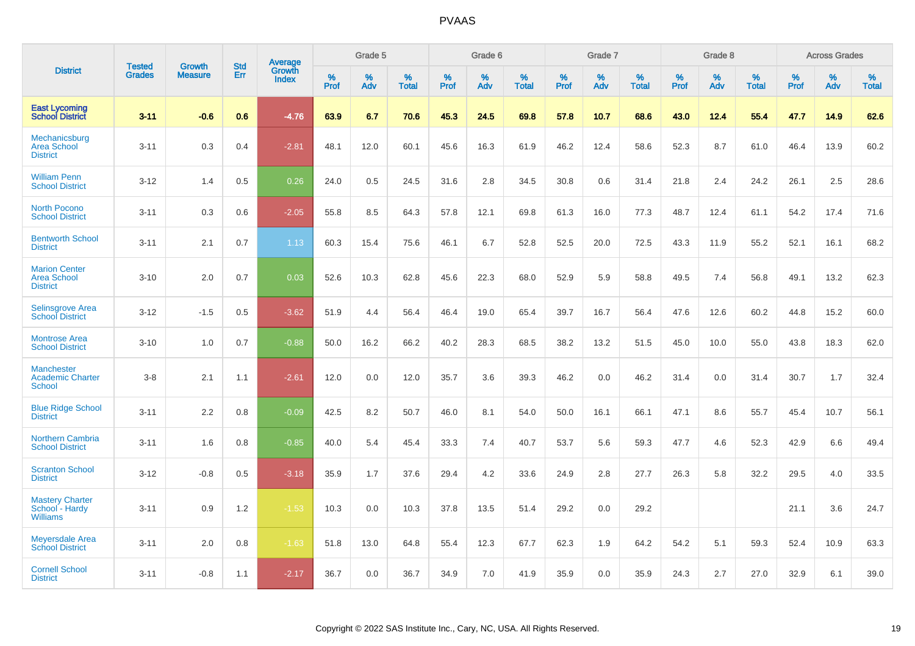# PVAAS

| District | Tested Grades | Growth Measure | Std Err | Average Growth Index | Grade 5 | | | Grade 6 | | | Grade 7 | | | Grade 8 | | | Across Grades | | |
|---|---|---|---|---|---|---|---|---|---|---|---|---|---|---|---|---|---|---|---|
| | | | | | % Prof | % Adv | % Total | % Prof | % Adv | % Total | % Prof | % Adv | % Total | % Prof | % Adv | % Total | % Prof | % Adv | % Total |
| **East Lycoming School District** | **3-11** | **-0.6** | **0.6** | **-4.76** | **63.9** | **6.7** | **70.6** | **45.3** | **24.5** | **69.8** | **57.8** | **10.7** | **68.6** | **43.0** | **12.4** | **55.4** | **47.7** | **14.9** | **62.6** |
| Mechanicsburg Area School District | 3-11 | 0.3 | 0.4 | -2.81 | 48.1 | 12.0 | 60.1 | 45.6 | 16.3 | 61.9 | 46.2 | 12.4 | 58.6 | 52.3 | 8.7 | 61.0 | 46.4 | 13.9 | 60.2 |
| William Penn School District | 3-12 | 1.4 | 0.5 | 0.26 | 24.0 | 0.5 | 24.5 | 31.6 | 2.8 | 34.5 | 30.8 | 0.6 | 31.4 | 21.8 | 2.4 | 24.2 | 26.1 | 2.5 | 28.6 |
| North Pocono School District | 3-11 | 0.3 | 0.6 | -2.05 | 55.8 | 8.5 | 64.3 | 57.8 | 12.1 | 69.8 | 61.3 | 16.0 | 77.3 | 48.7 | 12.4 | 61.1 | 54.2 | 17.4 | 71.6 |
| Bentworth School District | 3-11 | 2.1 | 0.7 | 1.13 | 60.3 | 15.4 | 75.6 | 46.1 | 6.7 | 52.8 | 52.5 | 20.0 | 72.5 | 43.3 | 11.9 | 55.2 | 52.1 | 16.1 | 68.2 |
| Marion Center Area School District | 3-10 | 2.0 | 0.7 | 0.03 | 52.6 | 10.3 | 62.8 | 45.6 | 22.3 | 68.0 | 52.9 | 5.9 | 58.8 | 49.5 | 7.4 | 56.8 | 49.1 | 13.2 | 62.3 |
| Selinsgrove Area School District | 3-12 | -1.5 | 0.5 | -3.62 | 51.9 | 4.4 | 56.4 | 46.4 | 19.0 | 65.4 | 39.7 | 16.7 | 56.4 | 47.6 | 12.6 | 60.2 | 44.8 | 15.2 | 60.0 |
| Montrose Area School District | 3-10 | 1.0 | 0.7 | -0.88 | 50.0 | 16.2 | 66.2 | 40.2 | 28.3 | 68.5 | 38.2 | 13.2 | 51.5 | 45.0 | 10.0 | 55.0 | 43.8 | 18.3 | 62.0 |
| Manchester Academic Charter School | 3-8 | 2.1 | 1.1 | -2.61 | 12.0 | 0.0 | 12.0 | 35.7 | 3.6 | 39.3 | 46.2 | 0.0 | 46.2 | 31.4 | 0.0 | 31.4 | 30.7 | 1.7 | 32.4 |
| Blue Ridge School District | 3-11 | 2.2 | 0.8 | -0.09 | 42.5 | 8.2 | 50.7 | 46.0 | 8.1 | 54.0 | 50.0 | 16.1 | 66.1 | 47.1 | 8.6 | 55.7 | 45.4 | 10.7 | 56.1 |
| Northern Cambria School District | 3-11 | 1.6 | 0.8 | -0.85 | 40.0 | 5.4 | 45.4 | 33.3 | 7.4 | 40.7 | 53.7 | 5.6 | 59.3 | 47.7 | 4.6 | 52.3 | 42.9 | 6.6 | 49.4 |
| Scranton School District | 3-12 | -0.8 | 0.5 | -3.18 | 35.9 | 1.7 | 37.6 | 29.4 | 4.2 | 33.6 | 24.9 | 2.8 | 27.7 | 26.3 | 5.8 | 32.2 | 29.5 | 4.0 | 33.5 |
| Mastery Charter School - Hardy Williams | 3-11 | 0.9 | 1.2 | -1.53 | 10.3 | 0.0 | 10.3 | 37.8 | 13.5 | 51.4 | 29.2 | 0.0 | 29.2 | | | | 21.1 | 3.6 | 24.7 |
| Meyersdale Area School District | 3-11 | 2.0 | 0.8 | -1.63 | 51.8 | 13.0 | 64.8 | 55.4 | 12.3 | 67.7 | 62.3 | 1.9 | 64.2 | 54.2 | 5.1 | 59.3 | 52.4 | 10.9 | 63.3 |
| Cornell School District | 3-11 | -0.8 | 1.1 | -2.17 | 36.7 | 0.0 | 36.7 | 34.9 | 7.0 | 41.9 | 35.9 | 0.0 | 35.9 | 24.3 | 2.7 | 27.0 | 32.9 | 6.1 | 39.0 |

Copyright © 2022 SAS Institute Inc., Cary, NC, USA. All Rights Reserved.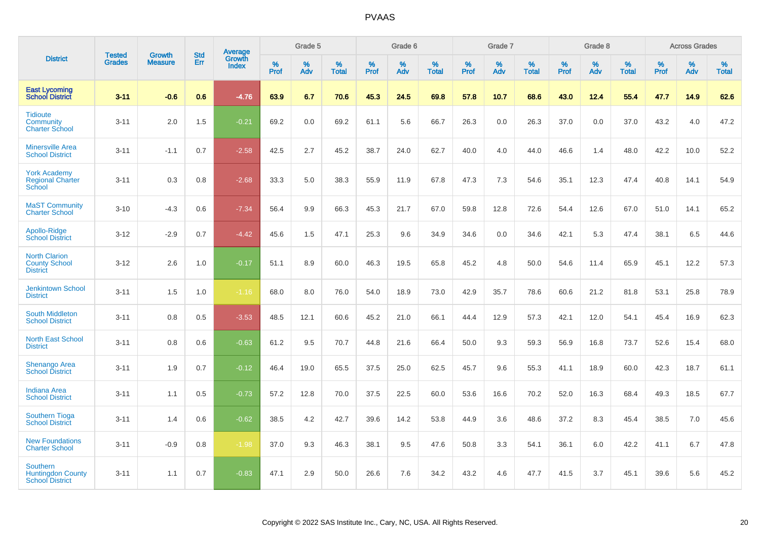# PVAAS

| District | Tested Grades | Growth Measure | Std Err | Average Growth Index | Grade 5 | | | Grade 6 | | | Grade 7 | | | Grade 8 | | | Across Grades | | |
|---|---|---|---|---|---|---|---|---|---|---|---|---|---|---|---|---|---|---|---|
| | | | | | % Prof | % Adv | % Total | % Prof | % Adv | % Total | % Prof | % Adv | % Total | % Prof | % Adv | % Total | % Prof | % Adv | % Total |
| **East Lycoming School District** | **3-11** | **-0.6** | **0.6** | **-4.76** | **63.9** | **6.7** | **70.6** | **45.3** | **24.5** | **69.8** | **57.8** | **10.7** | **68.6** | **43.0** | **12.4** | **55.4** | **47.7** | **14.9** | **62.6** |
| Tidioute Community Charter School | 3-11 | 2.0 | 1.5 | -0.21 | 69.2 | 0.0 | 69.2 | 61.1 | 5.6 | 66.7 | 26.3 | 0.0 | 26.3 | 37.0 | 0.0 | 37.0 | 43.2 | 4.0 | 47.2 |
| Minersville Area School District | 3-11 | -1.1 | 0.7 | -2.58 | 42.5 | 2.7 | 45.2 | 38.7 | 24.0 | 62.7 | 40.0 | 4.0 | 44.0 | 46.6 | 1.4 | 48.0 | 42.2 | 10.0 | 52.2 |
| York Academy Regional Charter School | 3-11 | 0.3 | 0.8 | -2.68 | 33.3 | 5.0 | 38.3 | 55.9 | 11.9 | 67.8 | 47.3 | 7.3 | 54.6 | 35.1 | 12.3 | 47.4 | 40.8 | 14.1 | 54.9 |
| MaST Community Charter School | 3-10 | -4.3 | 0.6 | -7.34 | 56.4 | 9.9 | 66.3 | 45.3 | 21.7 | 67.0 | 59.8 | 12.8 | 72.6 | 54.4 | 12.6 | 67.0 | 51.0 | 14.1 | 65.2 |
| Apollo-Ridge School District | 3-12 | -2.9 | 0.7 | -4.42 | 45.6 | 1.5 | 47.1 | 25.3 | 9.6 | 34.9 | 34.6 | 0.0 | 34.6 | 42.1 | 5.3 | 47.4 | 38.1 | 6.5 | 44.6 |
| North Clarion County School District | 3-12 | 2.6 | 1.0 | -0.17 | 51.1 | 8.9 | 60.0 | 46.3 | 19.5 | 65.8 | 45.2 | 4.8 | 50.0 | 54.6 | 11.4 | 65.9 | 45.1 | 12.2 | 57.3 |
| Jenkintown School District | 3-11 | 1.5 | 1.0 | -1.16 | 68.0 | 8.0 | 76.0 | 54.0 | 18.9 | 73.0 | 42.9 | 35.7 | 78.6 | 60.6 | 21.2 | 81.8 | 53.1 | 25.8 | 78.9 |
| South Middleton School District | 3-11 | 0.8 | 0.5 | -3.53 | 48.5 | 12.1 | 60.6 | 45.2 | 21.0 | 66.1 | 44.4 | 12.9 | 57.3 | 42.1 | 12.0 | 54.1 | 45.4 | 16.9 | 62.3 |
| North East School District | 3-11 | 0.8 | 0.6 | -0.63 | 61.2 | 9.5 | 70.7 | 44.8 | 21.6 | 66.4 | 50.0 | 9.3 | 59.3 | 56.9 | 16.8 | 73.7 | 52.6 | 15.4 | 68.0 |
| Shenango Area School District | 3-11 | 1.9 | 0.7 | -0.12 | 46.4 | 19.0 | 65.5 | 37.5 | 25.0 | 62.5 | 45.7 | 9.6 | 55.3 | 41.1 | 18.9 | 60.0 | 42.3 | 18.7 | 61.1 |
| Indiana Area School District | 3-11 | 1.1 | 0.5 | -0.73 | 57.2 | 12.8 | 70.0 | 37.5 | 22.5 | 60.0 | 53.6 | 16.6 | 70.2 | 52.0 | 16.3 | 68.4 | 49.3 | 18.5 | 67.7 |
| Southern Tioga School District | 3-11 | 1.4 | 0.6 | -0.62 | 38.5 | 4.2 | 42.7 | 39.6 | 14.2 | 53.8 | 44.9 | 3.6 | 48.6 | 37.2 | 8.3 | 45.4 | 38.5 | 7.0 | 45.6 |
| New Foundations Charter School | 3-11 | -0.9 | 0.8 | -1.98 | 37.0 | 9.3 | 46.3 | 38.1 | 9.5 | 47.6 | 50.8 | 3.3 | 54.1 | 36.1 | 6.0 | 42.2 | 41.1 | 6.7 | 47.8 |
| Southern Huntingdon County School District | 3-11 | 1.1 | 0.7 | -0.83 | 47.1 | 2.9 | 50.0 | 26.6 | 7.6 | 34.2 | 43.2 | 4.6 | 47.7 | 41.5 | 3.7 | 45.1 | 39.6 | 5.6 | 45.2 |

Copyright © 2022 SAS Institute Inc., Cary, NC, USA. All Rights Reserved.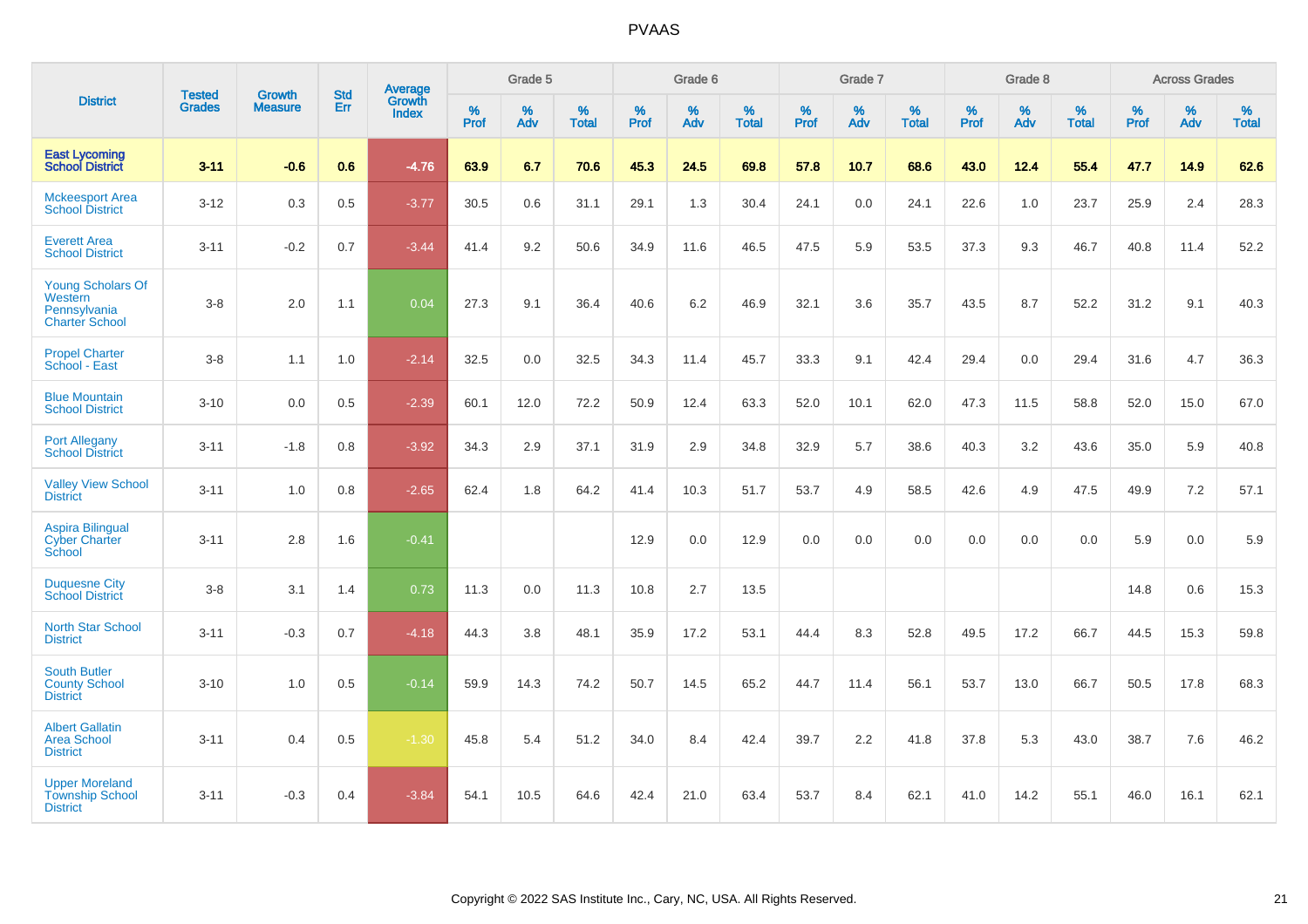| District | Tested Grades | Growth Measure | Std Err | Average Growth Index | Grade 5 | | | Grade 6 | | | Grade 7 | | | Grade 8 | | | Across Grades | | |
|---|---|---|---|---|---|---|---|---|---|---|---|---|---|---|---|---|---|---|---|
| | | | | | % Prof | % Adv | % Total | % Prof | % Adv | % Total | % Prof | % Adv | % Total | % Prof | % Adv | % Total | % Prof | % Adv | % Total |
| **East Lycoming School District** | **3-11** | **-0.6** | **0.6** | **-4.76** | **63.9** | **6.7** | **70.6** | **45.3** | **24.5** | **69.8** | **57.8** | **10.7** | **68.6** | **43.0** | **12.4** | **55.4** | **47.7** | **14.9** | **62.6** |
| Mckeesport Area School District | 3-12 | 0.3 | 0.5 | -3.77 | 30.5 | 0.6 | 31.1 | 29.1 | 1.3 | 30.4 | 24.1 | 0.0 | 24.1 | 22.6 | 1.0 | 23.7 | 25.9 | 2.4 | 28.3 |
| Everett Area School District | 3-11 | -0.2 | 0.7 | -3.44 | 41.4 | 9.2 | 50.6 | 34.9 | 11.6 | 46.5 | 47.5 | 5.9 | 53.5 | 37.3 | 9.3 | 46.7 | 40.8 | 11.4 | 52.2 |
| Young Scholars Of Western Pennsylvania Charter School | 3-8 | 2.0 | 1.1 | 0.04 | 27.3 | 9.1 | 36.4 | 40.6 | 6.2 | 46.9 | 32.1 | 3.6 | 35.7 | 43.5 | 8.7 | 52.2 | 31.2 | 9.1 | 40.3 |
| Propel Charter School - East | 3-8 | 1.1 | 1.0 | -2.14 | 32.5 | 0.0 | 32.5 | 34.3 | 11.4 | 45.7 | 33.3 | 9.1 | 42.4 | 29.4 | 0.0 | 29.4 | 31.6 | 4.7 | 36.3 |
| Blue Mountain School District | 3-10 | 0.0 | 0.5 | -2.39 | 60.1 | 12.0 | 72.2 | 50.9 | 12.4 | 63.3 | 52.0 | 10.1 | 62.0 | 47.3 | 11.5 | 58.8 | 52.0 | 15.0 | 67.0 |
| Port Allegany School District | 3-11 | -1.8 | 0.8 | -3.92 | 34.3 | 2.9 | 37.1 | 31.9 | 2.9 | 34.8 | 32.9 | 5.7 | 38.6 | 40.3 | 3.2 | 43.6 | 35.0 | 5.9 | 40.8 |
| Valley View School District | 3-11 | 1.0 | 0.8 | -2.65 | 62.4 | 1.8 | 64.2 | 41.4 | 10.3 | 51.7 | 53.7 | 4.9 | 58.5 | 42.6 | 4.9 | 47.5 | 49.9 | 7.2 | 57.1 |
| Aspira Bilingual Cyber Charter School | 3-11 | 2.8 | 1.6 | -0.41 | | | | 12.9 | 0.0 | 12.9 | 0.0 | 0.0 | 0.0 | 0.0 | 0.0 | 0.0 | 5.9 | 0.0 | 5.9 |
| Duquesne City School District | 3-8 | 3.1 | 1.4 | 0.73 | 11.3 | 0.0 | 11.3 | 10.8 | 2.7 | 13.5 | | | | | | | 14.8 | 0.6 | 15.3 |
| North Star School District | 3-11 | -0.3 | 0.7 | -4.18 | 44.3 | 3.8 | 48.1 | 35.9 | 17.2 | 53.1 | 44.4 | 8.3 | 52.8 | 49.5 | 17.2 | 66.7 | 44.5 | 15.3 | 59.8 |
| South Butler County School District | 3-10 | 1.0 | 0.5 | -0.14 | 59.9 | 14.3 | 74.2 | 50.7 | 14.5 | 65.2 | 44.7 | 11.4 | 56.1 | 53.7 | 13.0 | 66.7 | 50.5 | 17.8 | 68.3 |
| Albert Gallatin Area School District | 3-11 | 0.4 | 0.5 | -1.30 | 45.8 | 5.4 | 51.2 | 34.0 | 8.4 | 42.4 | 39.7 | 2.2 | 41.8 | 37.8 | 5.3 | 43.0 | 38.7 | 7.6 | 46.2 |
| Upper Moreland Township School District | 3-11 | -0.3 | 0.4 | -3.84 | 54.1 | 10.5 | 64.6 | 42.4 | 21.0 | 63.4 | 53.7 | 8.4 | 62.1 | 41.0 | 14.2 | 55.1 | 46.0 | 16.1 | 62.1 |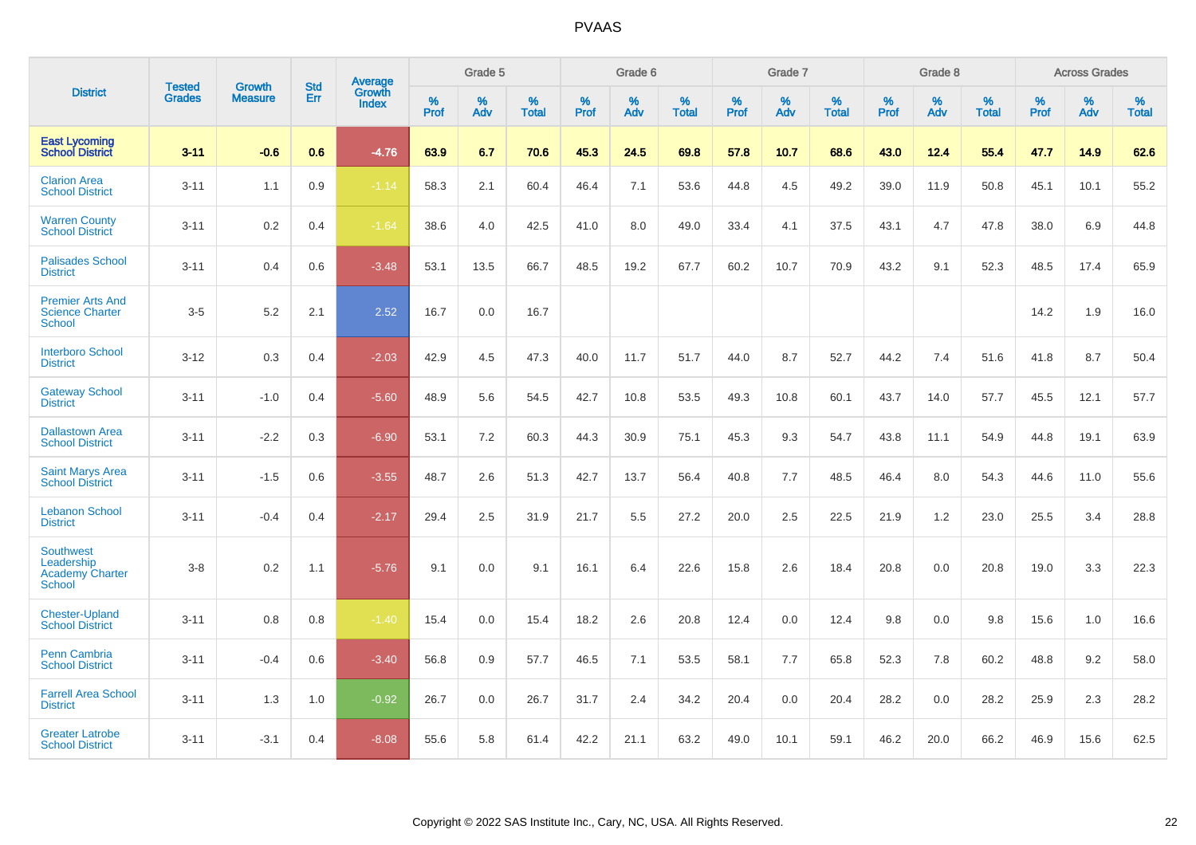| District | Tested Grades | Growth Measure | Std Err | Average Growth Index | Grade 5 | | | Grade 6 | | | Grade 7 | | | Grade 8 | | | Across Grades | | |
|---|---|---|---|---|---|---|---|---|---|---|---|---|---|---|---|---|---|---|---|
| | | | | | % Prof | % Adv | % Total | % Prof | % Adv | % Total | % Prof | % Adv | % Total | % Prof | % Adv | % Total | % Prof | % Adv | % Total |
| **East Lycoming School District** | **3-11** | **-0.6** | **0.6** | **-4.76** | **63.9** | **6.7** | **70.6** | **45.3** | **24.5** | **69.8** | **57.8** | **10.7** | **68.6** | **43.0** | **12.4** | **55.4** | **47.7** | **14.9** | **62.6** |
| Clarion Area School District | 3-11 | 1.1 | 0.9 | -1.14 | 58.3 | 2.1 | 60.4 | 46.4 | 7.1 | 53.6 | 44.8 | 4.5 | 49.2 | 39.0 | 11.9 | 50.8 | 45.1 | 10.1 | 55.2 |
| Warren County School District | 3-11 | 0.2 | 0.4 | -1.64 | 38.6 | 4.0 | 42.5 | 41.0 | 8.0 | 49.0 | 33.4 | 4.1 | 37.5 | 43.1 | 4.7 | 47.8 | 38.0 | 6.9 | 44.8 |
| Palisades School District | 3-11 | 0.4 | 0.6 | -3.48 | 53.1 | 13.5 | 66.7 | 48.5 | 19.2 | 67.7 | 60.2 | 10.7 | 70.9 | 43.2 | 9.1 | 52.3 | 48.5 | 17.4 | 65.9 |
| Premier Arts And Science Charter School | 3-5 | 5.2 | 2.1 | 2.52 | 16.7 | 0.0 | 16.7 | | | | | | | | | | 14.2 | 1.9 | 16.0 |
| Interboro School District | 3-12 | 0.3 | 0.4 | -2.03 | 42.9 | 4.5 | 47.3 | 40.0 | 11.7 | 51.7 | 44.0 | 8.7 | 52.7 | 44.2 | 7.4 | 51.6 | 41.8 | 8.7 | 50.4 |
| Gateway School District | 3-11 | -1.0 | 0.4 | -5.60 | 48.9 | 5.6 | 54.5 | 42.7 | 10.8 | 53.5 | 49.3 | 10.8 | 60.1 | 43.7 | 14.0 | 57.7 | 45.5 | 12.1 | 57.7 |
| Dallastown Area School District | 3-11 | -2.2 | 0.3 | -6.90 | 53.1 | 7.2 | 60.3 | 44.3 | 30.9 | 75.1 | 45.3 | 9.3 | 54.7 | 43.8 | 11.1 | 54.9 | 44.8 | 19.1 | 63.9 |
| Saint Marys Area School District | 3-11 | -1.5 | 0.6 | -3.55 | 48.7 | 2.6 | 51.3 | 42.7 | 13.7 | 56.4 | 40.8 | 7.7 | 48.5 | 46.4 | 8.0 | 54.3 | 44.6 | 11.0 | 55.6 |
| Lebanon School District | 3-11 | -0.4 | 0.4 | -2.17 | 29.4 | 2.5 | 31.9 | 21.7 | 5.5 | 27.2 | 20.0 | 2.5 | 22.5 | 21.9 | 1.2 | 23.0 | 25.5 | 3.4 | 28.8 |
| Southwest Leadership Academy Charter School | 3-8 | 0.2 | 1.1 | -5.76 | 9.1 | 0.0 | 9.1 | 16.1 | 6.4 | 22.6 | 15.8 | 2.6 | 18.4 | 20.8 | 0.0 | 20.8 | 19.0 | 3.3 | 22.3 |
| Chester-Upland School District | 3-11 | 0.8 | 0.8 | -1.40 | 15.4 | 0.0 | 15.4 | 18.2 | 2.6 | 20.8 | 12.4 | 0.0 | 12.4 | 9.8 | 0.0 | 9.8 | 15.6 | 1.0 | 16.6 |
| Penn Cambria School District | 3-11 | -0.4 | 0.6 | -3.40 | 56.8 | 0.9 | 57.7 | 46.5 | 7.1 | 53.5 | 58.1 | 7.7 | 65.8 | 52.3 | 7.8 | 60.2 | 48.8 | 9.2 | 58.0 |
| Farrell Area School District | 3-11 | 1.3 | 1.0 | -0.92 | 26.7 | 0.0 | 26.7 | 31.7 | 2.4 | 34.2 | 20.4 | 0.0 | 20.4 | 28.2 | 0.0 | 28.2 | 25.9 | 2.3 | 28.2 |
| Greater Latrobe School District | 3-11 | -3.1 | 0.4 | -8.08 | 55.6 | 5.8 | 61.4 | 42.2 | 21.1 | 63.2 | 49.0 | 10.1 | 59.1 | 46.2 | 20.0 | 66.2 | 46.9 | 15.6 | 62.5 |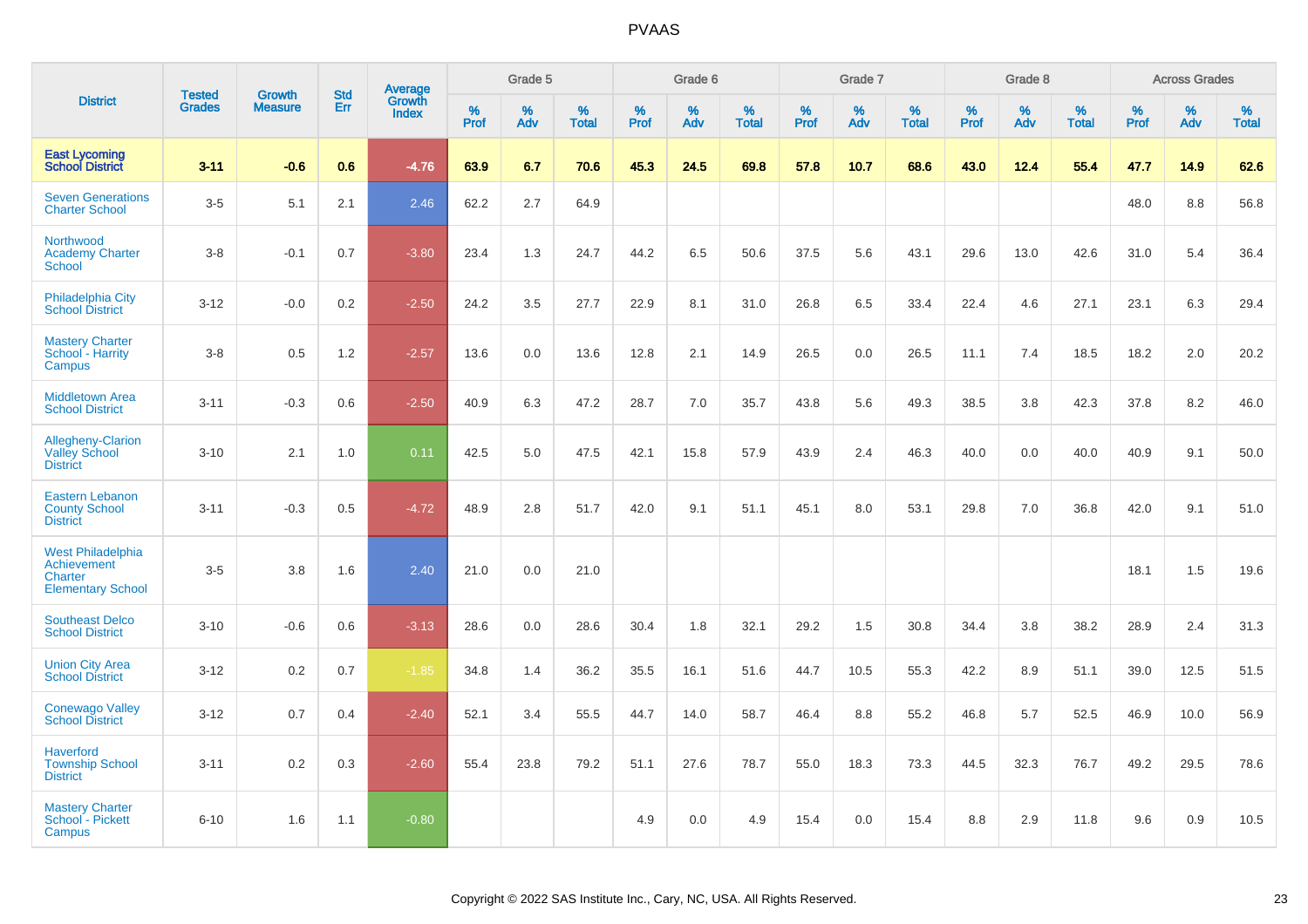# PVAAS

| District | Tested Grades | Growth Measure | Std Err | Average Growth Index | Grade 5 | | | Grade 6 | | | Grade 7 | | | Grade 8 | | | Across Grades | | |
|---|---|---|---|---|---|---|---|---|---|---|---|---|---|---|---|---|---|---|---|
| | | | | | % Prof | % Adv | % Total | % Prof | % Adv | % Total | % Prof | % Adv | % Total | % Prof | % Adv | % Total | % Prof | % Adv | % Total |
| **East Lycoming School District** | **3-11** | **-0.6** | **0.6** | **-4.76** | **63.9** | **6.7** | **70.6** | **45.3** | **24.5** | **69.8** | **57.8** | **10.7** | **68.6** | **43.0** | **12.4** | **55.4** | **47.7** | **14.9** | **62.6** |
| Seven Generations Charter School | 3-5 | 5.1 | 2.1 | 2.46 | 62.2 | 2.7 | 64.9 | | | | | | | | | | 48.0 | 8.8 | 56.8 |
| Northwood Academy Charter School | 3-8 | -0.1 | 0.7 | -3.80 | 23.4 | 1.3 | 24.7 | 44.2 | 6.5 | 50.6 | 37.5 | 5.6 | 43.1 | 29.6 | 13.0 | 42.6 | 31.0 | 5.4 | 36.4 |
| Philadelphia City School District | 3-12 | -0.0 | 0.2 | -2.50 | 24.2 | 3.5 | 27.7 | 22.9 | 8.1 | 31.0 | 26.8 | 6.5 | 33.4 | 22.4 | 4.6 | 27.1 | 23.1 | 6.3 | 29.4 |
| Mastery Charter School - Harrity Campus | 3-8 | 0.5 | 1.2 | -2.57 | 13.6 | 0.0 | 13.6 | 12.8 | 2.1 | 14.9 | 26.5 | 0.0 | 26.5 | 11.1 | 7.4 | 18.5 | 18.2 | 2.0 | 20.2 |
| Middletown Area School District | 3-11 | -0.3 | 0.6 | -2.50 | 40.9 | 6.3 | 47.2 | 28.7 | 7.0 | 35.7 | 43.8 | 5.6 | 49.3 | 38.5 | 3.8 | 42.3 | 37.8 | 8.2 | 46.0 |
| Allegheny-Clarion Valley School District | 3-10 | 2.1 | 1.0 | 0.11 | 42.5 | 5.0 | 47.5 | 42.1 | 15.8 | 57.9 | 43.9 | 2.4 | 46.3 | 40.0 | 0.0 | 40.0 | 40.9 | 9.1 | 50.0 |
| Eastern Lebanon County School District | 3-11 | -0.3 | 0.5 | -4.72 | 48.9 | 2.8 | 51.7 | 42.0 | 9.1 | 51.1 | 45.1 | 8.0 | 53.1 | 29.8 | 7.0 | 36.8 | 42.0 | 9.1 | 51.0 |
| West Philadelphia Achievement Charter Elementary School | 3-5 | 3.8 | 1.6 | 2.40 | 21.0 | 0.0 | 21.0 | | | | | | | | | | 18.1 | 1.5 | 19.6 |
| Southeast Delco School District | 3-10 | -0.6 | 0.6 | -3.13 | 28.6 | 0.0 | 28.6 | 30.4 | 1.8 | 32.1 | 29.2 | 1.5 | 30.8 | 34.4 | 3.8 | 38.2 | 28.9 | 2.4 | 31.3 |
| Union City Area School District | 3-12 | 0.2 | 0.7 | -1.85 | 34.8 | 1.4 | 36.2 | 35.5 | 16.1 | 51.6 | 44.7 | 10.5 | 55.3 | 42.2 | 8.9 | 51.1 | 39.0 | 12.5 | 51.5 |
| Conewago Valley School District | 3-12 | 0.7 | 0.4 | -2.40 | 52.1 | 3.4 | 55.5 | 44.7 | 14.0 | 58.7 | 46.4 | 8.8 | 55.2 | 46.8 | 5.7 | 52.5 | 46.9 | 10.0 | 56.9 |
| Haverford Township School District | 3-11 | 0.2 | 0.3 | -2.60 | 55.4 | 23.8 | 79.2 | 51.1 | 27.6 | 78.7 | 55.0 | 18.3 | 73.3 | 44.5 | 32.3 | 76.7 | 49.2 | 29.5 | 78.6 |
| Mastery Charter School - Pickett Campus | 6-10 | 1.6 | 1.1 | -0.80 | | | | 4.9 | 0.0 | 4.9 | 15.4 | 0.0 | 15.4 | 8.8 | 2.9 | 11.8 | 9.6 | 0.9 | 10.5 |

Copyright © 2022 SAS Institute Inc., Cary, NC, USA. All Rights Reserved.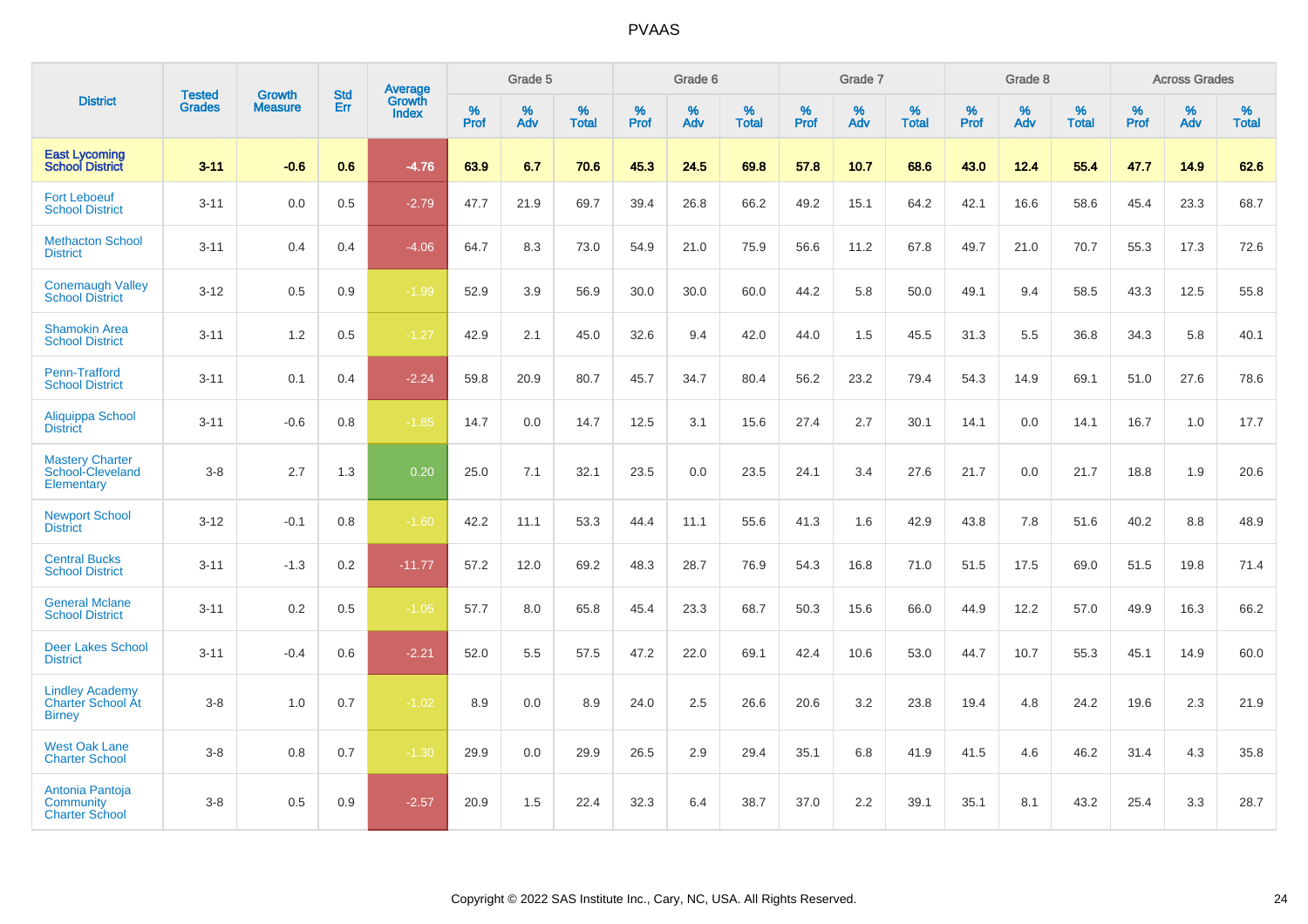# PVAAS

| District | Tested Grades | Growth Measure | Std Err | Average Growth Index | Grade 5 | | | Grade 6 | | | Grade 7 | | | Grade 8 | | | Across Grades | | |
|---|---|---|---|---|---|---|---|---|---|---|---|---|---|---|---|---|---|---|---|
| | | | | | % Prof | % Adv | % Total | % Prof | % Adv | % Total | % Prof | % Adv | % Total | % Prof | % Adv | % Total | % Prof | % Adv | % Total |
| **East Lycoming School District** | **3-11** | **-0.6** | **0.6** | **-4.76** | **63.9** | **6.7** | **70.6** | **45.3** | **24.5** | **69.8** | **57.8** | **10.7** | **68.6** | **43.0** | **12.4** | **55.4** | **47.7** | **14.9** | **62.6** |
| Fort Leboeuf School District | 3-11 | 0.0 | 0.5 | -2.79 | 47.7 | 21.9 | 69.7 | 39.4 | 26.8 | 66.2 | 49.2 | 15.1 | 64.2 | 42.1 | 16.6 | 58.6 | 45.4 | 23.3 | 68.7 |
| Methacton School District | 3-11 | 0.4 | 0.4 | -4.06 | 64.7 | 8.3 | 73.0 | 54.9 | 21.0 | 75.9 | 56.6 | 11.2 | 67.8 | 49.7 | 21.0 | 70.7 | 55.3 | 17.3 | 72.6 |
| Conemaugh Valley School District | 3-12 | 0.5 | 0.9 | -1.99 | 52.9 | 3.9 | 56.9 | 30.0 | 30.0 | 60.0 | 44.2 | 5.8 | 50.0 | 49.1 | 9.4 | 58.5 | 43.3 | 12.5 | 55.8 |
| Shamokin Area School District | 3-11 | 1.2 | 0.5 | -1.27 | 42.9 | 2.1 | 45.0 | 32.6 | 9.4 | 42.0 | 44.0 | 1.5 | 45.5 | 31.3 | 5.5 | 36.8 | 34.3 | 5.8 | 40.1 |
| Penn-Trafford School District | 3-11 | 0.1 | 0.4 | -2.24 | 59.8 | 20.9 | 80.7 | 45.7 | 34.7 | 80.4 | 56.2 | 23.2 | 79.4 | 54.3 | 14.9 | 69.1 | 51.0 | 27.6 | 78.6 |
| Aliquippa School District | 3-11 | -0.6 | 0.8 | -1.85 | 14.7 | 0.0 | 14.7 | 12.5 | 3.1 | 15.6 | 27.4 | 2.7 | 30.1 | 14.1 | 0.0 | 14.1 | 16.7 | 1.0 | 17.7 |
| Mastery Charter School-Cleveland Elementary | 3-8 | 2.7 | 1.3 | 0.20 | 25.0 | 7.1 | 32.1 | 23.5 | 0.0 | 23.5 | 24.1 | 3.4 | 27.6 | 21.7 | 0.0 | 21.7 | 18.8 | 1.9 | 20.6 |
| Newport School District | 3-12 | -0.1 | 0.8 | -1.60 | 42.2 | 11.1 | 53.3 | 44.4 | 11.1 | 55.6 | 41.3 | 1.6 | 42.9 | 43.8 | 7.8 | 51.6 | 40.2 | 8.8 | 48.9 |
| Central Bucks School District | 3-11 | -1.3 | 0.2 | -11.77 | 57.2 | 12.0 | 69.2 | 48.3 | 28.7 | 76.9 | 54.3 | 16.8 | 71.0 | 51.5 | 17.5 | 69.0 | 51.5 | 19.8 | 71.4 |
| General Mclane School District | 3-11 | 0.2 | 0.5 | -1.05 | 57.7 | 8.0 | 65.8 | 45.4 | 23.3 | 68.7 | 50.3 | 15.6 | 66.0 | 44.9 | 12.2 | 57.0 | 49.9 | 16.3 | 66.2 |
| Deer Lakes School District | 3-11 | -0.4 | 0.6 | -2.21 | 52.0 | 5.5 | 57.5 | 47.2 | 22.0 | 69.1 | 42.4 | 10.6 | 53.0 | 44.7 | 10.7 | 55.3 | 45.1 | 14.9 | 60.0 |
| Lindley Academy Charter School At Birney | 3-8 | 1.0 | 0.7 | -1.02 | 8.9 | 0.0 | 8.9 | 24.0 | 2.5 | 26.6 | 20.6 | 3.2 | 23.8 | 19.4 | 4.8 | 24.2 | 19.6 | 2.3 | 21.9 |
| West Oak Lane Charter School | 3-8 | 0.8 | 0.7 | -1.30 | 29.9 | 0.0 | 29.9 | 26.5 | 2.9 | 29.4 | 35.1 | 6.8 | 41.9 | 41.5 | 4.6 | 46.2 | 31.4 | 4.3 | 35.8 |
| Antonia Pantoja Community Charter School | 3-8 | 0.5 | 0.9 | -2.57 | 20.9 | 1.5 | 22.4 | 32.3 | 6.4 | 38.7 | 37.0 | 2.2 | 39.1 | 35.1 | 8.1 | 43.2 | 25.4 | 3.3 | 28.7 |

Copyright © 2022 SAS Institute Inc., Cary, NC, USA. All Rights Reserved.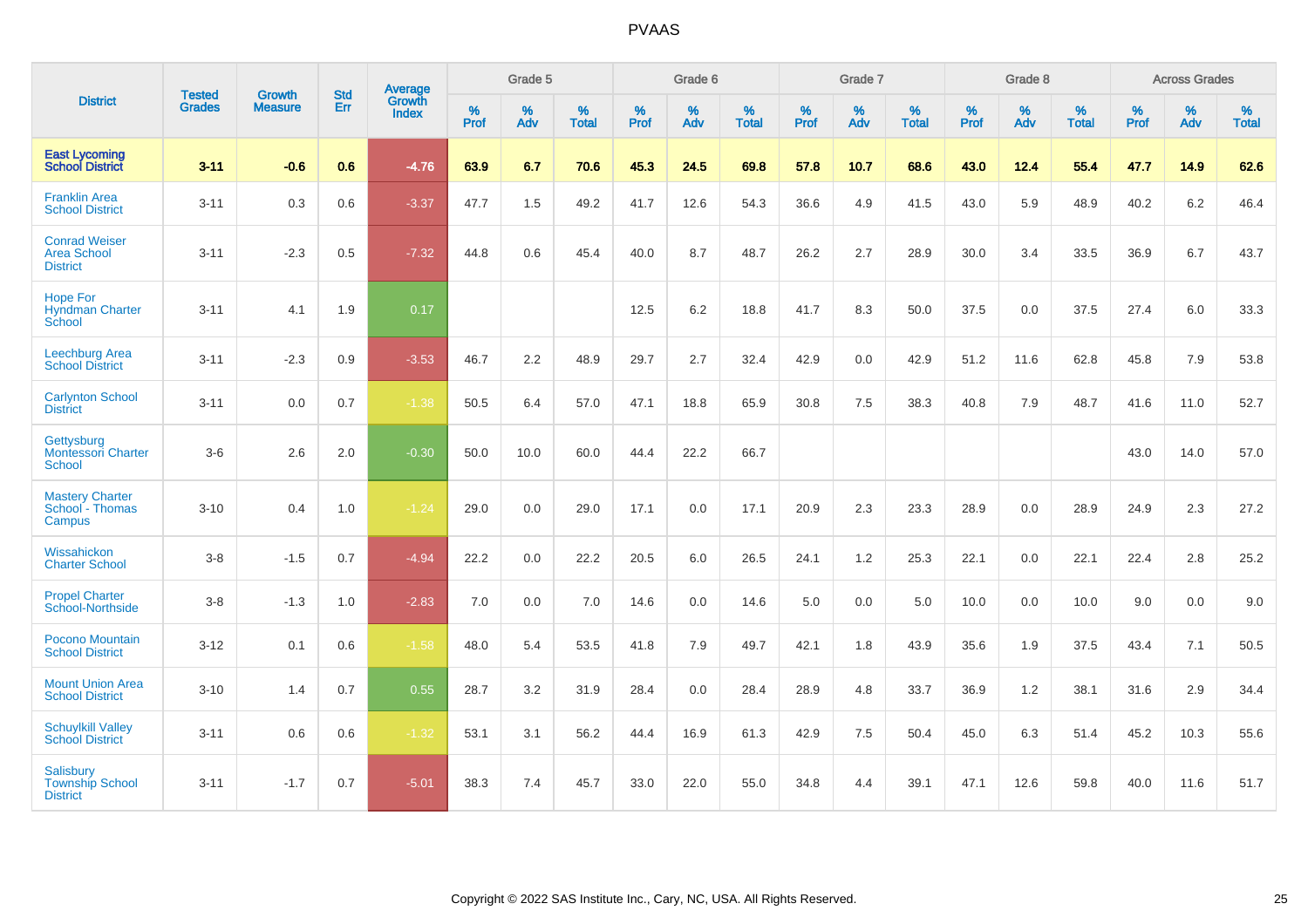| District | Tested Grades | Growth Measure | Std Err | Average Growth Index | Grade 5 | | | Grade 6 | | | Grade 7 | | | Grade 8 | | | Across Grades | | |
|---|---|---|---|---|---|---|---|---|---|---|---|---|---|---|---|---|---|---|---|
| | | | | | % Prof | % Adv | % Total | % Prof | % Adv | % Total | % Prof | % Adv | % Total | % Prof | % Adv | % Total | % Prof | % Adv | % Total |
| **East Lycoming School District** | **3-11** | **-0.6** | **0.6** | **-4.76** | **63.9** | **6.7** | **70.6** | **45.3** | **24.5** | **69.8** | **57.8** | **10.7** | **68.6** | **43.0** | **12.4** | **55.4** | **47.7** | **14.9** | **62.6** |
| Franklin Area School District | 3-11 | 0.3 | 0.6 | -3.37 | 47.7 | 1.5 | 49.2 | 41.7 | 12.6 | 54.3 | 36.6 | 4.9 | 41.5 | 43.0 | 5.9 | 48.9 | 40.2 | 6.2 | 46.4 |
| Conrad Weiser Area School District | 3-11 | -2.3 | 0.5 | -7.32 | 44.8 | 0.6 | 45.4 | 40.0 | 8.7 | 48.7 | 26.2 | 2.7 | 28.9 | 30.0 | 3.4 | 33.5 | 36.9 | 6.7 | 43.7 |
| Hope For Hyndman Charter School | 3-11 | 4.1 | 1.9 | 0.17 | | | | 12.5 | 6.2 | 18.8 | 41.7 | 8.3 | 50.0 | 37.5 | 0.0 | 37.5 | 27.4 | 6.0 | 33.3 |
| Leechburg Area School District | 3-11 | -2.3 | 0.9 | -3.53 | 46.7 | 2.2 | 48.9 | 29.7 | 2.7 | 32.4 | 42.9 | 0.0 | 42.9 | 51.2 | 11.6 | 62.8 | 45.8 | 7.9 | 53.8 |
| Carlynton School District | 3-11 | 0.0 | 0.7 | -1.38 | 50.5 | 6.4 | 57.0 | 47.1 | 18.8 | 65.9 | 30.8 | 7.5 | 38.3 | 40.8 | 7.9 | 48.7 | 41.6 | 11.0 | 52.7 |
| Gettysburg Montessori Charter School | 3-6 | 2.6 | 2.0 | -0.30 | 50.0 | 10.0 | 60.0 | 44.4 | 22.2 | 66.7 | | | | | | | 43.0 | 14.0 | 57.0 |
| Mastery Charter School - Thomas Campus | 3-10 | 0.4 | 1.0 | -1.24 | 29.0 | 0.0 | 29.0 | 17.1 | 0.0 | 17.1 | 20.9 | 2.3 | 23.3 | 28.9 | 0.0 | 28.9 | 24.9 | 2.3 | 27.2 |
| Wissahickon Charter School | 3-8 | -1.5 | 0.7 | -4.94 | 22.2 | 0.0 | 22.2 | 20.5 | 6.0 | 26.5 | 24.1 | 1.2 | 25.3 | 22.1 | 0.0 | 22.1 | 22.4 | 2.8 | 25.2 |
| Propel Charter School-Northside | 3-8 | -1.3 | 1.0 | -2.83 | 7.0 | 0.0 | 7.0 | 14.6 | 0.0 | 14.6 | 5.0 | 0.0 | 5.0 | 10.0 | 0.0 | 10.0 | 9.0 | 0.0 | 9.0 |
| Pocono Mountain School District | 3-12 | 0.1 | 0.6 | -1.58 | 48.0 | 5.4 | 53.5 | 41.8 | 7.9 | 49.7 | 42.1 | 1.8 | 43.9 | 35.6 | 1.9 | 37.5 | 43.4 | 7.1 | 50.5 |
| Mount Union Area School District | 3-10 | 1.4 | 0.7 | 0.55 | 28.7 | 3.2 | 31.9 | 28.4 | 0.0 | 28.4 | 28.9 | 4.8 | 33.7 | 36.9 | 1.2 | 38.1 | 31.6 | 2.9 | 34.4 |
| Schuylkill Valley School District | 3-11 | 0.6 | 0.6 | -1.32 | 53.1 | 3.1 | 56.2 | 44.4 | 16.9 | 61.3 | 42.9 | 7.5 | 50.4 | 45.0 | 6.3 | 51.4 | 45.2 | 10.3 | 55.6 |
| Salisbury Township School District | 3-11 | -1.7 | 0.7 | -5.01 | 38.3 | 7.4 | 45.7 | 33.0 | 22.0 | 55.0 | 34.8 | 4.4 | 39.1 | 47.1 | 12.6 | 59.8 | 40.0 | 11.6 | 51.7 |

Copyright © 2022 SAS Institute Inc., Cary, NC, USA. All Rights Reserved.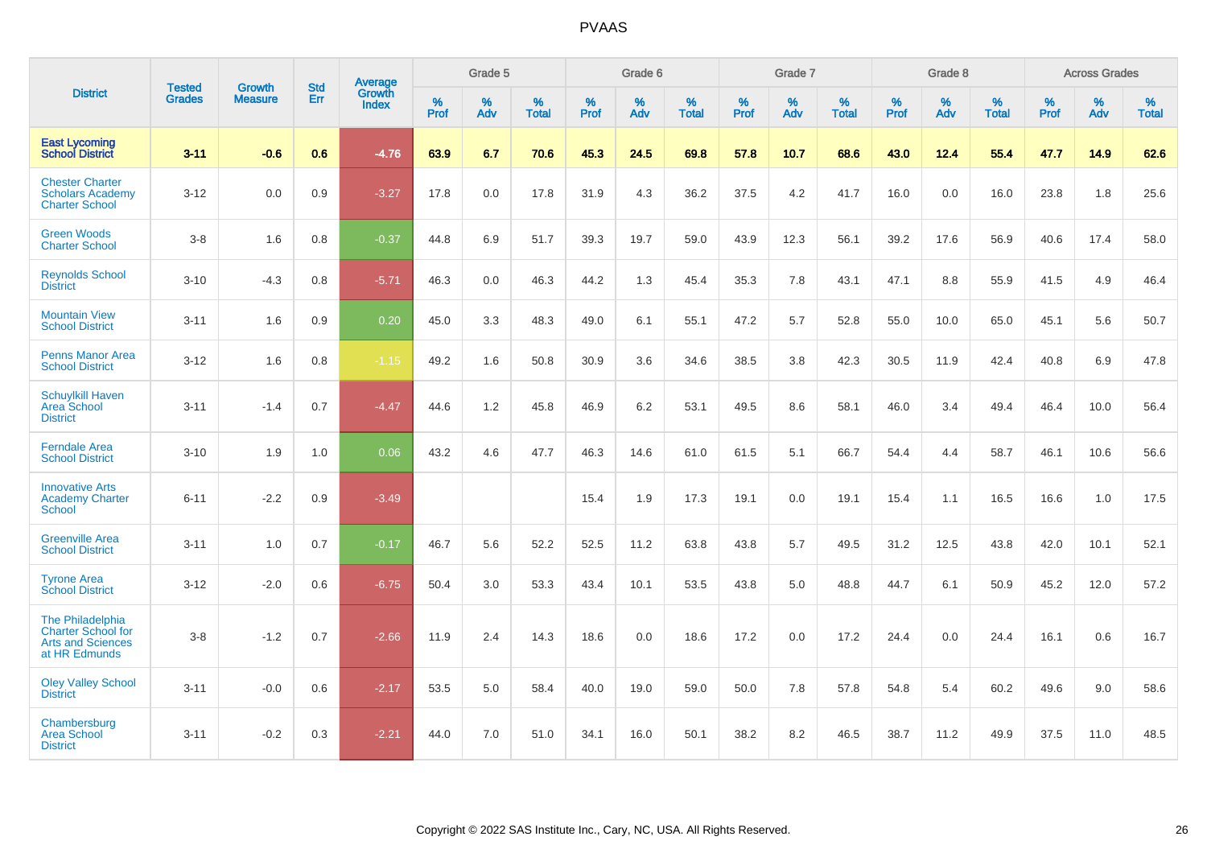# PVAAS

| District | Tested Grades | Growth Measure | Std Err | Average Growth Index | Grade 5 | | | Grade 6 | | | Grade 7 | | | Grade 8 | | | Across Grades | | |
|---|---|---|---|---|---|---|---|---|---|---|---|---|---|---|---|---|---|---|---|
| | | | | | % Prof | % Adv | % Total | % Prof | % Adv | % Total | % Prof | % Adv | % Total | % Prof | % Adv | % Total | % Prof | % Adv | % Total |
| **East Lycoming School District** | **3-11** | **-0.6** | **0.6** | **-4.76** | **63.9** | **6.7** | **70.6** | **45.3** | **24.5** | **69.8** | **57.8** | **10.7** | **68.6** | **43.0** | **12.4** | **55.4** | **47.7** | **14.9** | **62.6** |
| Chester Charter Scholars Academy Charter School | 3-12 | 0.0 | 0.9 | -3.27 | 17.8 | 0.0 | 17.8 | 31.9 | 4.3 | 36.2 | 37.5 | 4.2 | 41.7 | 16.0 | 0.0 | 16.0 | 23.8 | 1.8 | 25.6 |
| Green Woods Charter School | 3-8 | 1.6 | 0.8 | -0.37 | 44.8 | 6.9 | 51.7 | 39.3 | 19.7 | 59.0 | 43.9 | 12.3 | 56.1 | 39.2 | 17.6 | 56.9 | 40.6 | 17.4 | 58.0 |
| Reynolds School District | 3-10 | -4.3 | 0.8 | -5.71 | 46.3 | 0.0 | 46.3 | 44.2 | 1.3 | 45.4 | 35.3 | 7.8 | 43.1 | 47.1 | 8.8 | 55.9 | 41.5 | 4.9 | 46.4 |
| Mountain View School District | 3-11 | 1.6 | 0.9 | 0.20 | 45.0 | 3.3 | 48.3 | 49.0 | 6.1 | 55.1 | 47.2 | 5.7 | 52.8 | 55.0 | 10.0 | 65.0 | 45.1 | 5.6 | 50.7 |
| Penns Manor Area School District | 3-12 | 1.6 | 0.8 | -1.15 | 49.2 | 1.6 | 50.8 | 30.9 | 3.6 | 34.6 | 38.5 | 3.8 | 42.3 | 30.5 | 11.9 | 42.4 | 40.8 | 6.9 | 47.8 |
| Schuylkill Haven Area School District | 3-11 | -1.4 | 0.7 | -4.47 | 44.6 | 1.2 | 45.8 | 46.9 | 6.2 | 53.1 | 49.5 | 8.6 | 58.1 | 46.0 | 3.4 | 49.4 | 46.4 | 10.0 | 56.4 |
| Ferndale Area School District | 3-10 | 1.9 | 1.0 | 0.06 | 43.2 | 4.6 | 47.7 | 46.3 | 14.6 | 61.0 | 61.5 | 5.1 | 66.7 | 54.4 | 4.4 | 58.7 | 46.1 | 10.6 | 56.6 |
| Innovative Arts Academy Charter School | 6-11 | -2.2 | 0.9 | -3.49 | | | | 15.4 | 1.9 | 17.3 | 19.1 | 0.0 | 19.1 | 15.4 | 1.1 | 16.5 | 16.6 | 1.0 | 17.5 |
| Greenville Area School District | 3-11 | 1.0 | 0.7 | -0.17 | 46.7 | 5.6 | 52.2 | 52.5 | 11.2 | 63.8 | 43.8 | 5.7 | 49.5 | 31.2 | 12.5 | 43.8 | 42.0 | 10.1 | 52.1 |
| Tyrone Area School District | 3-12 | -2.0 | 0.6 | -6.75 | 50.4 | 3.0 | 53.3 | 43.4 | 10.1 | 53.5 | 43.8 | 5.0 | 48.8 | 44.7 | 6.1 | 50.9 | 45.2 | 12.0 | 57.2 |
| The Philadelphia Charter School for Arts and Sciences at HR Edmunds | 3-8 | -1.2 | 0.7 | -2.66 | 11.9 | 2.4 | 14.3 | 18.6 | 0.0 | 18.6 | 17.2 | 0.0 | 17.2 | 24.4 | 0.0 | 24.4 | 16.1 | 0.6 | 16.7 |
| Oley Valley School District | 3-11 | -0.0 | 0.6 | -2.17 | 53.5 | 5.0 | 58.4 | 40.0 | 19.0 | 59.0 | 50.0 | 7.8 | 57.8 | 54.8 | 5.4 | 60.2 | 49.6 | 9.0 | 58.6 |
| Chambersburg Area School District | 3-11 | -0.2 | 0.3 | -2.21 | 44.0 | 7.0 | 51.0 | 34.1 | 16.0 | 50.1 | 38.2 | 8.2 | 46.5 | 38.7 | 11.2 | 49.9 | 37.5 | 11.0 | 48.5 |

Copyright © 2022 SAS Institute Inc., Cary, NC, USA. All Rights Reserved.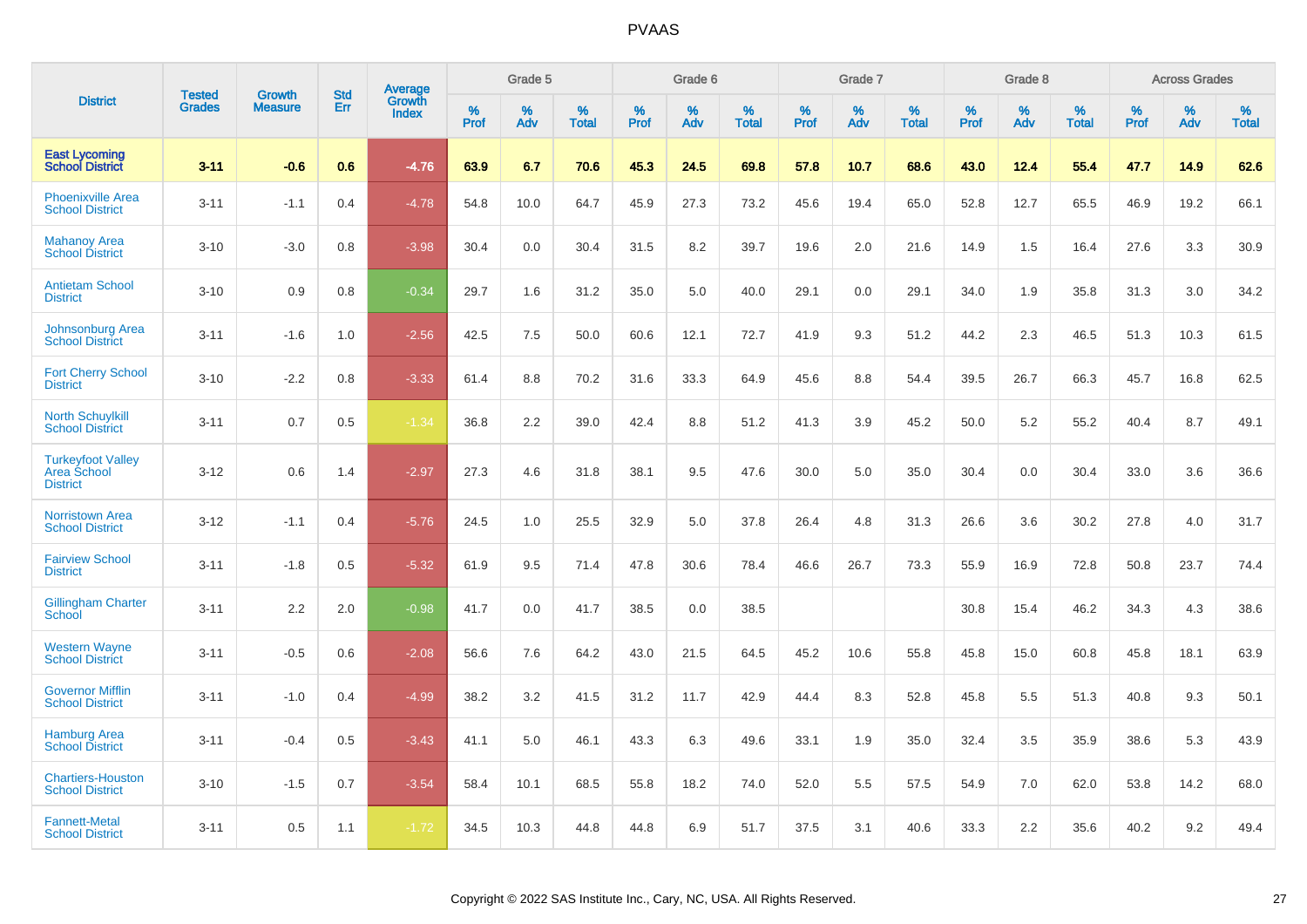| District | Tested Grades | Growth Measure | Std Err | Average Growth Index | Grade 5 | | | Grade 6 | | | Grade 7 | | | Grade 8 | | | Across Grades | | |
|---|---|---|---|---|---|---|---|---|---|---|---|---|---|---|---|---|---|---|---|
| | | | | | % Prof | % Adv | % Total | % Prof | % Adv | % Total | % Prof | % Adv | % Total | % Prof | % Adv | % Total | % Prof | % Adv | % Total |
| **East Lycoming School District** | **3-11** | **-0.6** | **0.6** | **-4.76** | **63.9** | **6.7** | **70.6** | **45.3** | **24.5** | **69.8** | **57.8** | **10.7** | **68.6** | **43.0** | **12.4** | **55.4** | **47.7** | **14.9** | **62.6** |
| Phoenixville Area School District | 3-11 | -1.1 | 0.4 | -4.78 | 54.8 | 10.0 | 64.7 | 45.9 | 27.3 | 73.2 | 45.6 | 19.4 | 65.0 | 52.8 | 12.7 | 65.5 | 46.9 | 19.2 | 66.1 |
| Mahanoy Area School District | 3-10 | -3.0 | 0.8 | -3.98 | 30.4 | 0.0 | 30.4 | 31.5 | 8.2 | 39.7 | 19.6 | 2.0 | 21.6 | 14.9 | 1.5 | 16.4 | 27.6 | 3.3 | 30.9 |
| Antietam School District | 3-10 | 0.9 | 0.8 | -0.34 | 29.7 | 1.6 | 31.2 | 35.0 | 5.0 | 40.0 | 29.1 | 0.0 | 29.1 | 34.0 | 1.9 | 35.8 | 31.3 | 3.0 | 34.2 |
| Johnsonburg Area School District | 3-11 | -1.6 | 1.0 | -2.56 | 42.5 | 7.5 | 50.0 | 60.6 | 12.1 | 72.7 | 41.9 | 9.3 | 51.2 | 44.2 | 2.3 | 46.5 | 51.3 | 10.3 | 61.5 |
| Fort Cherry School District | 3-10 | -2.2 | 0.8 | -3.33 | 61.4 | 8.8 | 70.2 | 31.6 | 33.3 | 64.9 | 45.6 | 8.8 | 54.4 | 39.5 | 26.7 | 66.3 | 45.7 | 16.8 | 62.5 |
| North Schuylkill School District | 3-11 | 0.7 | 0.5 | -1.34 | 36.8 | 2.2 | 39.0 | 42.4 | 8.8 | 51.2 | 41.3 | 3.9 | 45.2 | 50.0 | 5.2 | 55.2 | 40.4 | 8.7 | 49.1 |
| Turkeyfoot Valley Area School District | 3-12 | 0.6 | 1.4 | -2.97 | 27.3 | 4.6 | 31.8 | 38.1 | 9.5 | 47.6 | 30.0 | 5.0 | 35.0 | 30.4 | 0.0 | 30.4 | 33.0 | 3.6 | 36.6 |
| Norristown Area School District | 3-12 | -1.1 | 0.4 | -5.76 | 24.5 | 1.0 | 25.5 | 32.9 | 5.0 | 37.8 | 26.4 | 4.8 | 31.3 | 26.6 | 3.6 | 30.2 | 27.8 | 4.0 | 31.7 |
| Fairview School District | 3-11 | -1.8 | 0.5 | -5.32 | 61.9 | 9.5 | 71.4 | 47.8 | 30.6 | 78.4 | 46.6 | 26.7 | 73.3 | 55.9 | 16.9 | 72.8 | 50.8 | 23.7 | 74.4 |
| Gillingham Charter School | 3-11 | 2.2 | 2.0 | -0.98 | 41.7 | 0.0 | 41.7 | 38.5 | 0.0 | 38.5 | | | | 30.8 | 15.4 | 46.2 | 34.3 | 4.3 | 38.6 |
| Western Wayne School District | 3-11 | -0.5 | 0.6 | -2.08 | 56.6 | 7.6 | 64.2 | 43.0 | 21.5 | 64.5 | 45.2 | 10.6 | 55.8 | 45.8 | 15.0 | 60.8 | 45.8 | 18.1 | 63.9 |
| Governor Mifflin School District | 3-11 | -1.0 | 0.4 | -4.99 | 38.2 | 3.2 | 41.5 | 31.2 | 11.7 | 42.9 | 44.4 | 8.3 | 52.8 | 45.8 | 5.5 | 51.3 | 40.8 | 9.3 | 50.1 |
| Hamburg Area School District | 3-11 | -0.4 | 0.5 | -3.43 | 41.1 | 5.0 | 46.1 | 43.3 | 6.3 | 49.6 | 33.1 | 1.9 | 35.0 | 32.4 | 3.5 | 35.9 | 38.6 | 5.3 | 43.9 |
| Chartiers-Houston School District | 3-10 | -1.5 | 0.7 | -3.54 | 58.4 | 10.1 | 68.5 | 55.8 | 18.2 | 74.0 | 52.0 | 5.5 | 57.5 | 54.9 | 7.0 | 62.0 | 53.8 | 14.2 | 68.0 |
| Fannett-Metal School District | 3-11 | 0.5 | 1.1 | -1.72 | 34.5 | 10.3 | 44.8 | 44.8 | 6.9 | 51.7 | 37.5 | 3.1 | 40.6 | 33.3 | 2.2 | 35.6 | 40.2 | 9.2 | 49.4 |

Copyright © 2022 SAS Institute Inc., Cary, NC, USA. All Rights Reserved.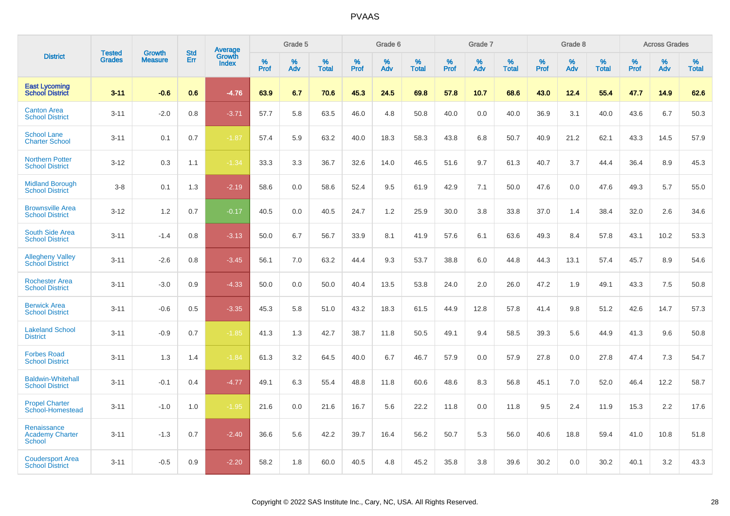# PVAAS

| District | Tested Grades | Growth Measure | Std Err | Average Growth Index | Grade 5 | | | Grade 6 | | | Grade 7 | | | Grade 8 | | | Across Grades | | |
|---|---|---|---|---|---|---|---|---|---|---|---|---|---|---|---|---|---|---|---|
| | | | | | % Prof | % Adv | % Total | % Prof | % Adv | % Total | % Prof | % Adv | % Total | % Prof | % Adv | % Total | % Prof | % Adv | % Total |
| **East Lycoming School District** | **3-11** | **-0.6** | **0.6** | **-4.76** | **63.9** | **6.7** | **70.6** | **45.3** | **24.5** | **69.8** | **57.8** | **10.7** | **68.6** | **43.0** | **12.4** | **55.4** | **47.7** | **14.9** | **62.6** |
| Canton Area School District | 3-11 | -2.0 | 0.8 | -3.71 | 57.7 | 5.8 | 63.5 | 46.0 | 4.8 | 50.8 | 40.0 | 0.0 | 40.0 | 36.9 | 3.1 | 40.0 | 43.6 | 6.7 | 50.3 |
| School Lane Charter School | 3-11 | 0.1 | 0.7 | -1.87 | 57.4 | 5.9 | 63.2 | 40.0 | 18.3 | 58.3 | 43.8 | 6.8 | 50.7 | 40.9 | 21.2 | 62.1 | 43.3 | 14.5 | 57.9 |
| Northern Potter School District | 3-12 | 0.3 | 1.1 | -1.34 | 33.3 | 3.3 | 36.7 | 32.6 | 14.0 | 46.5 | 51.6 | 9.7 | 61.3 | 40.7 | 3.7 | 44.4 | 36.4 | 8.9 | 45.3 |
| Midland Borough School District | 3-8 | 0.1 | 1.3 | -2.19 | 58.6 | 0.0 | 58.6 | 52.4 | 9.5 | 61.9 | 42.9 | 7.1 | 50.0 | 47.6 | 0.0 | 47.6 | 49.3 | 5.7 | 55.0 |
| Brownsville Area School District | 3-12 | 1.2 | 0.7 | -0.17 | 40.5 | 0.0 | 40.5 | 24.7 | 1.2 | 25.9 | 30.0 | 3.8 | 33.8 | 37.0 | 1.4 | 38.4 | 32.0 | 2.6 | 34.6 |
| South Side Area School District | 3-11 | -1.4 | 0.8 | -3.13 | 50.0 | 6.7 | 56.7 | 33.9 | 8.1 | 41.9 | 57.6 | 6.1 | 63.6 | 49.3 | 8.4 | 57.8 | 43.1 | 10.2 | 53.3 |
| Allegheny Valley School District | 3-11 | -2.6 | 0.8 | -3.45 | 56.1 | 7.0 | 63.2 | 44.4 | 9.3 | 53.7 | 38.8 | 6.0 | 44.8 | 44.3 | 13.1 | 57.4 | 45.7 | 8.9 | 54.6 |
| Rochester Area School District | 3-11 | -3.0 | 0.9 | -4.33 | 50.0 | 0.0 | 50.0 | 40.4 | 13.5 | 53.8 | 24.0 | 2.0 | 26.0 | 47.2 | 1.9 | 49.1 | 43.3 | 7.5 | 50.8 |
| Berwick Area School District | 3-11 | -0.6 | 0.5 | -3.35 | 45.3 | 5.8 | 51.0 | 43.2 | 18.3 | 61.5 | 44.9 | 12.8 | 57.8 | 41.4 | 9.8 | 51.2 | 42.6 | 14.7 | 57.3 |
| Lakeland School District | 3-11 | -0.9 | 0.7 | -1.85 | 41.3 | 1.3 | 42.7 | 38.7 | 11.8 | 50.5 | 49.1 | 9.4 | 58.5 | 39.3 | 5.6 | 44.9 | 41.3 | 9.6 | 50.8 |
| Forbes Road School District | 3-11 | 1.3 | 1.4 | -1.84 | 61.3 | 3.2 | 64.5 | 40.0 | 6.7 | 46.7 | 57.9 | 0.0 | 57.9 | 27.8 | 0.0 | 27.8 | 47.4 | 7.3 | 54.7 |
| Baldwin-Whitehall School District | 3-11 | -0.1 | 0.4 | -4.77 | 49.1 | 6.3 | 55.4 | 48.8 | 11.8 | 60.6 | 48.6 | 8.3 | 56.8 | 45.1 | 7.0 | 52.0 | 46.4 | 12.2 | 58.7 |
| Propel Charter School-Homestead | 3-11 | -1.0 | 1.0 | -1.95 | 21.6 | 0.0 | 21.6 | 16.7 | 5.6 | 22.2 | 11.8 | 0.0 | 11.8 | 9.5 | 2.4 | 11.9 | 15.3 | 2.2 | 17.6 |
| Renaissance Academy Charter School | 3-11 | -1.3 | 0.7 | -2.40 | 36.6 | 5.6 | 42.2 | 39.7 | 16.4 | 56.2 | 50.7 | 5.3 | 56.0 | 40.6 | 18.8 | 59.4 | 41.0 | 10.8 | 51.8 |
| Coudersport Area School District | 3-11 | -0.5 | 0.9 | -2.20 | 58.2 | 1.8 | 60.0 | 40.5 | 4.8 | 45.2 | 35.8 | 3.8 | 39.6 | 30.2 | 0.0 | 30.2 | 40.1 | 3.2 | 43.3 |

Copyright © 2022 SAS Institute Inc., Cary, NC, USA. All Rights Reserved.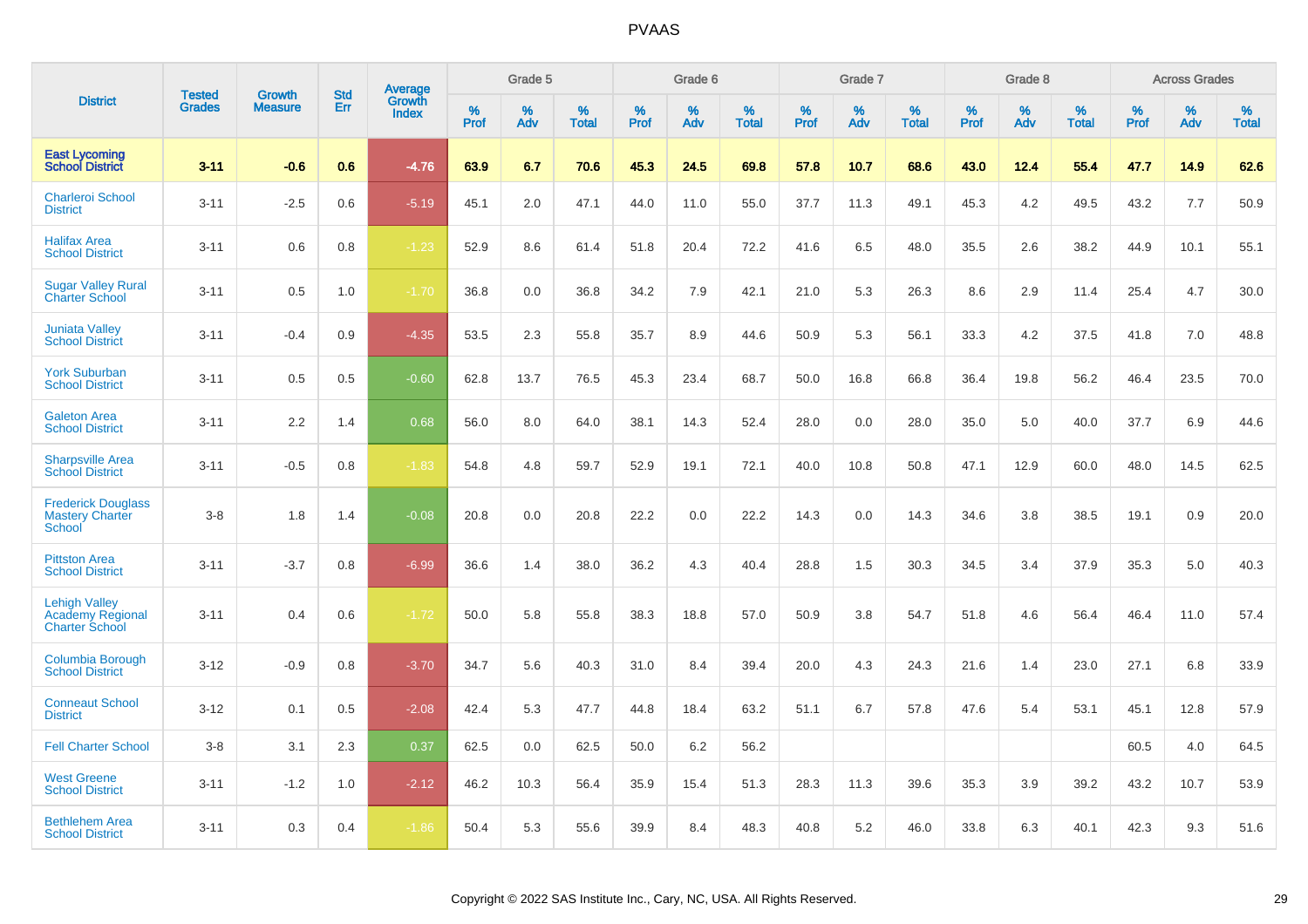# PVAAS

| District | Tested Grades | Growth Measure | Std Err | Average Growth Index | Grade 5 | | | Grade 6 | | | Grade 7 | | | Grade 8 | | | Across Grades | | |
|---|---|---|---|---|---|---|---|---|---|---|---|---|---|---|---|---|---|---|---|
| | | | | | % Prof | % Adv | % Total | % Prof | % Adv | % Total | % Prof | % Adv | % Total | % Prof | % Adv | % Total | % Prof | % Adv | % Total |
| **East Lycoming School District** | **3-11** | **-0.6** | **0.6** | **-4.76** | **63.9** | **6.7** | **70.6** | **45.3** | **24.5** | **69.8** | **57.8** | **10.7** | **68.6** | **43.0** | **12.4** | **55.4** | **47.7** | **14.9** | **62.6** |
| Charleroi School District | 3-11 | -2.5 | 0.6 | -5.19 | 45.1 | 2.0 | 47.1 | 44.0 | 11.0 | 55.0 | 37.7 | 11.3 | 49.1 | 45.3 | 4.2 | 49.5 | 43.2 | 7.7 | 50.9 |
| Halifax Area School District | 3-11 | 0.6 | 0.8 | -1.23 | 52.9 | 8.6 | 61.4 | 51.8 | 20.4 | 72.2 | 41.6 | 6.5 | 48.0 | 35.5 | 2.6 | 38.2 | 44.9 | 10.1 | 55.1 |
| Sugar Valley Rural Charter School | 3-11 | 0.5 | 1.0 | -1.70 | 36.8 | 0.0 | 36.8 | 34.2 | 7.9 | 42.1 | 21.0 | 5.3 | 26.3 | 8.6 | 2.9 | 11.4 | 25.4 | 4.7 | 30.0 |
| Juniata Valley School District | 3-11 | -0.4 | 0.9 | -4.35 | 53.5 | 2.3 | 55.8 | 35.7 | 8.9 | 44.6 | 50.9 | 5.3 | 56.1 | 33.3 | 4.2 | 37.5 | 41.8 | 7.0 | 48.8 |
| York Suburban School District | 3-11 | 0.5 | 0.5 | -0.60 | 62.8 | 13.7 | 76.5 | 45.3 | 23.4 | 68.7 | 50.0 | 16.8 | 66.8 | 36.4 | 19.8 | 56.2 | 46.4 | 23.5 | 70.0 |
| Galeton Area School District | 3-11 | 2.2 | 1.4 | 0.68 | 56.0 | 8.0 | 64.0 | 38.1 | 14.3 | 52.4 | 28.0 | 0.0 | 28.0 | 35.0 | 5.0 | 40.0 | 37.7 | 6.9 | 44.6 |
| Sharpsville Area School District | 3-11 | -0.5 | 0.8 | -1.83 | 54.8 | 4.8 | 59.7 | 52.9 | 19.1 | 72.1 | 40.0 | 10.8 | 50.8 | 47.1 | 12.9 | 60.0 | 48.0 | 14.5 | 62.5 |
| Frederick Douglass Mastery Charter School | 3-8 | 1.8 | 1.4 | -0.08 | 20.8 | 0.0 | 20.8 | 22.2 | 0.0 | 22.2 | 14.3 | 0.0 | 14.3 | 34.6 | 3.8 | 38.5 | 19.1 | 0.9 | 20.0 |
| Pittston Area School District | 3-11 | -3.7 | 0.8 | -6.99 | 36.6 | 1.4 | 38.0 | 36.2 | 4.3 | 40.4 | 28.8 | 1.5 | 30.3 | 34.5 | 3.4 | 37.9 | 35.3 | 5.0 | 40.3 |
| Lehigh Valley Academy Regional Charter School | 3-11 | 0.4 | 0.6 | -1.72 | 50.0 | 5.8 | 55.8 | 38.3 | 18.8 | 57.0 | 50.9 | 3.8 | 54.7 | 51.8 | 4.6 | 56.4 | 46.4 | 11.0 | 57.4 |
| Columbia Borough School District | 3-12 | -0.9 | 0.8 | -3.70 | 34.7 | 5.6 | 40.3 | 31.0 | 8.4 | 39.4 | 20.0 | 4.3 | 24.3 | 21.6 | 1.4 | 23.0 | 27.1 | 6.8 | 33.9 |
| Conneaut School District | 3-12 | 0.1 | 0.5 | -2.08 | 42.4 | 5.3 | 47.7 | 44.8 | 18.4 | 63.2 | 51.1 | 6.7 | 57.8 | 47.6 | 5.4 | 53.1 | 45.1 | 12.8 | 57.9 |
| Fell Charter School | 3-8 | 3.1 | 2.3 | 0.37 | 62.5 | 0.0 | 62.5 | 50.0 | 6.2 | 56.2 | | | | | | | 60.5 | 4.0 | 64.5 |
| West Greene School District | 3-11 | -1.2 | 1.0 | -2.12 | 46.2 | 10.3 | 56.4 | 35.9 | 15.4 | 51.3 | 28.3 | 11.3 | 39.6 | 35.3 | 3.9 | 39.2 | 43.2 | 10.7 | 53.9 |
| Bethlehem Area School District | 3-11 | 0.3 | 0.4 | -1.86 | 50.4 | 5.3 | 55.6 | 39.9 | 8.4 | 48.3 | 40.8 | 5.2 | 46.0 | 33.8 | 6.3 | 40.1 | 42.3 | 9.3 | 51.6 |

Copyright © 2022 SAS Institute Inc., Cary, NC, USA. All Rights Reserved.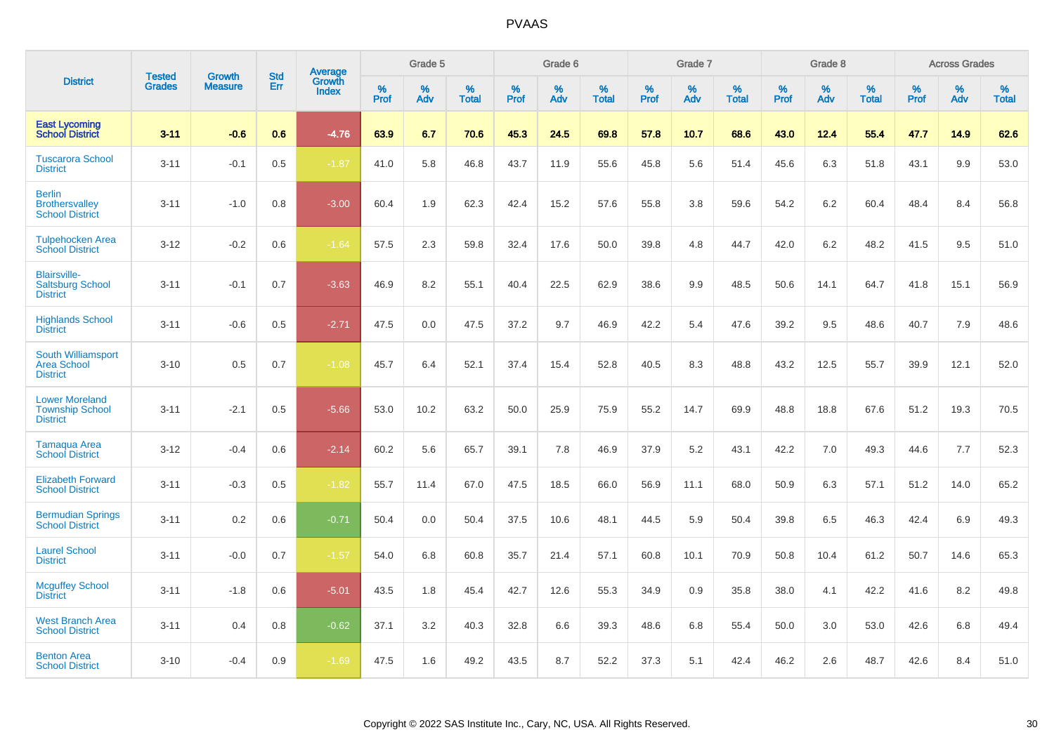| District | Tested Grades | Growth Measure | Std Err | Average Growth Index | Grade 5 | | | Grade 6 | | | Grade 7 | | | Grade 8 | | | Across Grades | | |
|---|---|---|---|---|---|---|---|---|---|---|---|---|---|---|---|---|---|---|---|
| | | | | | % Prof | % Adv | % Total | % Prof | % Adv | % Total | % Prof | % Adv | % Total | % Prof | % Adv | % Total | % Prof | % Adv | % Total |
| **East Lycoming School District** | **3-11** | **-0.6** | **0.6** | **-4.76** | **63.9** | **6.7** | **70.6** | **45.3** | **24.5** | **69.8** | **57.8** | **10.7** | **68.6** | **43.0** | **12.4** | **55.4** | **47.7** | **14.9** | **62.6** |
| Tuscarora School District | 3-11 | -0.1 | 0.5 | -1.87 | 41.0 | 5.8 | 46.8 | 43.7 | 11.9 | 55.6 | 45.8 | 5.6 | 51.4 | 45.6 | 6.3 | 51.8 | 43.1 | 9.9 | 53.0 |
| Berlin Brothersvalley School District | 3-11 | -1.0 | 0.8 | -3.00 | 60.4 | 1.9 | 62.3 | 42.4 | 15.2 | 57.6 | 55.8 | 3.8 | 59.6 | 54.2 | 6.2 | 60.4 | 48.4 | 8.4 | 56.8 |
| Tulpehocken Area School District | 3-12 | -0.2 | 0.6 | -1.64 | 57.5 | 2.3 | 59.8 | 32.4 | 17.6 | 50.0 | 39.8 | 4.8 | 44.7 | 42.0 | 6.2 | 48.2 | 41.5 | 9.5 | 51.0 |
| Blairsville-Saltsburg School District | 3-11 | -0.1 | 0.7 | -3.63 | 46.9 | 8.2 | 55.1 | 40.4 | 22.5 | 62.9 | 38.6 | 9.9 | 48.5 | 50.6 | 14.1 | 64.7 | 41.8 | 15.1 | 56.9 |
| Highlands School District | 3-11 | -0.6 | 0.5 | -2.71 | 47.5 | 0.0 | 47.5 | 37.2 | 9.7 | 46.9 | 42.2 | 5.4 | 47.6 | 39.2 | 9.5 | 48.6 | 40.7 | 7.9 | 48.6 |
| South Williamsport Area School District | 3-10 | 0.5 | 0.7 | -1.08 | 45.7 | 6.4 | 52.1 | 37.4 | 15.4 | 52.8 | 40.5 | 8.3 | 48.8 | 43.2 | 12.5 | 55.7 | 39.9 | 12.1 | 52.0 |
| Lower Moreland Township School District | 3-11 | -2.1 | 0.5 | -5.66 | 53.0 | 10.2 | 63.2 | 50.0 | 25.9 | 75.9 | 55.2 | 14.7 | 69.9 | 48.8 | 18.8 | 67.6 | 51.2 | 19.3 | 70.5 |
| Tamaqua Area School District | 3-12 | -0.4 | 0.6 | -2.14 | 60.2 | 5.6 | 65.7 | 39.1 | 7.8 | 46.9 | 37.9 | 5.2 | 43.1 | 42.2 | 7.0 | 49.3 | 44.6 | 7.7 | 52.3 |
| Elizabeth Forward School District | 3-11 | -0.3 | 0.5 | -1.82 | 55.7 | 11.4 | 67.0 | 47.5 | 18.5 | 66.0 | 56.9 | 11.1 | 68.0 | 50.9 | 6.3 | 57.1 | 51.2 | 14.0 | 65.2 |
| Bermudian Springs School District | 3-11 | 0.2 | 0.6 | -0.71 | 50.4 | 0.0 | 50.4 | 37.5 | 10.6 | 48.1 | 44.5 | 5.9 | 50.4 | 39.8 | 6.5 | 46.3 | 42.4 | 6.9 | 49.3 |
| Laurel School District | 3-11 | -0.0 | 0.7 | -1.57 | 54.0 | 6.8 | 60.8 | 35.7 | 21.4 | 57.1 | 60.8 | 10.1 | 70.9 | 50.8 | 10.4 | 61.2 | 50.7 | 14.6 | 65.3 |
| Mcguffey School District | 3-11 | -1.8 | 0.6 | -5.01 | 43.5 | 1.8 | 45.4 | 42.7 | 12.6 | 55.3 | 34.9 | 0.9 | 35.8 | 38.0 | 4.1 | 42.2 | 41.6 | 8.2 | 49.8 |
| West Branch Area School District | 3-11 | 0.4 | 0.8 | -0.62 | 37.1 | 3.2 | 40.3 | 32.8 | 6.6 | 39.3 | 48.6 | 6.8 | 55.4 | 50.0 | 3.0 | 53.0 | 42.6 | 6.8 | 49.4 |
| Benton Area School District | 3-10 | -0.4 | 0.9 | -1.69 | 47.5 | 1.6 | 49.2 | 43.5 | 8.7 | 52.2 | 37.3 | 5.1 | 42.4 | 46.2 | 2.6 | 48.7 | 42.6 | 8.4 | 51.0 |

Copyright © 2022 SAS Institute Inc., Cary, NC, USA. All Rights Reserved.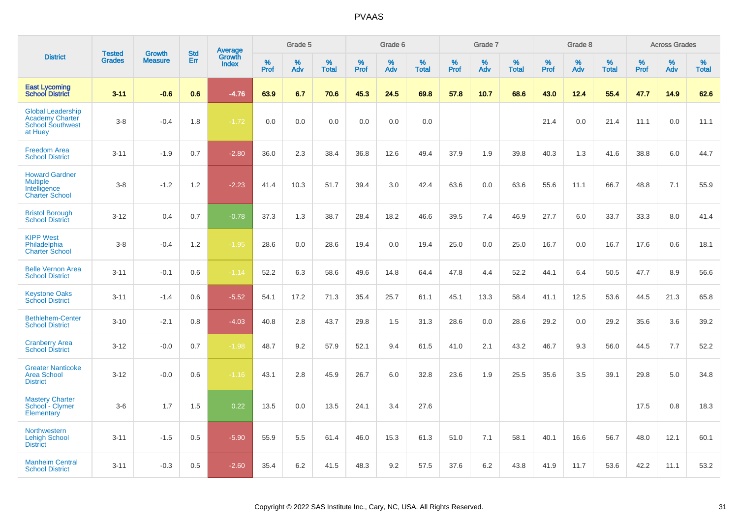| District | Tested Grades | Growth Measure | Std Err | Average Growth Index | Grade 5 | | | Grade 6 | | | Grade 7 | | | Grade 8 | | | Across Grades | | |
|---|---|---|---|---|---|---|---|---|---|---|---|---|---|---|---|---|---|---|---|
| | | | | | % Prof | % Adv | % Total | % Prof | % Adv | % Total | % Prof | % Adv | % Total | % Prof | % Adv | % Total | % Prof | % Adv | % Total |
| **East Lycoming School District** | **3-11** | **-0.6** | **0.6** | **-4.76** | **63.9** | **6.7** | **70.6** | **45.3** | **24.5** | **69.8** | **57.8** | **10.7** | **68.6** | **43.0** | **12.4** | **55.4** | **47.7** | **14.9** | **62.6** |
| Global Leadership Academy Charter School Southwest at Huey | 3-8 | -0.4 | 1.8 | -1.72 | 0.0 | 0.0 | 0.0 | 0.0 | 0.0 | 0.0 | | | | 21.4 | 0.0 | 21.4 | 11.1 | 0.0 | 11.1 |
| Freedom Area School District | 3-11 | -1.9 | 0.7 | -2.80 | 36.0 | 2.3 | 38.4 | 36.8 | 12.6 | 49.4 | 37.9 | 1.9 | 39.8 | 40.3 | 1.3 | 41.6 | 38.8 | 6.0 | 44.7 |
| Howard Gardner Multiple Intelligence Charter School | 3-8 | -1.2 | 1.2 | -2.23 | 41.4 | 10.3 | 51.7 | 39.4 | 3.0 | 42.4 | 63.6 | 0.0 | 63.6 | 55.6 | 11.1 | 66.7 | 48.8 | 7.1 | 55.9 |
| Bristol Borough School District | 3-12 | 0.4 | 0.7 | -0.78 | 37.3 | 1.3 | 38.7 | 28.4 | 18.2 | 46.6 | 39.5 | 7.4 | 46.9 | 27.7 | 6.0 | 33.7 | 33.3 | 8.0 | 41.4 |
| KIPP West Philadelphia Charter School | 3-8 | -0.4 | 1.2 | -1.95 | 28.6 | 0.0 | 28.6 | 19.4 | 0.0 | 19.4 | 25.0 | 0.0 | 25.0 | 16.7 | 0.0 | 16.7 | 17.6 | 0.6 | 18.1 |
| Belle Vernon Area School District | 3-11 | -0.1 | 0.6 | -1.14 | 52.2 | 6.3 | 58.6 | 49.6 | 14.8 | 64.4 | 47.8 | 4.4 | 52.2 | 44.1 | 6.4 | 50.5 | 47.7 | 8.9 | 56.6 |
| Keystone Oaks School District | 3-11 | -1.4 | 0.6 | -5.52 | 54.1 | 17.2 | 71.3 | 35.4 | 25.7 | 61.1 | 45.1 | 13.3 | 58.4 | 41.1 | 12.5 | 53.6 | 44.5 | 21.3 | 65.8 |
| Bethlehem-Center School District | 3-10 | -2.1 | 0.8 | -4.03 | 40.8 | 2.8 | 43.7 | 29.8 | 1.5 | 31.3 | 28.6 | 0.0 | 28.6 | 29.2 | 0.0 | 29.2 | 35.6 | 3.6 | 39.2 |
| Cranberry Area School District | 3-12 | -0.0 | 0.7 | -1.98 | 48.7 | 9.2 | 57.9 | 52.1 | 9.4 | 61.5 | 41.0 | 2.1 | 43.2 | 46.7 | 9.3 | 56.0 | 44.5 | 7.7 | 52.2 |
| Greater Nanticoke Area School District | 3-12 | -0.0 | 0.6 | -1.16 | 43.1 | 2.8 | 45.9 | 26.7 | 6.0 | 32.8 | 23.6 | 1.9 | 25.5 | 35.6 | 3.5 | 39.1 | 29.8 | 5.0 | 34.8 |
| Mastery Charter School - Clymer Elementary | 3-6 | 1.7 | 1.5 | 0.22 | 13.5 | 0.0 | 13.5 | 24.1 | 3.4 | 27.6 | | | | | | | 17.5 | 0.8 | 18.3 |
| Northwestern Lehigh School District | 3-11 | -1.5 | 0.5 | -5.90 | 55.9 | 5.5 | 61.4 | 46.0 | 15.3 | 61.3 | 51.0 | 7.1 | 58.1 | 40.1 | 16.6 | 56.7 | 48.0 | 12.1 | 60.1 |
| Manheim Central School District | 3-11 | -0.3 | 0.5 | -2.60 | 35.4 | 6.2 | 41.5 | 48.3 | 9.2 | 57.5 | 37.6 | 6.2 | 43.8 | 41.9 | 11.7 | 53.6 | 42.2 | 11.1 | 53.2 |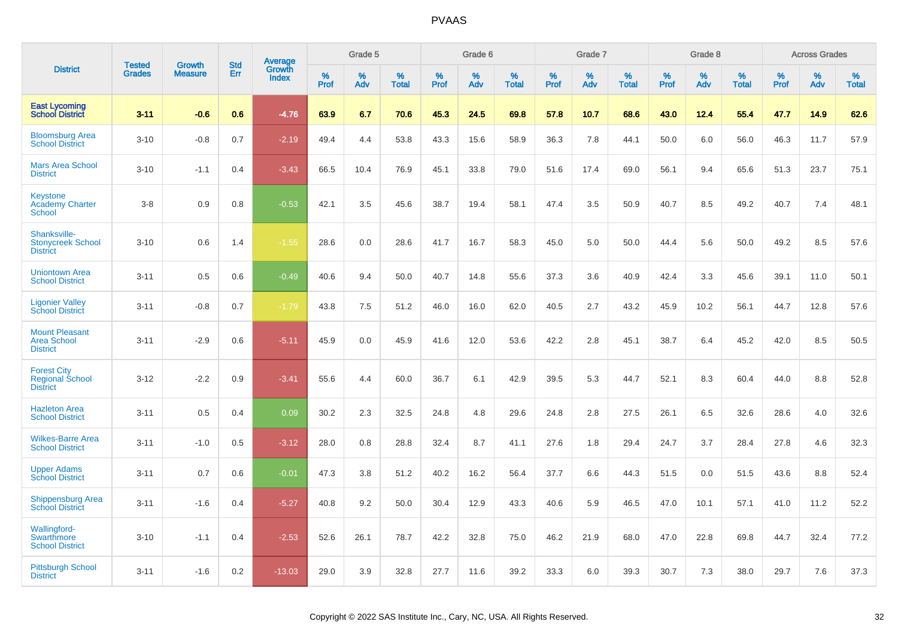| District | Tested Grades | Growth Measure | Std Err | Average Growth Index | Grade 5 | | | Grade 6 | | | Grade 7 | | | Grade 8 | | | Across Grades | | |
|---|---|---|---|---|---|---|---|---|---|---|---|---|---|---|---|---|---|---|---|
| | | | | | % Prof | % Adv | % Total | % Prof | % Adv | % Total | % Prof | % Adv | % Total | % Prof | % Adv | % Total | % Prof | % Adv | % Total |
| **East Lycoming School District** | **3-11** | **-0.6** | **0.6** | **-4.76** | **63.9** | **6.7** | **70.6** | **45.3** | **24.5** | **69.8** | **57.8** | **10.7** | **68.6** | **43.0** | **12.4** | **55.4** | **47.7** | **14.9** | **62.6** |
| Bloomsburg Area School District | 3-10 | -0.8 | 0.7 | -2.19 | 49.4 | 4.4 | 53.8 | 43.3 | 15.6 | 58.9 | 36.3 | 7.8 | 44.1 | 50.0 | 6.0 | 56.0 | 46.3 | 11.7 | 57.9 |
| Mars Area School District | 3-10 | -1.1 | 0.4 | -3.43 | 66.5 | 10.4 | 76.9 | 45.1 | 33.8 | 79.0 | 51.6 | 17.4 | 69.0 | 56.1 | 9.4 | 65.6 | 51.3 | 23.7 | 75.1 |
| Keystone Academy Charter School | 3-8 | 0.9 | 0.8 | -0.53 | 42.1 | 3.5 | 45.6 | 38.7 | 19.4 | 58.1 | 47.4 | 3.5 | 50.9 | 40.7 | 8.5 | 49.2 | 40.7 | 7.4 | 48.1 |
| Shanksville-Stonycreek School District | 3-10 | 0.6 | 1.4 | -1.55 | 28.6 | 0.0 | 28.6 | 41.7 | 16.7 | 58.3 | 45.0 | 5.0 | 50.0 | 44.4 | 5.6 | 50.0 | 49.2 | 8.5 | 57.6 |
| Uniontown Area School District | 3-11 | 0.5 | 0.6 | -0.49 | 40.6 | 9.4 | 50.0 | 40.7 | 14.8 | 55.6 | 37.3 | 3.6 | 40.9 | 42.4 | 3.3 | 45.6 | 39.1 | 11.0 | 50.1 |
| Ligonier Valley School District | 3-11 | -0.8 | 0.7 | -1.79 | 43.8 | 7.5 | 51.2 | 46.0 | 16.0 | 62.0 | 40.5 | 2.7 | 43.2 | 45.9 | 10.2 | 56.1 | 44.7 | 12.8 | 57.6 |
| Mount Pleasant Area School District | 3-11 | -2.9 | 0.6 | -5.11 | 45.9 | 0.0 | 45.9 | 41.6 | 12.0 | 53.6 | 42.2 | 2.8 | 45.1 | 38.7 | 6.4 | 45.2 | 42.0 | 8.5 | 50.5 |
| Forest City Regional School District | 3-12 | -2.2 | 0.9 | -3.41 | 55.6 | 4.4 | 60.0 | 36.7 | 6.1 | 42.9 | 39.5 | 5.3 | 44.7 | 52.1 | 8.3 | 60.4 | 44.0 | 8.8 | 52.8 |
| Hazleton Area School District | 3-11 | 0.5 | 0.4 | 0.09 | 30.2 | 2.3 | 32.5 | 24.8 | 4.8 | 29.6 | 24.8 | 2.8 | 27.5 | 26.1 | 6.5 | 32.6 | 28.6 | 4.0 | 32.6 |
| Wilkes-Barre Area School District | 3-11 | -1.0 | 0.5 | -3.12 | 28.0 | 0.8 | 28.8 | 32.4 | 8.7 | 41.1 | 27.6 | 1.8 | 29.4 | 24.7 | 3.7 | 28.4 | 27.8 | 4.6 | 32.3 |
| Upper Adams School District | 3-11 | 0.7 | 0.6 | -0.01 | 47.3 | 3.8 | 51.2 | 40.2 | 16.2 | 56.4 | 37.7 | 6.6 | 44.3 | 51.5 | 0.0 | 51.5 | 43.6 | 8.8 | 52.4 |
| Shippensburg Area School District | 3-11 | -1.6 | 0.4 | -5.27 | 40.8 | 9.2 | 50.0 | 30.4 | 12.9 | 43.3 | 40.6 | 5.9 | 46.5 | 47.0 | 10.1 | 57.1 | 41.0 | 11.2 | 52.2 |
| Wallingford-Swarthmore School District | 3-10 | -1.1 | 0.4 | -2.53 | 52.6 | 26.1 | 78.7 | 42.2 | 32.8 | 75.0 | 46.2 | 21.9 | 68.0 | 47.0 | 22.8 | 69.8 | 44.7 | 32.4 | 77.2 |
| Pittsburgh School District | 3-11 | -1.6 | 0.2 | -13.03 | 29.0 | 3.9 | 32.8 | 27.7 | 11.6 | 39.2 | 33.3 | 6.0 | 39.3 | 30.7 | 7.3 | 38.0 | 29.7 | 7.6 | 37.3 |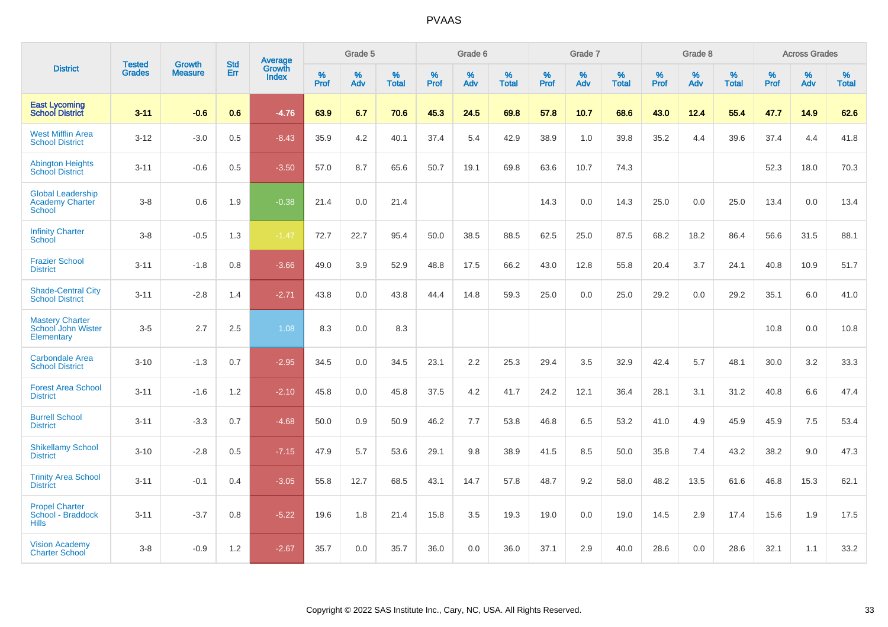| District | Tested Grades | Growth Measure | Std Err | Average Growth Index | Grade 5 | | | Grade 6 | | | Grade 7 | | | Grade 8 | | | Across Grades | | |
|---|---|---|---|---|---|---|---|---|---|---|---|---|---|---|---|---|---|---|---|
| | | | | | % Prof | % Adv | % Total | % Prof | % Adv | % Total | % Prof | % Adv | % Total | % Prof | % Adv | % Total | % Prof | % Adv | % Total |
| **East Lycoming School District** | **3-11** | **-0.6** | **0.6** | **-4.76** | **63.9** | **6.7** | **70.6** | **45.3** | **24.5** | **69.8** | **57.8** | **10.7** | **68.6** | **43.0** | **12.4** | **55.4** | **47.7** | **14.9** | **62.6** |
| West Mifflin Area School District | 3-12 | -3.0 | 0.5 | -8.43 | 35.9 | 4.2 | 40.1 | 37.4 | 5.4 | 42.9 | 38.9 | 1.0 | 39.8 | 35.2 | 4.4 | 39.6 | 37.4 | 4.4 | 41.8 |
| Abington Heights School District | 3-11 | -0.6 | 0.5 | -3.50 | 57.0 | 8.7 | 65.6 | 50.7 | 19.1 | 69.8 | 63.6 | 10.7 | 74.3 | | | | 52.3 | 18.0 | 70.3 |
| Global Leadership Academy Charter School | 3-8 | 0.6 | 1.9 | -0.38 | 21.4 | 0.0 | 21.4 | | | | 14.3 | 0.0 | 14.3 | 25.0 | 0.0 | 25.0 | 13.4 | 0.0 | 13.4 |
| Infinity Charter School | 3-8 | -0.5 | 1.3 | -1.47 | 72.7 | 22.7 | 95.4 | 50.0 | 38.5 | 88.5 | 62.5 | 25.0 | 87.5 | 68.2 | 18.2 | 86.4 | 56.6 | 31.5 | 88.1 |
| Frazier School District | 3-11 | -1.8 | 0.8 | -3.66 | 49.0 | 3.9 | 52.9 | 48.8 | 17.5 | 66.2 | 43.0 | 12.8 | 55.8 | 20.4 | 3.7 | 24.1 | 40.8 | 10.9 | 51.7 |
| Shade-Central City School District | 3-11 | -2.8 | 1.4 | -2.71 | 43.8 | 0.0 | 43.8 | 44.4 | 14.8 | 59.3 | 25.0 | 0.0 | 25.0 | 29.2 | 0.0 | 29.2 | 35.1 | 6.0 | 41.0 |
| Mastery Charter School John Wister Elementary | 3-5 | 2.7 | 2.5 | 1.08 | 8.3 | 0.0 | 8.3 | | | | | | | | | | 10.8 | 0.0 | 10.8 |
| Carbondale Area School District | 3-10 | -1.3 | 0.7 | -2.95 | 34.5 | 0.0 | 34.5 | 23.1 | 2.2 | 25.3 | 29.4 | 3.5 | 32.9 | 42.4 | 5.7 | 48.1 | 30.0 | 3.2 | 33.3 |
| Forest Area School District | 3-11 | -1.6 | 1.2 | -2.10 | 45.8 | 0.0 | 45.8 | 37.5 | 4.2 | 41.7 | 24.2 | 12.1 | 36.4 | 28.1 | 3.1 | 31.2 | 40.8 | 6.6 | 47.4 |
| Burrell School District | 3-11 | -3.3 | 0.7 | -4.68 | 50.0 | 0.9 | 50.9 | 46.2 | 7.7 | 53.8 | 46.8 | 6.5 | 53.2 | 41.0 | 4.9 | 45.9 | 45.9 | 7.5 | 53.4 |
| Shikellamy School District | 3-10 | -2.8 | 0.5 | -7.15 | 47.9 | 5.7 | 53.6 | 29.1 | 9.8 | 38.9 | 41.5 | 8.5 | 50.0 | 35.8 | 7.4 | 43.2 | 38.2 | 9.0 | 47.3 |
| Trinity Area School District | 3-11 | -0.1 | 0.4 | -3.05 | 55.8 | 12.7 | 68.5 | 43.1 | 14.7 | 57.8 | 48.7 | 9.2 | 58.0 | 48.2 | 13.5 | 61.6 | 46.8 | 15.3 | 62.1 |
| Propel Charter School - Braddock Hills | 3-11 | -3.7 | 0.8 | -5.22 | 19.6 | 1.8 | 21.4 | 15.8 | 3.5 | 19.3 | 19.0 | 0.0 | 19.0 | 14.5 | 2.9 | 17.4 | 15.6 | 1.9 | 17.5 |
| Vision Academy Charter School | 3-8 | -0.9 | 1.2 | -2.67 | 35.7 | 0.0 | 35.7 | 36.0 | 0.0 | 36.0 | 37.1 | 2.9 | 40.0 | 28.6 | 0.0 | 28.6 | 32.1 | 1.1 | 33.2 |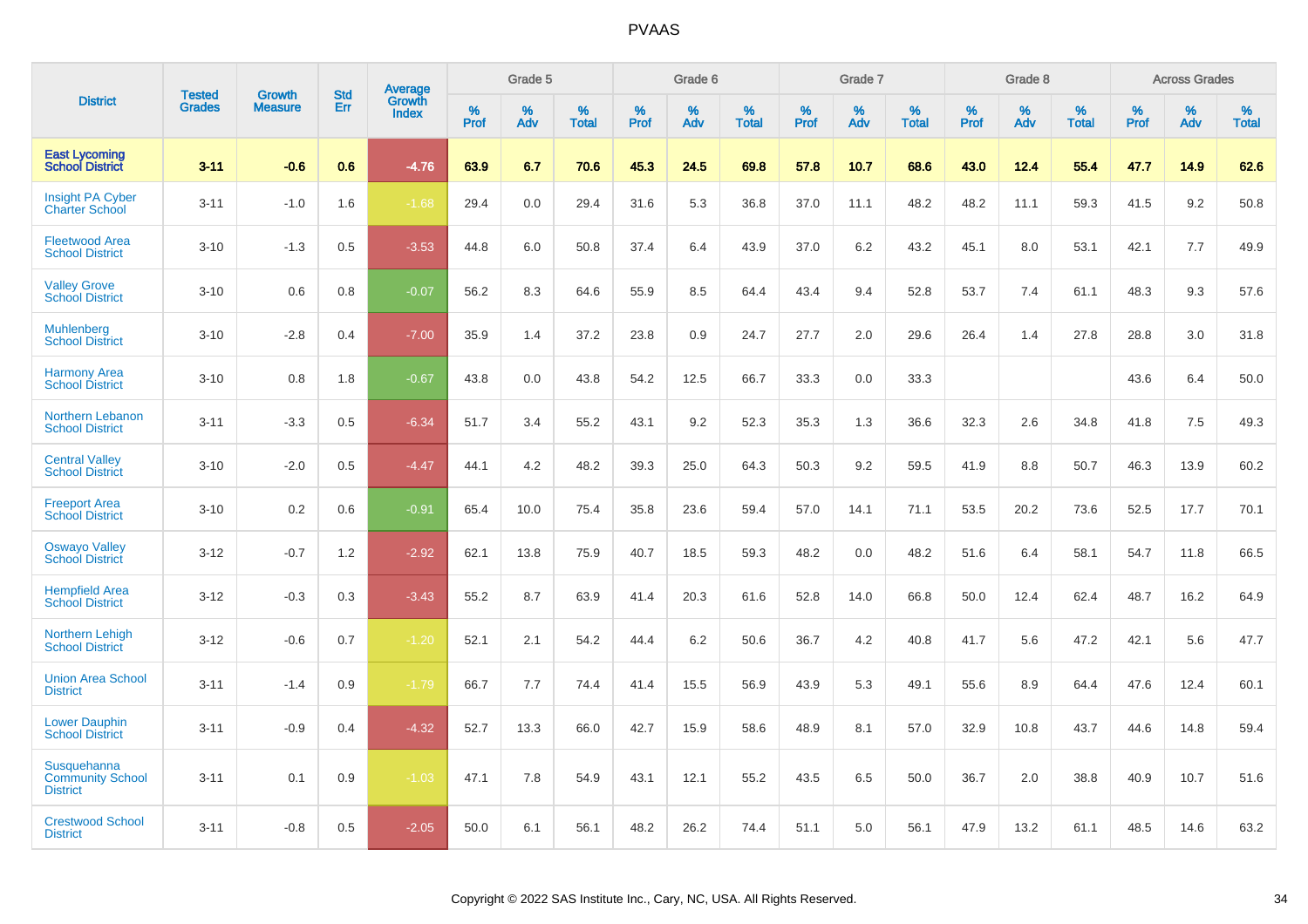# PVAAS

| District | Tested Grades | Growth Measure | Std Err | Average Growth Index | Grade 5 | | | Grade 6 | | | Grade 7 | | | Grade 8 | | | Across Grades | | |
|---|---|---|---|---|---|---|---|---|---|---|---|---|---|---|---|---|---|---|---|
| | | | | | % Prof | % Adv | % Total | % Prof | % Adv | % Total | % Prof | % Adv | % Total | % Prof | % Adv | % Total | % Prof | % Adv | % Total |
| **East Lycoming School District** | **3-11** | **-0.6** | **0.6** | **-4.76** | **63.9** | **6.7** | **70.6** | **45.3** | **24.5** | **69.8** | **57.8** | **10.7** | **68.6** | **43.0** | **12.4** | **55.4** | **47.7** | **14.9** | **62.6** |
| Insight PA Cyber Charter School | 3-11 | -1.0 | 1.6 | -1.68 | 29.4 | 0.0 | 29.4 | 31.6 | 5.3 | 36.8 | 37.0 | 11.1 | 48.2 | 48.2 | 11.1 | 59.3 | 41.5 | 9.2 | 50.8 |
| Fleetwood Area School District | 3-10 | -1.3 | 0.5 | -3.53 | 44.8 | 6.0 | 50.8 | 37.4 | 6.4 | 43.9 | 37.0 | 6.2 | 43.2 | 45.1 | 8.0 | 53.1 | 42.1 | 7.7 | 49.9 |
| Valley Grove School District | 3-10 | 0.6 | 0.8 | -0.07 | 56.2 | 8.3 | 64.6 | 55.9 | 8.5 | 64.4 | 43.4 | 9.4 | 52.8 | 53.7 | 7.4 | 61.1 | 48.3 | 9.3 | 57.6 |
| Muhlenberg School District | 3-10 | -2.8 | 0.4 | -7.00 | 35.9 | 1.4 | 37.2 | 23.8 | 0.9 | 24.7 | 27.7 | 2.0 | 29.6 | 26.4 | 1.4 | 27.8 | 28.8 | 3.0 | 31.8 |
| Harmony Area School District | 3-10 | 0.8 | 1.8 | -0.67 | 43.8 | 0.0 | 43.8 | 54.2 | 12.5 | 66.7 | 33.3 | 0.0 | 33.3 | | | | 43.6 | 6.4 | 50.0 |
| Northern Lebanon School District | 3-11 | -3.3 | 0.5 | -6.34 | 51.7 | 3.4 | 55.2 | 43.1 | 9.2 | 52.3 | 35.3 | 1.3 | 36.6 | 32.3 | 2.6 | 34.8 | 41.8 | 7.5 | 49.3 |
| Central Valley School District | 3-10 | -2.0 | 0.5 | -4.47 | 44.1 | 4.2 | 48.2 | 39.3 | 25.0 | 64.3 | 50.3 | 9.2 | 59.5 | 41.9 | 8.8 | 50.7 | 46.3 | 13.9 | 60.2 |
| Freeport Area School District | 3-10 | 0.2 | 0.6 | -0.91 | 65.4 | 10.0 | 75.4 | 35.8 | 23.6 | 59.4 | 57.0 | 14.1 | 71.1 | 53.5 | 20.2 | 73.6 | 52.5 | 17.7 | 70.1 |
| Oswayo Valley School District | 3-12 | -0.7 | 1.2 | -2.92 | 62.1 | 13.8 | 75.9 | 40.7 | 18.5 | 59.3 | 48.2 | 0.0 | 48.2 | 51.6 | 6.4 | 58.1 | 54.7 | 11.8 | 66.5 |
| Hempfield Area School District | 3-12 | -0.3 | 0.3 | -3.43 | 55.2 | 8.7 | 63.9 | 41.4 | 20.3 | 61.6 | 52.8 | 14.0 | 66.8 | 50.0 | 12.4 | 62.4 | 48.7 | 16.2 | 64.9 |
| Northern Lehigh School District | 3-12 | -0.6 | 0.7 | -1.20 | 52.1 | 2.1 | 54.2 | 44.4 | 6.2 | 50.6 | 36.7 | 4.2 | 40.8 | 41.7 | 5.6 | 47.2 | 42.1 | 5.6 | 47.7 |
| Union Area School District | 3-11 | -1.4 | 0.9 | -1.79 | 66.7 | 7.7 | 74.4 | 41.4 | 15.5 | 56.9 | 43.9 | 5.3 | 49.1 | 55.6 | 8.9 | 64.4 | 47.6 | 12.4 | 60.1 |
| Lower Dauphin School District | 3-11 | -0.9 | 0.4 | -4.32 | 52.7 | 13.3 | 66.0 | 42.7 | 15.9 | 58.6 | 48.9 | 8.1 | 57.0 | 32.9 | 10.8 | 43.7 | 44.6 | 14.8 | 59.4 |
| Susquehanna Community School District | 3-11 | 0.1 | 0.9 | -1.03 | 47.1 | 7.8 | 54.9 | 43.1 | 12.1 | 55.2 | 43.5 | 6.5 | 50.0 | 36.7 | 2.0 | 38.8 | 40.9 | 10.7 | 51.6 |
| Crestwood School District | 3-11 | -0.8 | 0.5 | -2.05 | 50.0 | 6.1 | 56.1 | 48.2 | 26.2 | 74.4 | 51.1 | 5.0 | 56.1 | 47.9 | 13.2 | 61.1 | 48.5 | 14.6 | 63.2 |

Copyright © 2022 SAS Institute Inc., Cary, NC, USA. All Rights Reserved.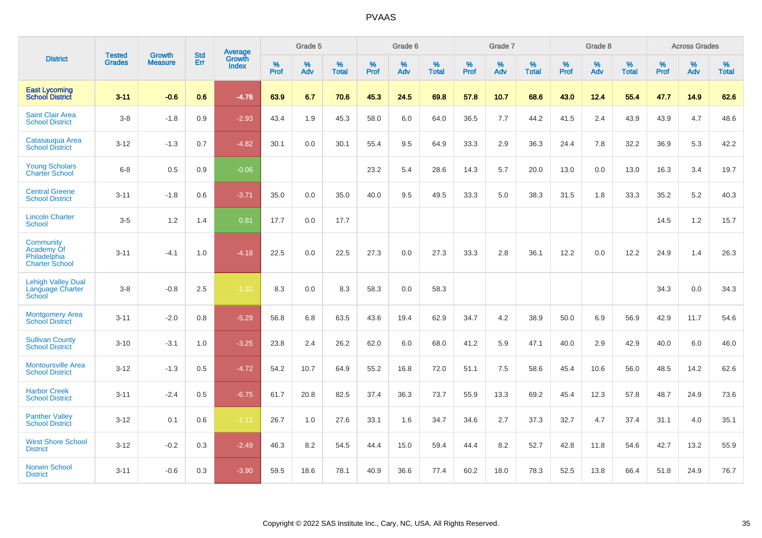# PVAAS

| District | Tested Grades | Growth Measure | Std Err | Average Growth Index | Grade 5 | | | Grade 6 | | | Grade 7 | | | Grade 8 | | | Across Grades | | |
|---|---|---|---|---|---|---|---|---|---|---|---|---|---|---|---|---|---|---|---|
| | | | | | % Prof | % Adv | % Total | % Prof | % Adv | % Total | % Prof | % Adv | % Total | % Prof | % Adv | % Total | % Prof | % Adv | % Total |
| **East Lycoming School District** | **3-11** | **-0.6** | **0.6** | **-4.76** | **63.9** | **6.7** | **70.6** | **45.3** | **24.5** | **69.8** | **57.8** | **10.7** | **68.6** | **43.0** | **12.4** | **55.4** | **47.7** | **14.9** | **62.6** |
| Saint Clair Area School District | 3-8 | -1.8 | 0.9 | -2.93 | 43.4 | 1.9 | 45.3 | 58.0 | 6.0 | 64.0 | 36.5 | 7.7 | 44.2 | 41.5 | 2.4 | 43.9 | 43.9 | 4.7 | 48.6 |
| Catasauqua Area School District | 3-12 | -1.3 | 0.7 | -4.82 | 30.1 | 0.0 | 30.1 | 55.4 | 9.5 | 64.9 | 33.3 | 2.9 | 36.3 | 24.4 | 7.8 | 32.2 | 36.9 | 5.3 | 42.2 |
| Young Scholars Charter School | 6-8 | 0.5 | 0.9 | -0.06 | | | | 23.2 | 5.4 | 28.6 | 14.3 | 5.7 | 20.0 | 13.0 | 0.0 | 13.0 | 16.3 | 3.4 | 19.7 |
| Central Greene School District | 3-11 | -1.8 | 0.6 | -3.71 | 35.0 | 0.0 | 35.0 | 40.0 | 9.5 | 49.5 | 33.3 | 5.0 | 38.3 | 31.5 | 1.8 | 33.3 | 35.2 | 5.2 | 40.3 |
| Lincoln Charter School | 3-5 | 1.2 | 1.4 | 0.81 | 17.7 | 0.0 | 17.7 | | | | | | | | | | 14.5 | 1.2 | 15.7 |
| Community Academy Of Philadelphia Charter School | 3-11 | -4.1 | 1.0 | -4.18 | 22.5 | 0.0 | 22.5 | 27.3 | 0.0 | 27.3 | 33.3 | 2.8 | 36.1 | 12.2 | 0.0 | 12.2 | 24.9 | 1.4 | 26.3 |
| Lehigh Valley Dual Language Charter School | 3-8 | -0.8 | 2.5 | -1.32 | 8.3 | 0.0 | 8.3 | 58.3 | 0.0 | 58.3 | | | | | | | 34.3 | 0.0 | 34.3 |
| Montgomery Area School District | 3-11 | -2.0 | 0.8 | -5.29 | 56.8 | 6.8 | 63.5 | 43.6 | 19.4 | 62.9 | 34.7 | 4.2 | 38.9 | 50.0 | 6.9 | 56.9 | 42.9 | 11.7 | 54.6 |
| Sullivan County School District | 3-10 | -3.1 | 1.0 | -3.25 | 23.8 | 2.4 | 26.2 | 62.0 | 6.0 | 68.0 | 41.2 | 5.9 | 47.1 | 40.0 | 2.9 | 42.9 | 40.0 | 6.0 | 46.0 |
| Montoursville Area School District | 3-12 | -1.3 | 0.5 | -4.72 | 54.2 | 10.7 | 64.9 | 55.2 | 16.8 | 72.0 | 51.1 | 7.5 | 58.6 | 45.4 | 10.6 | 56.0 | 48.5 | 14.2 | 62.6 |
| Harbor Creek School District | 3-11 | -2.4 | 0.5 | -6.75 | 61.7 | 20.8 | 82.5 | 37.4 | 36.3 | 73.7 | 55.9 | 13.3 | 69.2 | 45.4 | 12.3 | 57.8 | 48.7 | 24.9 | 73.6 |
| Panther Valley School District | 3-12 | 0.1 | 0.6 | -1.12 | 26.7 | 1.0 | 27.6 | 33.1 | 1.6 | 34.7 | 34.6 | 2.7 | 37.3 | 32.7 | 4.7 | 37.4 | 31.1 | 4.0 | 35.1 |
| West Shore School District | 3-12 | -0.2 | 0.3 | -2.49 | 46.3 | 8.2 | 54.5 | 44.4 | 15.0 | 59.4 | 44.4 | 8.2 | 52.7 | 42.8 | 11.8 | 54.6 | 42.7 | 13.2 | 55.9 |
| Norwin School District | 3-11 | -0.6 | 0.3 | -3.90 | 59.5 | 18.6 | 78.1 | 40.9 | 36.6 | 77.4 | 60.2 | 18.0 | 78.3 | 52.5 | 13.8 | 66.4 | 51.8 | 24.9 | 76.7 |

Copyright © 2022 SAS Institute Inc., Cary, NC, USA. All Rights Reserved.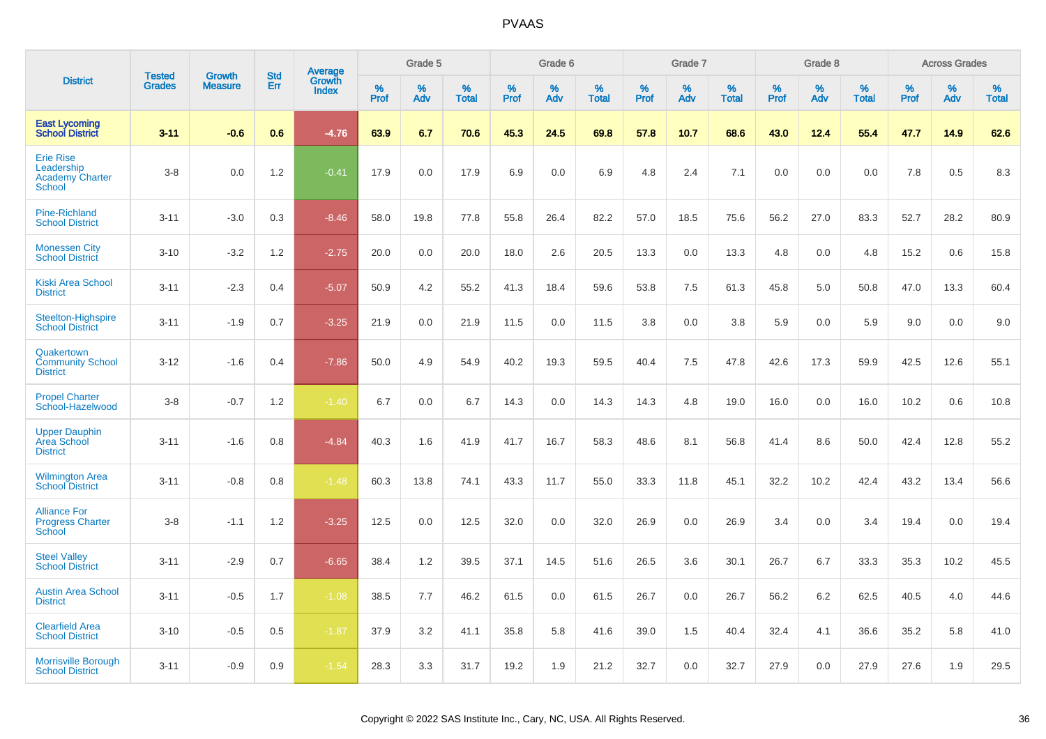# PVAAS

| District | Tested Grades | Growth Measure | Std Err | Average Growth Index | Grade 5 | | | Grade 6 | | | Grade 7 | | | Grade 8 | | | Across Grades | | |
|---|---|---|---|---|---|---|---|---|---|---|---|---|---|---|---|---|---|---|---|
| | | | | | % Prof | % Adv | % Total | % Prof | % Adv | % Total | % Prof | % Adv | % Total | % Prof | % Adv | % Total | % Prof | % Adv | % Total |
| **East Lycoming School District** | **3-11** | **-0.6** | **0.6** | **-4.76** | **63.9** | **6.7** | **70.6** | **45.3** | **24.5** | **69.8** | **57.8** | **10.7** | **68.6** | **43.0** | **12.4** | **55.4** | **47.7** | **14.9** | **62.6** |
| Erie Rise Leadership Academy Charter School | 3-8 | 0.0 | 1.2 | -0.41 | 17.9 | 0.0 | 17.9 | 6.9 | 0.0 | 6.9 | 4.8 | 2.4 | 7.1 | 0.0 | 0.0 | 0.0 | 7.8 | 0.5 | 8.3 |
| Pine-Richland School District | 3-11 | -3.0 | 0.3 | -8.46 | 58.0 | 19.8 | 77.8 | 55.8 | 26.4 | 82.2 | 57.0 | 18.5 | 75.6 | 56.2 | 27.0 | 83.3 | 52.7 | 28.2 | 80.9 |
| Monessen City School District | 3-10 | -3.2 | 1.2 | -2.75 | 20.0 | 0.0 | 20.0 | 18.0 | 2.6 | 20.5 | 13.3 | 0.0 | 13.3 | 4.8 | 0.0 | 4.8 | 15.2 | 0.6 | 15.8 |
| Kiski Area School District | 3-11 | -2.3 | 0.4 | -5.07 | 50.9 | 4.2 | 55.2 | 41.3 | 18.4 | 59.6 | 53.8 | 7.5 | 61.3 | 45.8 | 5.0 | 50.8 | 47.0 | 13.3 | 60.4 |
| Steelton-Highspire School District | 3-11 | -1.9 | 0.7 | -3.25 | 21.9 | 0.0 | 21.9 | 11.5 | 0.0 | 11.5 | 3.8 | 0.0 | 3.8 | 5.9 | 0.0 | 5.9 | 9.0 | 0.0 | 9.0 |
| Quakertown Community School District | 3-12 | -1.6 | 0.4 | -7.86 | 50.0 | 4.9 | 54.9 | 40.2 | 19.3 | 59.5 | 40.4 | 7.5 | 47.8 | 42.6 | 17.3 | 59.9 | 42.5 | 12.6 | 55.1 |
| Propel Charter School-Hazelwood | 3-8 | -0.7 | 1.2 | -1.40 | 6.7 | 0.0 | 6.7 | 14.3 | 0.0 | 14.3 | 14.3 | 4.8 | 19.0 | 16.0 | 0.0 | 16.0 | 10.2 | 0.6 | 10.8 |
| Upper Dauphin Area School District | 3-11 | -1.6 | 0.8 | -4.84 | 40.3 | 1.6 | 41.9 | 41.7 | 16.7 | 58.3 | 48.6 | 8.1 | 56.8 | 41.4 | 8.6 | 50.0 | 42.4 | 12.8 | 55.2 |
| Wilmington Area School District | 3-11 | -0.8 | 0.8 | -1.48 | 60.3 | 13.8 | 74.1 | 43.3 | 11.7 | 55.0 | 33.3 | 11.8 | 45.1 | 32.2 | 10.2 | 42.4 | 43.2 | 13.4 | 56.6 |
| Alliance For Progress Charter School | 3-8 | -1.1 | 1.2 | -3.25 | 12.5 | 0.0 | 12.5 | 32.0 | 0.0 | 32.0 | 26.9 | 0.0 | 26.9 | 3.4 | 0.0 | 3.4 | 19.4 | 0.0 | 19.4 |
| Steel Valley School District | 3-11 | -2.9 | 0.7 | -6.65 | 38.4 | 1.2 | 39.5 | 37.1 | 14.5 | 51.6 | 26.5 | 3.6 | 30.1 | 26.7 | 6.7 | 33.3 | 35.3 | 10.2 | 45.5 |
| Austin Area School District | 3-11 | -0.5 | 1.7 | -1.08 | 38.5 | 7.7 | 46.2 | 61.5 | 0.0 | 61.5 | 26.7 | 0.0 | 26.7 | 56.2 | 6.2 | 62.5 | 40.5 | 4.0 | 44.6 |
| Clearfield Area School District | 3-10 | -0.5 | 0.5 | -1.87 | 37.9 | 3.2 | 41.1 | 35.8 | 5.8 | 41.6 | 39.0 | 1.5 | 40.4 | 32.4 | 4.1 | 36.6 | 35.2 | 5.8 | 41.0 |
| Morrisville Borough School District | 3-11 | -0.9 | 0.9 | -1.54 | 28.3 | 3.3 | 31.7 | 19.2 | 1.9 | 21.2 | 32.7 | 0.0 | 32.7 | 27.9 | 0.0 | 27.9 | 27.6 | 1.9 | 29.5 |

Copyright © 2022 SAS Institute Inc., Cary, NC, USA. All Rights Reserved.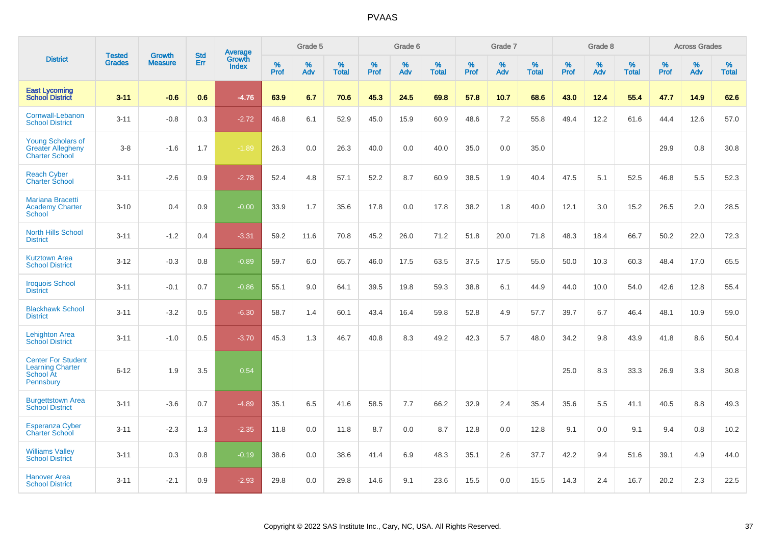| District | Tested Grades | Growth Measure | Std Err | Average Growth Index | Grade 5 | | | Grade 6 | | | Grade 7 | | | Grade 8 | | | Across Grades | | |
|---|---|---|---|---|---|---|---|---|---|---|---|---|---|---|---|---|---|---|---|
| | | | | | % Prof | % Adv | % Total | % Prof | % Adv | % Total | % Prof | % Adv | % Total | % Prof | % Adv | % Total | % Prof | % Adv | % Total |
| **East Lycoming School District** | **3-11** | **-0.6** | **0.6** | **-4.76** | **63.9** | **6.7** | **70.6** | **45.3** | **24.5** | **69.8** | **57.8** | **10.7** | **68.6** | **43.0** | **12.4** | **55.4** | **47.7** | **14.9** | **62.6** |
| Cornwall-Lebanon School District | 3-11 | -0.8 | 0.3 | -2.72 | 46.8 | 6.1 | 52.9 | 45.0 | 15.9 | 60.9 | 48.6 | 7.2 | 55.8 | 49.4 | 12.2 | 61.6 | 44.4 | 12.6 | 57.0 |
| Young Scholars of Greater Allegheny Charter School | 3-8 | -1.6 | 1.7 | -1.89 | 26.3 | 0.0 | 26.3 | 40.0 | 0.0 | 40.0 | 35.0 | 0.0 | 35.0 | | | | 29.9 | 0.8 | 30.8 |
| Reach Cyber Charter School | 3-11 | -2.6 | 0.9 | -2.78 | 52.4 | 4.8 | 57.1 | 52.2 | 8.7 | 60.9 | 38.5 | 1.9 | 40.4 | 47.5 | 5.1 | 52.5 | 46.8 | 5.5 | 52.3 |
| Mariana Bracetti Academy Charter School | 3-10 | 0.4 | 0.9 | -0.00 | 33.9 | 1.7 | 35.6 | 17.8 | 0.0 | 17.8 | 38.2 | 1.8 | 40.0 | 12.1 | 3.0 | 15.2 | 26.5 | 2.0 | 28.5 |
| North Hills School District | 3-11 | -1.2 | 0.4 | -3.31 | 59.2 | 11.6 | 70.8 | 45.2 | 26.0 | 71.2 | 51.8 | 20.0 | 71.8 | 48.3 | 18.4 | 66.7 | 50.2 | 22.0 | 72.3 |
| Kutztown Area School District | 3-12 | -0.3 | 0.8 | -0.89 | 59.7 | 6.0 | 65.7 | 46.0 | 17.5 | 63.5 | 37.5 | 17.5 | 55.0 | 50.0 | 10.3 | 60.3 | 48.4 | 17.0 | 65.5 |
| Iroquois School District | 3-11 | -0.1 | 0.7 | -0.86 | 55.1 | 9.0 | 64.1 | 39.5 | 19.8 | 59.3 | 38.8 | 6.1 | 44.9 | 44.0 | 10.0 | 54.0 | 42.6 | 12.8 | 55.4 |
| Blackhawk School District | 3-11 | -3.2 | 0.5 | -6.30 | 58.7 | 1.4 | 60.1 | 43.4 | 16.4 | 59.8 | 52.8 | 4.9 | 57.7 | 39.7 | 6.7 | 46.4 | 48.1 | 10.9 | 59.0 |
| Lehighton Area School District | 3-11 | -1.0 | 0.5 | -3.70 | 45.3 | 1.3 | 46.7 | 40.8 | 8.3 | 49.2 | 42.3 | 5.7 | 48.0 | 34.2 | 9.8 | 43.9 | 41.8 | 8.6 | 50.4 |
| Center For Student Learning Charter School At Pennsbury | 6-12 | 1.9 | 3.5 | 0.54 | | | | | | | | | | 25.0 | 8.3 | 33.3 | 26.9 | 3.8 | 30.8 |
| Burgettstown Area School District | 3-11 | -3.6 | 0.7 | -4.89 | 35.1 | 6.5 | 41.6 | 58.5 | 7.7 | 66.2 | 32.9 | 2.4 | 35.4 | 35.6 | 5.5 | 41.1 | 40.5 | 8.8 | 49.3 |
| Esperanza Cyber Charter School | 3-11 | -2.3 | 1.3 | -2.35 | 11.8 | 0.0 | 11.8 | 8.7 | 0.0 | 8.7 | 12.8 | 0.0 | 12.8 | 9.1 | 0.0 | 9.1 | 9.4 | 0.8 | 10.2 |
| Williams Valley School District | 3-11 | 0.3 | 0.8 | -0.19 | 38.6 | 0.0 | 38.6 | 41.4 | 6.9 | 48.3 | 35.1 | 2.6 | 37.7 | 42.2 | 9.4 | 51.6 | 39.1 | 4.9 | 44.0 |
| Hanover Area School District | 3-11 | -2.1 | 0.9 | -2.93 | 29.8 | 0.0 | 29.8 | 14.6 | 9.1 | 23.6 | 15.5 | 0.0 | 15.5 | 14.3 | 2.4 | 16.7 | 20.2 | 2.3 | 22.5 |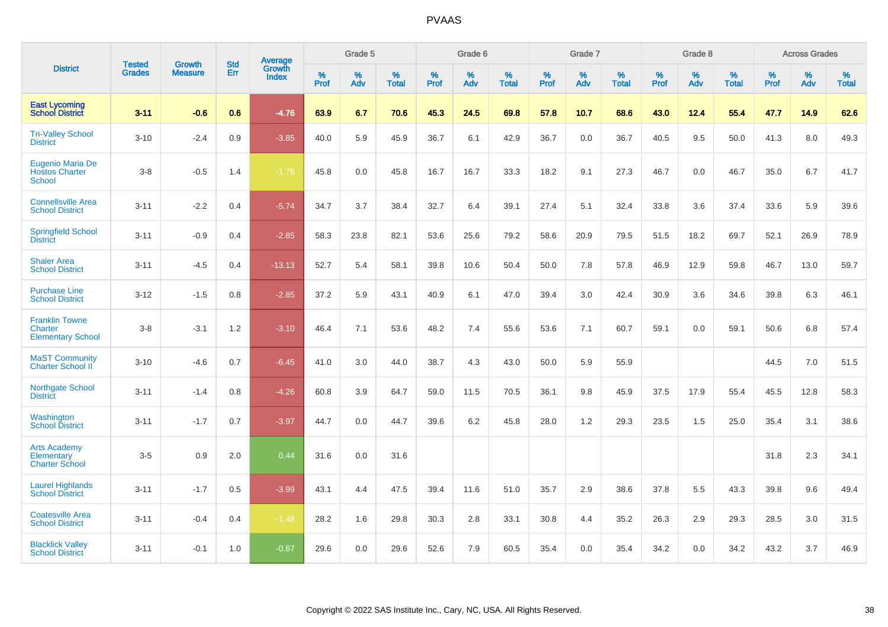| District | Tested Grades | Growth Measure | Std Err | Average Growth Index | Grade 5 | | | Grade 6 | | | Grade 7 | | | Grade 8 | | | Across Grades | | |
|---|---|---|---|---|---|---|---|---|---|---|---|---|---|---|---|---|---|---|---|
| | | | | | % Prof | % Adv | % Total | % Prof | % Adv | % Total | % Prof | % Adv | % Total | % Prof | % Adv | % Total | % Prof | % Adv | % Total |
| **East Lycoming School District** | **3-11** | **-0.6** | **0.6** | **-4.76** | **63.9** | **6.7** | **70.6** | **45.3** | **24.5** | **69.8** | **57.8** | **10.7** | **68.6** | **43.0** | **12.4** | **55.4** | **47.7** | **14.9** | **62.6** |
| Tri-Valley School District | 3-10 | -2.4 | 0.9 | -3.85 | 40.0 | 5.9 | 45.9 | 36.7 | 6.1 | 42.9 | 36.7 | 0.0 | 36.7 | 40.5 | 9.5 | 50.0 | 41.3 | 8.0 | 49.3 |
| Eugenio Maria De Hostos Charter School | 3-8 | -0.5 | 1.4 | -1.78 | 45.8 | 0.0 | 45.8 | 16.7 | 16.7 | 33.3 | 18.2 | 9.1 | 27.3 | 46.7 | 0.0 | 46.7 | 35.0 | 6.7 | 41.7 |
| Connellsville Area School District | 3-11 | -2.2 | 0.4 | -5.74 | 34.7 | 3.7 | 38.4 | 32.7 | 6.4 | 39.1 | 27.4 | 5.1 | 32.4 | 33.8 | 3.6 | 37.4 | 33.6 | 5.9 | 39.6 |
| Springfield School District | 3-11 | -0.9 | 0.4 | -2.85 | 58.3 | 23.8 | 82.1 | 53.6 | 25.6 | 79.2 | 58.6 | 20.9 | 79.5 | 51.5 | 18.2 | 69.7 | 52.1 | 26.9 | 78.9 |
| Shaler Area School District | 3-11 | -4.5 | 0.4 | -13.13 | 52.7 | 5.4 | 58.1 | 39.8 | 10.6 | 50.4 | 50.0 | 7.8 | 57.8 | 46.9 | 12.9 | 59.8 | 46.7 | 13.0 | 59.7 |
| Purchase Line School District | 3-12 | -1.5 | 0.8 | -2.85 | 37.2 | 5.9 | 43.1 | 40.9 | 6.1 | 47.0 | 39.4 | 3.0 | 42.4 | 30.9 | 3.6 | 34.6 | 39.8 | 6.3 | 46.1 |
| Franklin Towne Charter Elementary School | 3-8 | -3.1 | 1.2 | -3.10 | 46.4 | 7.1 | 53.6 | 48.2 | 7.4 | 55.6 | 53.6 | 7.1 | 60.7 | 59.1 | 0.0 | 59.1 | 50.6 | 6.8 | 57.4 |
| MaST Community Charter School II | 3-10 | -4.6 | 0.7 | -6.45 | 41.0 | 3.0 | 44.0 | 38.7 | 4.3 | 43.0 | 50.0 | 5.9 | 55.9 | | | | 44.5 | 7.0 | 51.5 |
| Northgate School District | 3-11 | -1.4 | 0.8 | -4.26 | 60.8 | 3.9 | 64.7 | 59.0 | 11.5 | 70.5 | 36.1 | 9.8 | 45.9 | 37.5 | 17.9 | 55.4 | 45.5 | 12.8 | 58.3 |
| Washington School District | 3-11 | -1.7 | 0.7 | -3.97 | 44.7 | 0.0 | 44.7 | 39.6 | 6.2 | 45.8 | 28.0 | 1.2 | 29.3 | 23.5 | 1.5 | 25.0 | 35.4 | 3.1 | 38.6 |
| Arts Academy Elementary Charter School | 3-5 | 0.9 | 2.0 | 0.44 | 31.6 | 0.0 | 31.6 | | | | | | | | | | 31.8 | 2.3 | 34.1 |
| Laurel Highlands School District | 3-11 | -1.7 | 0.5 | -3.99 | 43.1 | 4.4 | 47.5 | 39.4 | 11.6 | 51.0 | 35.7 | 2.9 | 38.6 | 37.8 | 5.5 | 43.3 | 39.8 | 9.6 | 49.4 |
| Coatesville Area School District | 3-11 | -0.4 | 0.4 | -1.48 | 28.2 | 1.6 | 29.8 | 30.3 | 2.8 | 33.1 | 30.8 | 4.4 | 35.2 | 26.3 | 2.9 | 29.3 | 28.5 | 3.0 | 31.5 |
| Blacklick Valley School District | 3-11 | -0.1 | 1.0 | -0.87 | 29.6 | 0.0 | 29.6 | 52.6 | 7.9 | 60.5 | 35.4 | 0.0 | 35.4 | 34.2 | 0.0 | 34.2 | 43.2 | 3.7 | 46.9 |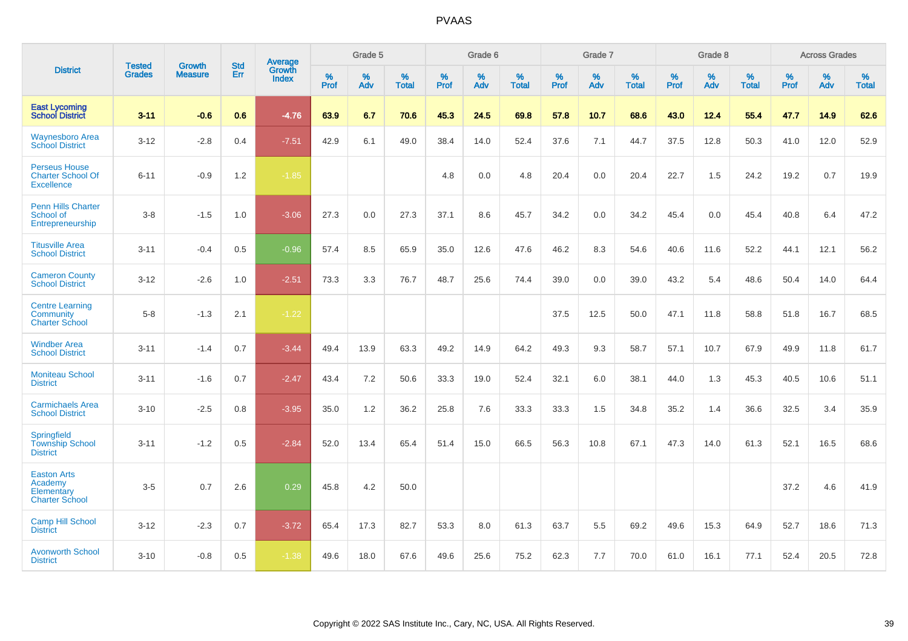| District | Tested Grades | Growth Measure | Std Err | Average Growth Index | Grade 5 | | | Grade 6 | | | Grade 7 | | | Grade 8 | | | Across Grades | | |
|---|---|---|---|---|---|---|---|---|---|---|---|---|---|---|---|---|---|---|---|
| | | | | | % Prof | % Adv | % Total | % Prof | % Adv | % Total | % Prof | % Adv | % Total | % Prof | % Adv | % Total | % Prof | % Adv | % Total |
| **East Lycoming School District** | **3-11** | **-0.6** | **0.6** | **-4.76** | **63.9** | **6.7** | **70.6** | **45.3** | **24.5** | **69.8** | **57.8** | **10.7** | **68.6** | **43.0** | **12.4** | **55.4** | **47.7** | **14.9** | **62.6** |
| Waynesboro Area School District | 3-12 | -2.8 | 0.4 | -7.51 | 42.9 | 6.1 | 49.0 | 38.4 | 14.0 | 52.4 | 37.6 | 7.1 | 44.7 | 37.5 | 12.8 | 50.3 | 41.0 | 12.0 | 52.9 |
| Perseus House Charter School Of Excellence | 6-11 | -0.9 | 1.2 | -1.85 | | | | 4.8 | 0.0 | 4.8 | 20.4 | 0.0 | 20.4 | 22.7 | 1.5 | 24.2 | 19.2 | 0.7 | 19.9 |
| Penn Hills Charter School of Entrepreneurship | 3-8 | -1.5 | 1.0 | -3.06 | 27.3 | 0.0 | 27.3 | 37.1 | 8.6 | 45.7 | 34.2 | 0.0 | 34.2 | 45.4 | 0.0 | 45.4 | 40.8 | 6.4 | 47.2 |
| Titusville Area School District | 3-11 | -0.4 | 0.5 | -0.96 | 57.4 | 8.5 | 65.9 | 35.0 | 12.6 | 47.6 | 46.2 | 8.3 | 54.6 | 40.6 | 11.6 | 52.2 | 44.1 | 12.1 | 56.2 |
| Cameron County School District | 3-12 | -2.6 | 1.0 | -2.51 | 73.3 | 3.3 | 76.7 | 48.7 | 25.6 | 74.4 | 39.0 | 0.0 | 39.0 | 43.2 | 5.4 | 48.6 | 50.4 | 14.0 | 64.4 |
| Centre Learning Community Charter School | 5-8 | -1.3 | 2.1 | -1.22 | | | | | | | 37.5 | 12.5 | 50.0 | 47.1 | 11.8 | 58.8 | 51.8 | 16.7 | 68.5 |
| Windber Area School District | 3-11 | -1.4 | 0.7 | -3.44 | 49.4 | 13.9 | 63.3 | 49.2 | 14.9 | 64.2 | 49.3 | 9.3 | 58.7 | 57.1 | 10.7 | 67.9 | 49.9 | 11.8 | 61.7 |
| Moniteau School District | 3-11 | -1.6 | 0.7 | -2.47 | 43.4 | 7.2 | 50.6 | 33.3 | 19.0 | 52.4 | 32.1 | 6.0 | 38.1 | 44.0 | 1.3 | 45.3 | 40.5 | 10.6 | 51.1 |
| Carmichaels Area School District | 3-10 | -2.5 | 0.8 | -3.95 | 35.0 | 1.2 | 36.2 | 25.8 | 7.6 | 33.3 | 33.3 | 1.5 | 34.8 | 35.2 | 1.4 | 36.6 | 32.5 | 3.4 | 35.9 |
| Springfield Township School District | 3-11 | -1.2 | 0.5 | -2.84 | 52.0 | 13.4 | 65.4 | 51.4 | 15.0 | 66.5 | 56.3 | 10.8 | 67.1 | 47.3 | 14.0 | 61.3 | 52.1 | 16.5 | 68.6 |
| Easton Arts Academy Elementary Charter School | 3-5 | 0.7 | 2.6 | 0.29 | 45.8 | 4.2 | 50.0 | | | | | | | | | | 37.2 | 4.6 | 41.9 |
| Camp Hill School District | 3-12 | -2.3 | 0.7 | -3.72 | 65.4 | 17.3 | 82.7 | 53.3 | 8.0 | 61.3 | 63.7 | 5.5 | 69.2 | 49.6 | 15.3 | 64.9 | 52.7 | 18.6 | 71.3 |
| Avonworth School District | 3-10 | -0.8 | 0.5 | -1.38 | 49.6 | 18.0 | 67.6 | 49.6 | 25.6 | 75.2 | 62.3 | 7.7 | 70.0 | 61.0 | 16.1 | 77.1 | 52.4 | 20.5 | 72.8 |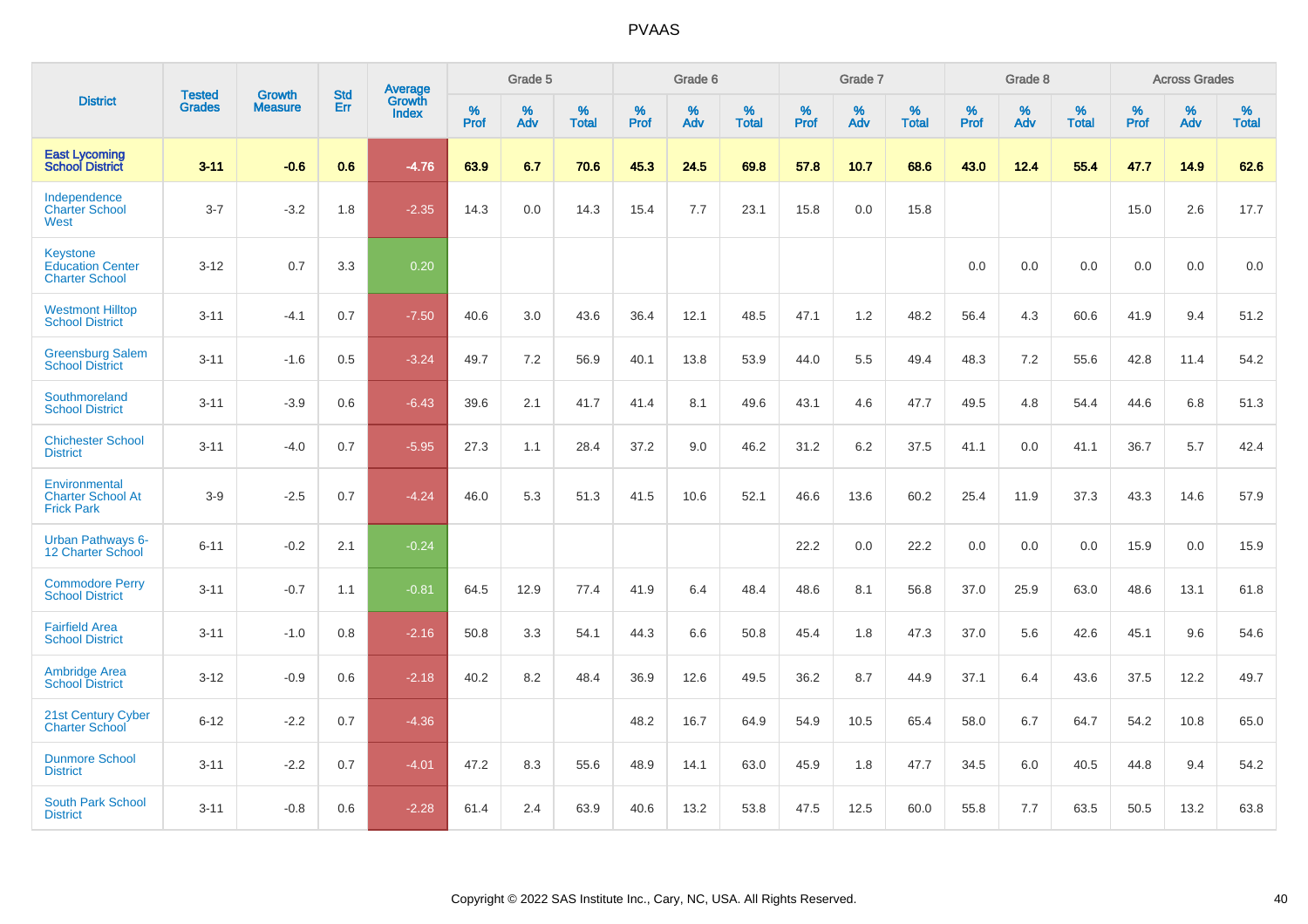# PVAAS

| District | Tested Grades | Growth Measure | Std Err | Average Growth Index | Grade 5 | | | Grade 6 | | | Grade 7 | | | Grade 8 | | | Across Grades | | |
|---|---|---|---|---|---|---|---|---|---|---|---|---|---|---|---|---|---|---|---|
| | | | | | % Prof | % Adv | % Total | % Prof | % Adv | % Total | % Prof | % Adv | % Total | % Prof | % Adv | % Total | % Prof | % Adv | % Total |
| **East Lycoming School District** | **3-11** | **-0.6** | **0.6** | **-4.76** | **63.9** | **6.7** | **70.6** | **45.3** | **24.5** | **69.8** | **57.8** | **10.7** | **68.6** | **43.0** | **12.4** | **55.4** | **47.7** | **14.9** | **62.6** |
| Independence Charter School West | 3-7 | -3.2 | 1.8 | -2.35 | 14.3 | 0.0 | 14.3 | 15.4 | 7.7 | 23.1 | 15.8 | 0.0 | 15.8 | | | | 15.0 | 2.6 | 17.7 |
| Keystone Education Center Charter School | 3-12 | 0.7 | 3.3 | 0.20 | | | | | | | | | | 0.0 | 0.0 | 0.0 | 0.0 | 0.0 | 0.0 |
| Westmont Hilltop School District | 3-11 | -4.1 | 0.7 | -7.50 | 40.6 | 3.0 | 43.6 | 36.4 | 12.1 | 48.5 | 47.1 | 1.2 | 48.2 | 56.4 | 4.3 | 60.6 | 41.9 | 9.4 | 51.2 |
| Greensburg Salem School District | 3-11 | -1.6 | 0.5 | -3.24 | 49.7 | 7.2 | 56.9 | 40.1 | 13.8 | 53.9 | 44.0 | 5.5 | 49.4 | 48.3 | 7.2 | 55.6 | 42.8 | 11.4 | 54.2 |
| Southmoreland School District | 3-11 | -3.9 | 0.6 | -6.43 | 39.6 | 2.1 | 41.7 | 41.4 | 8.1 | 49.6 | 43.1 | 4.6 | 47.7 | 49.5 | 4.8 | 54.4 | 44.6 | 6.8 | 51.3 |
| Chichester School District | 3-11 | -4.0 | 0.7 | -5.95 | 27.3 | 1.1 | 28.4 | 37.2 | 9.0 | 46.2 | 31.2 | 6.2 | 37.5 | 41.1 | 0.0 | 41.1 | 36.7 | 5.7 | 42.4 |
| Environmental Charter School At Frick Park | 3-9 | -2.5 | 0.7 | -4.24 | 46.0 | 5.3 | 51.3 | 41.5 | 10.6 | 52.1 | 46.6 | 13.6 | 60.2 | 25.4 | 11.9 | 37.3 | 43.3 | 14.6 | 57.9 |
| Urban Pathways 6-12 Charter School | 6-11 | -0.2 | 2.1 | -0.24 | | | | | | | 22.2 | 0.0 | 22.2 | 0.0 | 0.0 | 0.0 | 15.9 | 0.0 | 15.9 |
| Commodore Perry School District | 3-11 | -0.7 | 1.1 | -0.81 | 64.5 | 12.9 | 77.4 | 41.9 | 6.4 | 48.4 | 48.6 | 8.1 | 56.8 | 37.0 | 25.9 | 63.0 | 48.6 | 13.1 | 61.8 |
| Fairfield Area School District | 3-11 | -1.0 | 0.8 | -2.16 | 50.8 | 3.3 | 54.1 | 44.3 | 6.6 | 50.8 | 45.4 | 1.8 | 47.3 | 37.0 | 5.6 | 42.6 | 45.1 | 9.6 | 54.6 |
| Ambridge Area School District | 3-12 | -0.9 | 0.6 | -2.18 | 40.2 | 8.2 | 48.4 | 36.9 | 12.6 | 49.5 | 36.2 | 8.7 | 44.9 | 37.1 | 6.4 | 43.6 | 37.5 | 12.2 | 49.7 |
| 21st Century Cyber Charter School | 6-12 | -2.2 | 0.7 | -4.36 | | | | 48.2 | 16.7 | 64.9 | 54.9 | 10.5 | 65.4 | 58.0 | 6.7 | 64.7 | 54.2 | 10.8 | 65.0 |
| Dunmore School District | 3-11 | -2.2 | 0.7 | -4.01 | 47.2 | 8.3 | 55.6 | 48.9 | 14.1 | 63.0 | 45.9 | 1.8 | 47.7 | 34.5 | 6.0 | 40.5 | 44.8 | 9.4 | 54.2 |
| South Park School District | 3-11 | -0.8 | 0.6 | -2.28 | 61.4 | 2.4 | 63.9 | 40.6 | 13.2 | 53.8 | 47.5 | 12.5 | 60.0 | 55.8 | 7.7 | 63.5 | 50.5 | 13.2 | 63.8 |

Copyright © 2022 SAS Institute Inc., Cary, NC, USA. All Rights Reserved.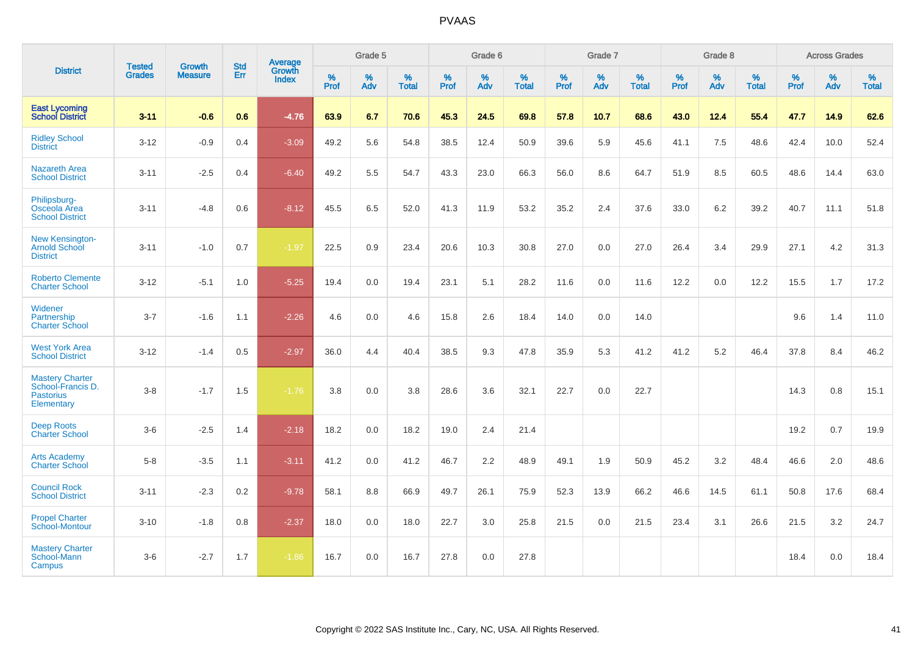# PVAAS

| District | Tested Grades | Growth Measure | Std Err | Average Growth Index | Grade 5 | | | Grade 6 | | | Grade 7 | | | Grade 8 | | | Across Grades | | |
|---|---|---|---|---|---|---|---|---|---|---|---|---|---|---|---|---|---|---|---|
| | | | | | % Prof | % Adv | % Total | % Prof | % Adv | % Total | % Prof | % Adv | % Total | % Prof | % Adv | % Total | % Prof | % Adv | % Total |
| **East Lycoming School District** | **3-11** | **-0.6** | **0.6** | **-4.76** | **63.9** | **6.7** | **70.6** | **45.3** | **24.5** | **69.8** | **57.8** | **10.7** | **68.6** | **43.0** | **12.4** | **55.4** | **47.7** | **14.9** | **62.6** |
| Ridley School District | 3-12 | -0.9 | 0.4 | -3.09 | 49.2 | 5.6 | 54.8 | 38.5 | 12.4 | 50.9 | 39.6 | 5.9 | 45.6 | 41.1 | 7.5 | 48.6 | 42.4 | 10.0 | 52.4 |
| Nazareth Area School District | 3-11 | -2.5 | 0.4 | -6.40 | 49.2 | 5.5 | 54.7 | 43.3 | 23.0 | 66.3 | 56.0 | 8.6 | 64.7 | 51.9 | 8.5 | 60.5 | 48.6 | 14.4 | 63.0 |
| Philipsburg-Osceola Area School District | 3-11 | -4.8 | 0.6 | -8.12 | 45.5 | 6.5 | 52.0 | 41.3 | 11.9 | 53.2 | 35.2 | 2.4 | 37.6 | 33.0 | 6.2 | 39.2 | 40.7 | 11.1 | 51.8 |
| New Kensington-Arnold School District | 3-11 | -1.0 | 0.7 | -1.97 | 22.5 | 0.9 | 23.4 | 20.6 | 10.3 | 30.8 | 27.0 | 0.0 | 27.0 | 26.4 | 3.4 | 29.9 | 27.1 | 4.2 | 31.3 |
| Roberto Clemente Charter School | 3-12 | -5.1 | 1.0 | -5.25 | 19.4 | 0.0 | 19.4 | 23.1 | 5.1 | 28.2 | 11.6 | 0.0 | 11.6 | 12.2 | 0.0 | 12.2 | 15.5 | 1.7 | 17.2 |
| Widener Partnership Charter School | 3-7 | -1.6 | 1.1 | -2.26 | 4.6 | 0.0 | 4.6 | 15.8 | 2.6 | 18.4 | 14.0 | 0.0 | 14.0 | | | | 9.6 | 1.4 | 11.0 |
| West York Area School District | 3-12 | -1.4 | 0.5 | -2.97 | 36.0 | 4.4 | 40.4 | 38.5 | 9.3 | 47.8 | 35.9 | 5.3 | 41.2 | 41.2 | 5.2 | 46.4 | 37.8 | 8.4 | 46.2 |
| Mastery Charter School-Francis D. Pastorius Elementary | 3-8 | -1.7 | 1.5 | -1.76 | 3.8 | 0.0 | 3.8 | 28.6 | 3.6 | 32.1 | 22.7 | 0.0 | 22.7 | | | | 14.3 | 0.8 | 15.1 |
| Deep Roots Charter School | 3-6 | -2.5 | 1.4 | -2.18 | 18.2 | 0.0 | 18.2 | 19.0 | 2.4 | 21.4 | | | | | | | 19.2 | 0.7 | 19.9 |
| Arts Academy Charter School | 5-8 | -3.5 | 1.1 | -3.11 | 41.2 | 0.0 | 41.2 | 46.7 | 2.2 | 48.9 | 49.1 | 1.9 | 50.9 | 45.2 | 3.2 | 48.4 | 46.6 | 2.0 | 48.6 |
| Council Rock School District | 3-11 | -2.3 | 0.2 | -9.78 | 58.1 | 8.8 | 66.9 | 49.7 | 26.1 | 75.9 | 52.3 | 13.9 | 66.2 | 46.6 | 14.5 | 61.1 | 50.8 | 17.6 | 68.4 |
| Propel Charter School-Montour | 3-10 | -1.8 | 0.8 | -2.37 | 18.0 | 0.0 | 18.0 | 22.7 | 3.0 | 25.8 | 21.5 | 0.0 | 21.5 | 23.4 | 3.1 | 26.6 | 21.5 | 3.2 | 24.7 |
| Mastery Charter School-Mann Campus | 3-6 | -2.7 | 1.7 | -1.86 | 16.7 | 0.0 | 16.7 | 27.8 | 0.0 | 27.8 | | | | | | | 18.4 | 0.0 | 18.4 |

Copyright © 2022 SAS Institute Inc., Cary, NC, USA. All Rights Reserved.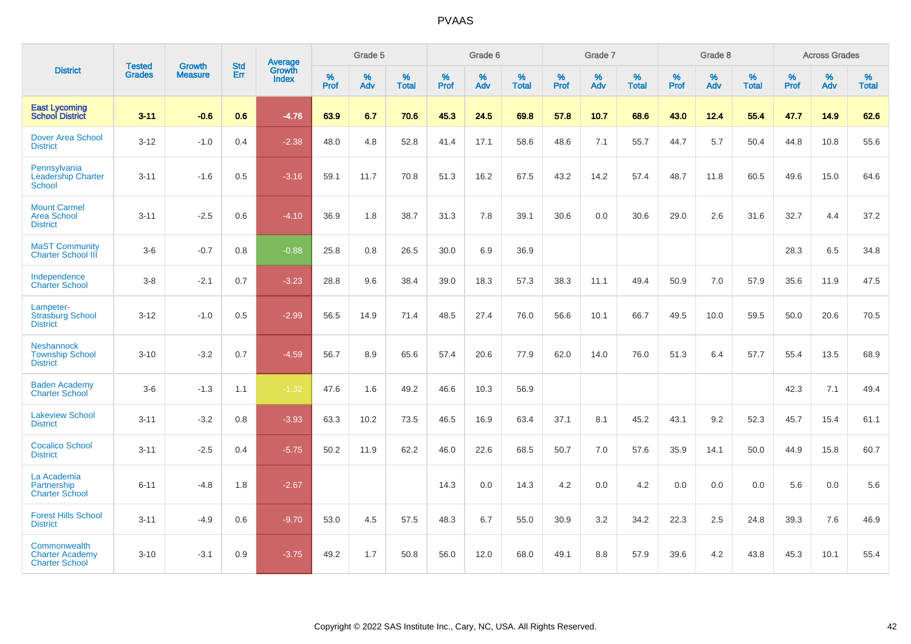| District | Tested Grades | Growth Measure | Std Err | Average Growth Index | Grade 5 | | | Grade 6 | | | Grade 7 | | | Grade 8 | | | Across Grades | | |
|---|---|---|---|---|---|---|---|---|---|---|---|---|---|---|---|---|---|---|---|
| | | | | | % Prof | % Adv | % Total | % Prof | % Adv | % Total | % Prof | % Adv | % Total | % Prof | % Adv | % Total | % Prof | % Adv | % Total |
| **East Lycoming School District** | **3-11** | **-0.6** | **0.6** | **-4.76** | **63.9** | **6.7** | **70.6** | **45.3** | **24.5** | **69.8** | **57.8** | **10.7** | **68.6** | **43.0** | **12.4** | **55.4** | **47.7** | **14.9** | **62.6** |
| Dover Area School District | 3-12 | -1.0 | 0.4 | -2.38 | 48.0 | 4.8 | 52.8 | 41.4 | 17.1 | 58.6 | 48.6 | 7.1 | 55.7 | 44.7 | 5.7 | 50.4 | 44.8 | 10.8 | 55.6 |
| Pennsylvania Leadership Charter School | 3-11 | -1.6 | 0.5 | -3.16 | 59.1 | 11.7 | 70.8 | 51.3 | 16.2 | 67.5 | 43.2 | 14.2 | 57.4 | 48.7 | 11.8 | 60.5 | 49.6 | 15.0 | 64.6 |
| Mount Carmel Area School District | 3-11 | -2.5 | 0.6 | -4.10 | 36.9 | 1.8 | 38.7 | 31.3 | 7.8 | 39.1 | 30.6 | 0.0 | 30.6 | 29.0 | 2.6 | 31.6 | 32.7 | 4.4 | 37.2 |
| MaST Community Charter School III | 3-6 | -0.7 | 0.8 | -0.88 | 25.8 | 0.8 | 26.5 | 30.0 | 6.9 | 36.9 | | | | | | | 28.3 | 6.5 | 34.8 |
| Independence Charter School | 3-8 | -2.1 | 0.7 | -3.23 | 28.8 | 9.6 | 38.4 | 39.0 | 18.3 | 57.3 | 38.3 | 11.1 | 49.4 | 50.9 | 7.0 | 57.9 | 35.6 | 11.9 | 47.5 |
| Lampeter-Strasburg School District | 3-12 | -1.0 | 0.5 | -2.99 | 56.5 | 14.9 | 71.4 | 48.5 | 27.4 | 76.0 | 56.6 | 10.1 | 66.7 | 49.5 | 10.0 | 59.5 | 50.0 | 20.6 | 70.5 |
| Neshannock Township School District | 3-10 | -3.2 | 0.7 | -4.59 | 56.7 | 8.9 | 65.6 | 57.4 | 20.6 | 77.9 | 62.0 | 14.0 | 76.0 | 51.3 | 6.4 | 57.7 | 55.4 | 13.5 | 68.9 |
| Baden Academy Charter School | 3-6 | -1.3 | 1.1 | -1.32 | 47.6 | 1.6 | 49.2 | 46.6 | 10.3 | 56.9 | | | | | | | 42.3 | 7.1 | 49.4 |
| Lakeview School District | 3-11 | -3.2 | 0.8 | -3.93 | 63.3 | 10.2 | 73.5 | 46.5 | 16.9 | 63.4 | 37.1 | 8.1 | 45.2 | 43.1 | 9.2 | 52.3 | 45.7 | 15.4 | 61.1 |
| Cocalico School District | 3-11 | -2.5 | 0.4 | -5.75 | 50.2 | 11.9 | 62.2 | 46.0 | 22.6 | 68.5 | 50.7 | 7.0 | 57.6 | 35.9 | 14.1 | 50.0 | 44.9 | 15.8 | 60.7 |
| La Academia Partnership Charter School | 6-11 | -4.8 | 1.8 | -2.67 | | | | 14.3 | 0.0 | 14.3 | 4.2 | 0.0 | 4.2 | 0.0 | 0.0 | 0.0 | 5.6 | 0.0 | 5.6 |
| Forest Hills School District | 3-11 | -4.9 | 0.6 | -9.70 | 53.0 | 4.5 | 57.5 | 48.3 | 6.7 | 55.0 | 30.9 | 3.2 | 34.2 | 22.3 | 2.5 | 24.8 | 39.3 | 7.6 | 46.9 |
| Commonwealth Charter Academy Charter School | 3-10 | -3.1 | 0.9 | -3.75 | 49.2 | 1.7 | 50.8 | 56.0 | 12.0 | 68.0 | 49.1 | 8.8 | 57.9 | 39.6 | 4.2 | 43.8 | 45.3 | 10.1 | 55.4 |

Copyright © 2022 SAS Institute Inc., Cary, NC, USA. All Rights Reserved.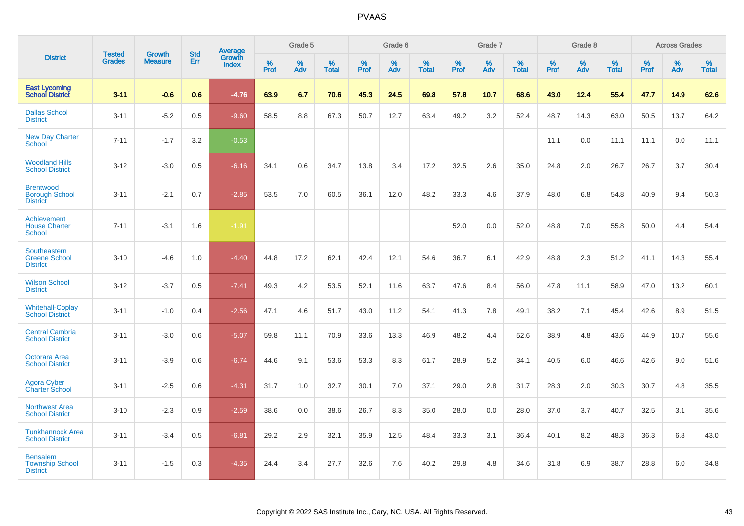# PVAAS

| District | Tested Grades | Growth Measure | Std Err | Average Growth Index | Grade 5 | | | Grade 6 | | | Grade 7 | | | Grade 8 | | | Across Grades | | |
|---|---|---|---|---|---|---|---|---|---|---|---|---|---|---|---|---|---|---|---|
| | | | | | % Prof | % Adv | % Total | % Prof | % Adv | % Total | % Prof | % Adv | % Total | % Prof | % Adv | % Total | % Prof | % Adv | % Total |
| **East Lycoming School District** | **3-11** | **-0.6** | **0.6** | **-4.76** | **63.9** | **6.7** | **70.6** | **45.3** | **24.5** | **69.8** | **57.8** | **10.7** | **68.6** | **43.0** | **12.4** | **55.4** | **47.7** | **14.9** | **62.6** |
| Dallas School District | 3-11 | -5.2 | 0.5 | -9.60 | 58.5 | 8.8 | 67.3 | 50.7 | 12.7 | 63.4 | 49.2 | 3.2 | 52.4 | 48.7 | 14.3 | 63.0 | 50.5 | 13.7 | 64.2 |
| New Day Charter School | 7-11 | -1.7 | 3.2 | -0.53 | | | | | | | | | | 11.1 | 0.0 | 11.1 | 11.1 | 0.0 | 11.1 |
| Woodland Hills School District | 3-12 | -3.0 | 0.5 | -6.16 | 34.1 | 0.6 | 34.7 | 13.8 | 3.4 | 17.2 | 32.5 | 2.6 | 35.0 | 24.8 | 2.0 | 26.7 | 26.7 | 3.7 | 30.4 |
| Brentwood Borough School District | 3-11 | -2.1 | 0.7 | -2.85 | 53.5 | 7.0 | 60.5 | 36.1 | 12.0 | 48.2 | 33.3 | 4.6 | 37.9 | 48.0 | 6.8 | 54.8 | 40.9 | 9.4 | 50.3 |
| Achievement House Charter School | 7-11 | -3.1 | 1.6 | -1.91 | | | | | | | 52.0 | 0.0 | 52.0 | 48.8 | 7.0 | 55.8 | 50.0 | 4.4 | 54.4 |
| Southeastern Greene School District | 3-10 | -4.6 | 1.0 | -4.40 | 44.8 | 17.2 | 62.1 | 42.4 | 12.1 | 54.6 | 36.7 | 6.1 | 42.9 | 48.8 | 2.3 | 51.2 | 41.1 | 14.3 | 55.4 |
| Wilson School District | 3-12 | -3.7 | 0.5 | -7.41 | 49.3 | 4.2 | 53.5 | 52.1 | 11.6 | 63.7 | 47.6 | 8.4 | 56.0 | 47.8 | 11.1 | 58.9 | 47.0 | 13.2 | 60.1 |
| Whitehall-Coplay School District | 3-11 | -1.0 | 0.4 | -2.56 | 47.1 | 4.6 | 51.7 | 43.0 | 11.2 | 54.1 | 41.3 | 7.8 | 49.1 | 38.2 | 7.1 | 45.4 | 42.6 | 8.9 | 51.5 |
| Central Cambria School District | 3-11 | -3.0 | 0.6 | -5.07 | 59.8 | 11.1 | 70.9 | 33.6 | 13.3 | 46.9 | 48.2 | 4.4 | 52.6 | 38.9 | 4.8 | 43.6 | 44.9 | 10.7 | 55.6 |
| Octorara Area School District | 3-11 | -3.9 | 0.6 | -6.74 | 44.6 | 9.1 | 53.6 | 53.3 | 8.3 | 61.7 | 28.9 | 5.2 | 34.1 | 40.5 | 6.0 | 46.6 | 42.6 | 9.0 | 51.6 |
| Agora Cyber Charter School | 3-11 | -2.5 | 0.6 | -4.31 | 31.7 | 1.0 | 32.7 | 30.1 | 7.0 | 37.1 | 29.0 | 2.8 | 31.7 | 28.3 | 2.0 | 30.3 | 30.7 | 4.8 | 35.5 |
| Northwest Area School District | 3-10 | -2.3 | 0.9 | -2.59 | 38.6 | 0.0 | 38.6 | 26.7 | 8.3 | 35.0 | 28.0 | 0.0 | 28.0 | 37.0 | 3.7 | 40.7 | 32.5 | 3.1 | 35.6 |
| Tunkhannock Area School District | 3-11 | -3.4 | 0.5 | -6.81 | 29.2 | 2.9 | 32.1 | 35.9 | 12.5 | 48.4 | 33.3 | 3.1 | 36.4 | 40.1 | 8.2 | 48.3 | 36.3 | 6.8 | 43.0 |
| Bensalem Township School District | 3-11 | -1.5 | 0.3 | -4.35 | 24.4 | 3.4 | 27.7 | 32.6 | 7.6 | 40.2 | 29.8 | 4.8 | 34.6 | 31.8 | 6.9 | 38.7 | 28.8 | 6.0 | 34.8 |

Copyright © 2022 SAS Institute Inc., Cary, NC, USA. All Rights Reserved.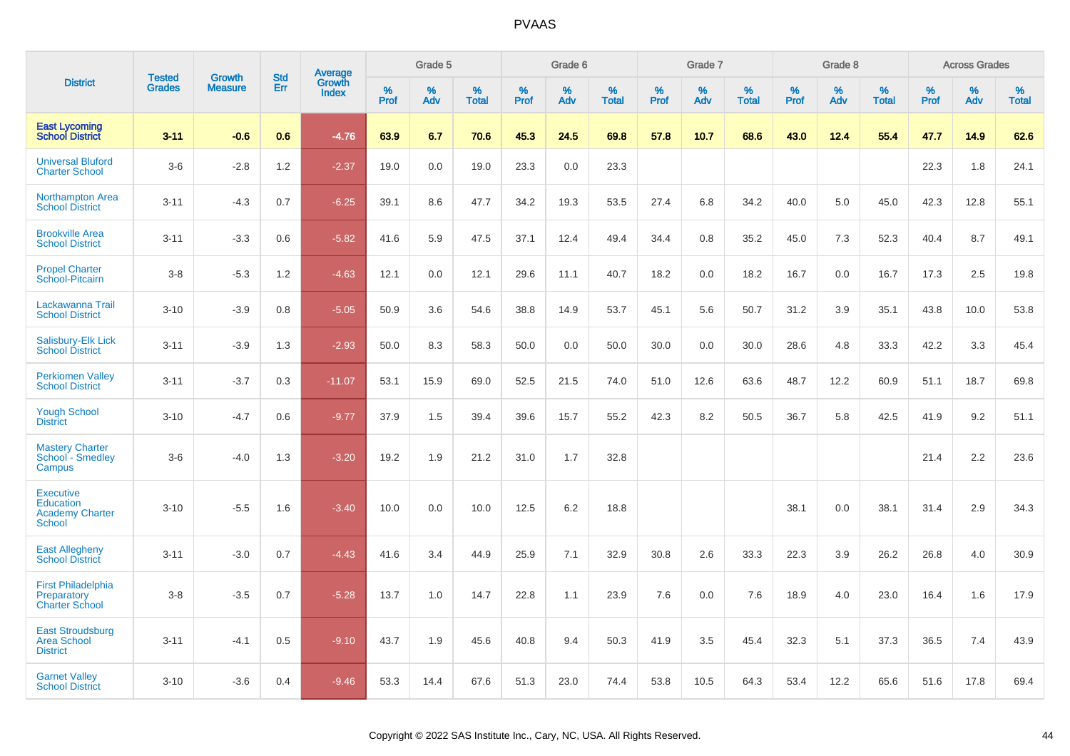# PVAAS

| District | Tested Grades | Growth Measure | Std Err | Average Growth Index | Grade 5 | | | Grade 6 | | | Grade 7 | | | Grade 8 | | | Across Grades | | |
|---|---|---|---|---|---|---|---|---|---|---|---|---|---|---|---|---|---|---|---|
| | | | | | % Prof | % Adv | % Total | % Prof | % Adv | % Total | % Prof | % Adv | % Total | % Prof | % Adv | % Total | % Prof | % Adv | % Total |
| **East Lycoming School District** | **3-11** | **-0.6** | **0.6** | **-4.76** | **63.9** | **6.7** | **70.6** | **45.3** | **24.5** | **69.8** | **57.8** | **10.7** | **68.6** | **43.0** | **12.4** | **55.4** | **47.7** | **14.9** | **62.6** |
| Universal Bluford Charter School | 3-6 | -2.8 | 1.2 | -2.37 | 19.0 | 0.0 | 19.0 | 23.3 | 0.0 | 23.3 | | | | | | | 22.3 | 1.8 | 24.1 |
| Northampton Area School District | 3-11 | -4.3 | 0.7 | -6.25 | 39.1 | 8.6 | 47.7 | 34.2 | 19.3 | 53.5 | 27.4 | 6.8 | 34.2 | 40.0 | 5.0 | 45.0 | 42.3 | 12.8 | 55.1 |
| Brookville Area School District | 3-11 | -3.3 | 0.6 | -5.82 | 41.6 | 5.9 | 47.5 | 37.1 | 12.4 | 49.4 | 34.4 | 0.8 | 35.2 | 45.0 | 7.3 | 52.3 | 40.4 | 8.7 | 49.1 |
| Propel Charter School-Pitcairn | 3-8 | -5.3 | 1.2 | -4.63 | 12.1 | 0.0 | 12.1 | 29.6 | 11.1 | 40.7 | 18.2 | 0.0 | 18.2 | 16.7 | 0.0 | 16.7 | 17.3 | 2.5 | 19.8 |
| Lackawanna Trail School District | 3-10 | -3.9 | 0.8 | -5.05 | 50.9 | 3.6 | 54.6 | 38.8 | 14.9 | 53.7 | 45.1 | 5.6 | 50.7 | 31.2 | 3.9 | 35.1 | 43.8 | 10.0 | 53.8 |
| Salisbury-Elk Lick School District | 3-11 | -3.9 | 1.3 | -2.93 | 50.0 | 8.3 | 58.3 | 50.0 | 0.0 | 50.0 | 30.0 | 0.0 | 30.0 | 28.6 | 4.8 | 33.3 | 42.2 | 3.3 | 45.4 |
| Perkiomen Valley School District | 3-11 | -3.7 | 0.3 | -11.07 | 53.1 | 15.9 | 69.0 | 52.5 | 21.5 | 74.0 | 51.0 | 12.6 | 63.6 | 48.7 | 12.2 | 60.9 | 51.1 | 18.7 | 69.8 |
| Yough School District | 3-10 | -4.7 | 0.6 | -9.77 | 37.9 | 1.5 | 39.4 | 39.6 | 15.7 | 55.2 | 42.3 | 8.2 | 50.5 | 36.7 | 5.8 | 42.5 | 41.9 | 9.2 | 51.1 |
| Mastery Charter School - Smedley Campus | 3-6 | -4.0 | 1.3 | -3.20 | 19.2 | 1.9 | 21.2 | 31.0 | 1.7 | 32.8 | | | | | | | 21.4 | 2.2 | 23.6 |
| Executive Education Academy Charter School | 3-10 | -5.5 | 1.6 | -3.40 | 10.0 | 0.0 | 10.0 | 12.5 | 6.2 | 18.8 | | | | 38.1 | 0.0 | 38.1 | 31.4 | 2.9 | 34.3 |
| East Allegheny School District | 3-11 | -3.0 | 0.7 | -4.43 | 41.6 | 3.4 | 44.9 | 25.9 | 7.1 | 32.9 | 30.8 | 2.6 | 33.3 | 22.3 | 3.9 | 26.2 | 26.8 | 4.0 | 30.9 |
| First Philadelphia Preparatory Charter School | 3-8 | -3.5 | 0.7 | -5.28 | 13.7 | 1.0 | 14.7 | 22.8 | 1.1 | 23.9 | 7.6 | 0.0 | 7.6 | 18.9 | 4.0 | 23.0 | 16.4 | 1.6 | 17.9 |
| East Stroudsburg Area School District | 3-11 | -4.1 | 0.5 | -9.10 | 43.7 | 1.9 | 45.6 | 40.8 | 9.4 | 50.3 | 41.9 | 3.5 | 45.4 | 32.3 | 5.1 | 37.3 | 36.5 | 7.4 | 43.9 |
| Garnet Valley School District | 3-10 | -3.6 | 0.4 | -9.46 | 53.3 | 14.4 | 67.6 | 51.3 | 23.0 | 74.4 | 53.8 | 10.5 | 64.3 | 53.4 | 12.2 | 65.6 | 51.6 | 17.8 | 69.4 |

Copyright © 2022 SAS Institute Inc., Cary, NC, USA. All Rights Reserved.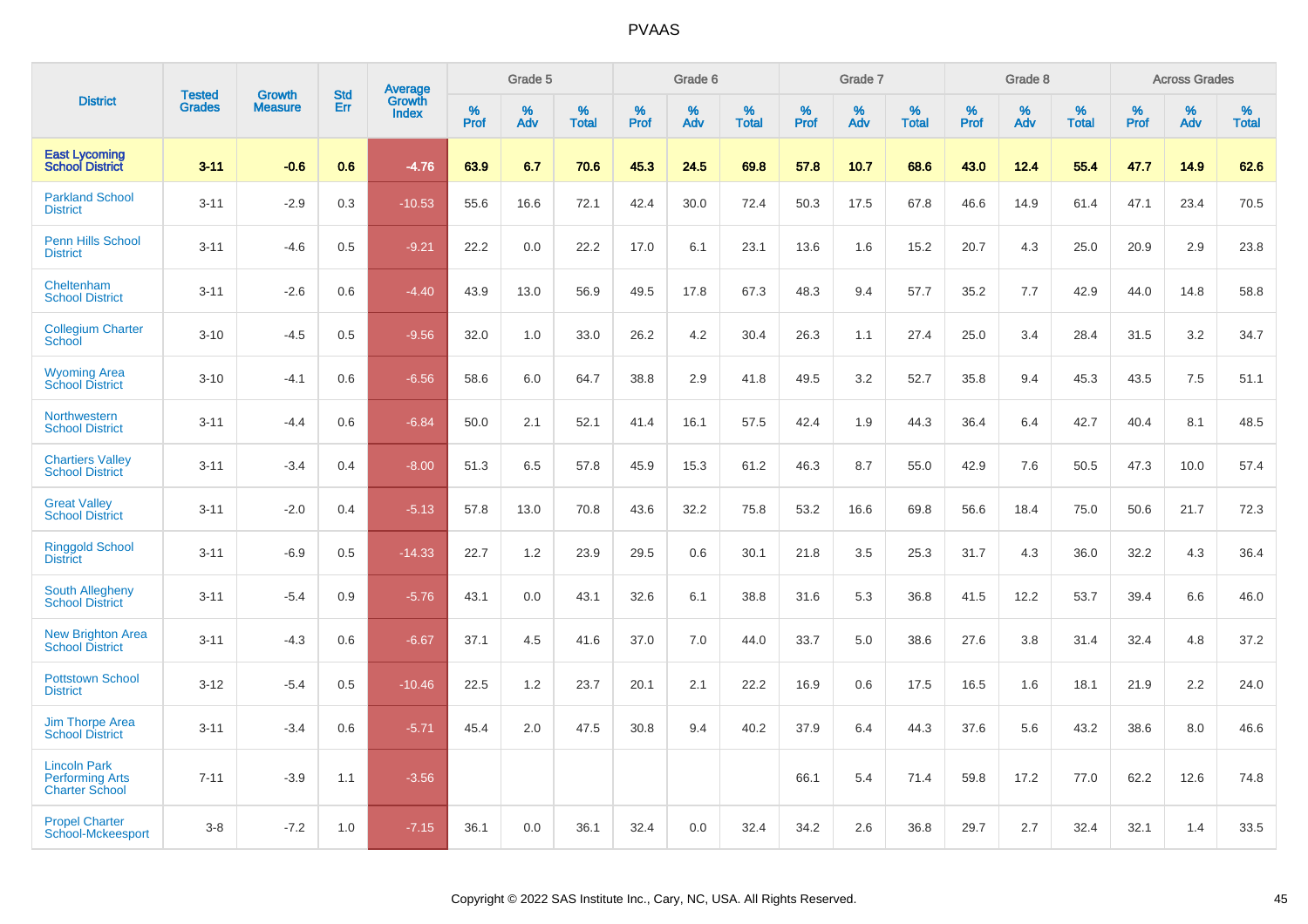| District | Tested Grades | Growth Measure | Std Err | Average Growth Index | Grade 5 | | | Grade 6 | | | Grade 7 | | | Grade 8 | | | Across Grades | | |
|---|---|---|---|---|---|---|---|---|---|---|---|---|---|---|---|---|---|---|---|
| | | | | | % Prof | % Adv | % Total | % Prof | % Adv | % Total | % Prof | % Adv | % Total | % Prof | % Adv | % Total | % Prof | % Adv | % Total |
| **East Lycoming School District** | **3-11** | **-0.6** | **0.6** | **-4.76** | **63.9** | **6.7** | **70.6** | **45.3** | **24.5** | **69.8** | **57.8** | **10.7** | **68.6** | **43.0** | **12.4** | **55.4** | **47.7** | **14.9** | **62.6** |
| Parkland School District | 3-11 | -2.9 | 0.3 | -10.53 | 55.6 | 16.6 | 72.1 | 42.4 | 30.0 | 72.4 | 50.3 | 17.5 | 67.8 | 46.6 | 14.9 | 61.4 | 47.1 | 23.4 | 70.5 |
| Penn Hills School District | 3-11 | -4.6 | 0.5 | -9.21 | 22.2 | 0.0 | 22.2 | 17.0 | 6.1 | 23.1 | 13.6 | 1.6 | 15.2 | 20.7 | 4.3 | 25.0 | 20.9 | 2.9 | 23.8 |
| Cheltenham School District | 3-11 | -2.6 | 0.6 | -4.40 | 43.9 | 13.0 | 56.9 | 49.5 | 17.8 | 67.3 | 48.3 | 9.4 | 57.7 | 35.2 | 7.7 | 42.9 | 44.0 | 14.8 | 58.8 |
| Collegium Charter School | 3-10 | -4.5 | 0.5 | -9.56 | 32.0 | 1.0 | 33.0 | 26.2 | 4.2 | 30.4 | 26.3 | 1.1 | 27.4 | 25.0 | 3.4 | 28.4 | 31.5 | 3.2 | 34.7 |
| Wyoming Area School District | 3-10 | -4.1 | 0.6 | -6.56 | 58.6 | 6.0 | 64.7 | 38.8 | 2.9 | 41.8 | 49.5 | 3.2 | 52.7 | 35.8 | 9.4 | 45.3 | 43.5 | 7.5 | 51.1 |
| Northwestern School District | 3-11 | -4.4 | 0.6 | -6.84 | 50.0 | 2.1 | 52.1 | 41.4 | 16.1 | 57.5 | 42.4 | 1.9 | 44.3 | 36.4 | 6.4 | 42.7 | 40.4 | 8.1 | 48.5 |
| Chartiers Valley School District | 3-11 | -3.4 | 0.4 | -8.00 | 51.3 | 6.5 | 57.8 | 45.9 | 15.3 | 61.2 | 46.3 | 8.7 | 55.0 | 42.9 | 7.6 | 50.5 | 47.3 | 10.0 | 57.4 |
| Great Valley School District | 3-11 | -2.0 | 0.4 | -5.13 | 57.8 | 13.0 | 70.8 | 43.6 | 32.2 | 75.8 | 53.2 | 16.6 | 69.8 | 56.6 | 18.4 | 75.0 | 50.6 | 21.7 | 72.3 |
| Ringgold School District | 3-11 | -6.9 | 0.5 | -14.33 | 22.7 | 1.2 | 23.9 | 29.5 | 0.6 | 30.1 | 21.8 | 3.5 | 25.3 | 31.7 | 4.3 | 36.0 | 32.2 | 4.3 | 36.4 |
| South Allegheny School District | 3-11 | -5.4 | 0.9 | -5.76 | 43.1 | 0.0 | 43.1 | 32.6 | 6.1 | 38.8 | 31.6 | 5.3 | 36.8 | 41.5 | 12.2 | 53.7 | 39.4 | 6.6 | 46.0 |
| New Brighton Area School District | 3-11 | -4.3 | 0.6 | -6.67 | 37.1 | 4.5 | 41.6 | 37.0 | 7.0 | 44.0 | 33.7 | 5.0 | 38.6 | 27.6 | 3.8 | 31.4 | 32.4 | 4.8 | 37.2 |
| Pottstown School District | 3-12 | -5.4 | 0.5 | -10.46 | 22.5 | 1.2 | 23.7 | 20.1 | 2.1 | 22.2 | 16.9 | 0.6 | 17.5 | 16.5 | 1.6 | 18.1 | 21.9 | 2.2 | 24.0 |
| Jim Thorpe Area School District | 3-11 | -3.4 | 0.6 | -5.71 | 45.4 | 2.0 | 47.5 | 30.8 | 9.4 | 40.2 | 37.9 | 6.4 | 44.3 | 37.6 | 5.6 | 43.2 | 38.6 | 8.0 | 46.6 |
| Lincoln Park Performing Arts Charter School | 7-11 | -3.9 | 1.1 | -3.56 | | | | | | | 66.1 | 5.4 | 71.4 | 59.8 | 17.2 | 77.0 | 62.2 | 12.6 | 74.8 |
| Propel Charter School-Mckeesport | 3-8 | -7.2 | 1.0 | -7.15 | 36.1 | 0.0 | 36.1 | 32.4 | 0.0 | 32.4 | 34.2 | 2.6 | 36.8 | 29.7 | 2.7 | 32.4 | 32.1 | 1.4 | 33.5 |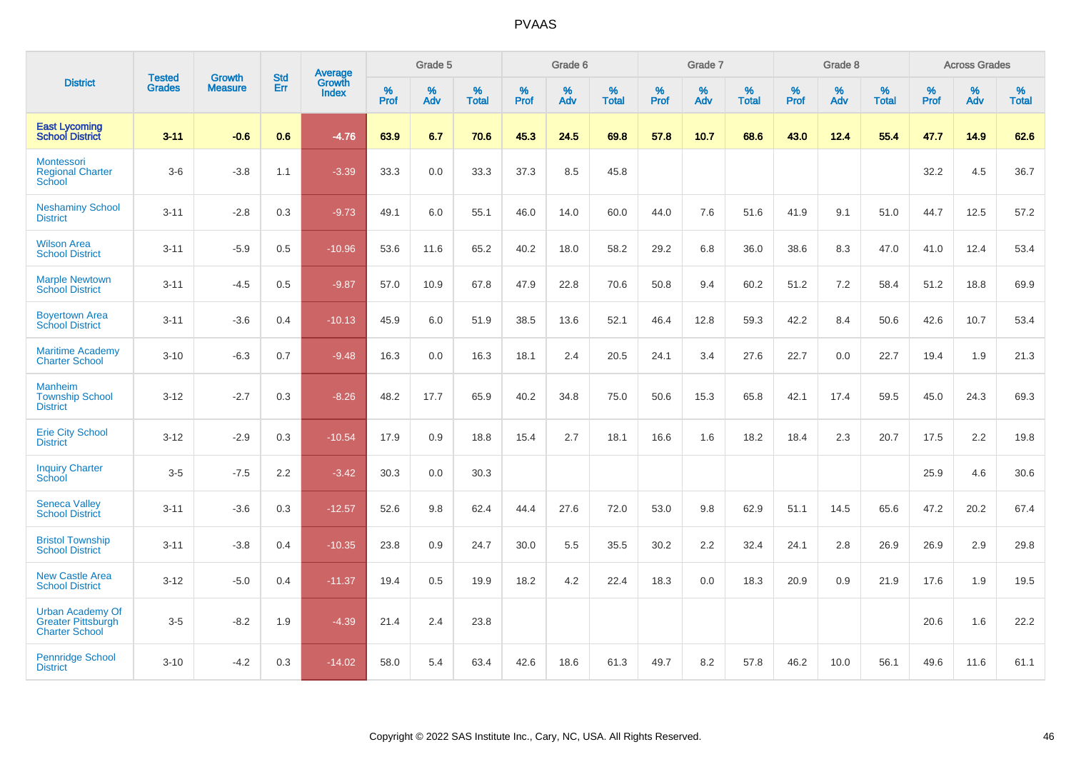| District | Tested Grades | Growth Measure | Std Err | Average Growth Index | Grade 5 | | | Grade 6 | | | Grade 7 | | | Grade 8 | | | Across Grades | | |
|---|---|---|---|---|---|---|---|---|---|---|---|---|---|---|---|---|---|---|---|
| | | | | | % Prof | % Adv | % Total | % Prof | % Adv | % Total | % Prof | % Adv | % Total | % Prof | % Adv | % Total | % Prof | % Adv | % Total |
| **East Lycoming School District** | **3-11** | **-0.6** | **0.6** | **-4.76** | **63.9** | **6.7** | **70.6** | **45.3** | **24.5** | **69.8** | **57.8** | **10.7** | **68.6** | **43.0** | **12.4** | **55.4** | **47.7** | **14.9** | **62.6** |
| Montessori Regional Charter School | 3-6 | -3.8 | 1.1 | -3.39 | 33.3 | 0.0 | 33.3 | 37.3 | 8.5 | 45.8 | | | | | | | 32.2 | 4.5 | 36.7 |
| Neshaminy School District | 3-11 | -2.8 | 0.3 | -9.73 | 49.1 | 6.0 | 55.1 | 46.0 | 14.0 | 60.0 | 44.0 | 7.6 | 51.6 | 41.9 | 9.1 | 51.0 | 44.7 | 12.5 | 57.2 |
| Wilson Area School District | 3-11 | -5.9 | 0.5 | -10.96 | 53.6 | 11.6 | 65.2 | 40.2 | 18.0 | 58.2 | 29.2 | 6.8 | 36.0 | 38.6 | 8.3 | 47.0 | 41.0 | 12.4 | 53.4 |
| Marple Newtown School District | 3-11 | -4.5 | 0.5 | -9.87 | 57.0 | 10.9 | 67.8 | 47.9 | 22.8 | 70.6 | 50.8 | 9.4 | 60.2 | 51.2 | 7.2 | 58.4 | 51.2 | 18.8 | 69.9 |
| Boyertown Area School District | 3-11 | -3.6 | 0.4 | -10.13 | 45.9 | 6.0 | 51.9 | 38.5 | 13.6 | 52.1 | 46.4 | 12.8 | 59.3 | 42.2 | 8.4 | 50.6 | 42.6 | 10.7 | 53.4 |
| Maritime Academy Charter School | 3-10 | -6.3 | 0.7 | -9.48 | 16.3 | 0.0 | 16.3 | 18.1 | 2.4 | 20.5 | 24.1 | 3.4 | 27.6 | 22.7 | 0.0 | 22.7 | 19.4 | 1.9 | 21.3 |
| Manheim Township School District | 3-12 | -2.7 | 0.3 | -8.26 | 48.2 | 17.7 | 65.9 | 40.2 | 34.8 | 75.0 | 50.6 | 15.3 | 65.8 | 42.1 | 17.4 | 59.5 | 45.0 | 24.3 | 69.3 |
| Erie City School District | 3-12 | -2.9 | 0.3 | -10.54 | 17.9 | 0.9 | 18.8 | 15.4 | 2.7 | 18.1 | 16.6 | 1.6 | 18.2 | 18.4 | 2.3 | 20.7 | 17.5 | 2.2 | 19.8 |
| Inquiry Charter School | 3-5 | -7.5 | 2.2 | -3.42 | 30.3 | 0.0 | 30.3 | | | | | | | | | | 25.9 | 4.6 | 30.6 |
| Seneca Valley School District | 3-11 | -3.6 | 0.3 | -12.57 | 52.6 | 9.8 | 62.4 | 44.4 | 27.6 | 72.0 | 53.0 | 9.8 | 62.9 | 51.1 | 14.5 | 65.6 | 47.2 | 20.2 | 67.4 |
| Bristol Township School District | 3-11 | -3.8 | 0.4 | -10.35 | 23.8 | 0.9 | 24.7 | 30.0 | 5.5 | 35.5 | 30.2 | 2.2 | 32.4 | 24.1 | 2.8 | 26.9 | 26.9 | 2.9 | 29.8 |
| New Castle Area School District | 3-12 | -5.0 | 0.4 | -11.37 | 19.4 | 0.5 | 19.9 | 18.2 | 4.2 | 22.4 | 18.3 | 0.0 | 18.3 | 20.9 | 0.9 | 21.9 | 17.6 | 1.9 | 19.5 |
| Urban Academy Of Greater Pittsburgh Charter School | 3-5 | -8.2 | 1.9 | -4.39 | 21.4 | 2.4 | 23.8 | | | | | | | | | | 20.6 | 1.6 | 22.2 |
| Pennridge School District | 3-10 | -4.2 | 0.3 | -14.02 | 58.0 | 5.4 | 63.4 | 42.6 | 18.6 | 61.3 | 49.7 | 8.2 | 57.8 | 46.2 | 10.0 | 56.1 | 49.6 | 11.6 | 61.1 |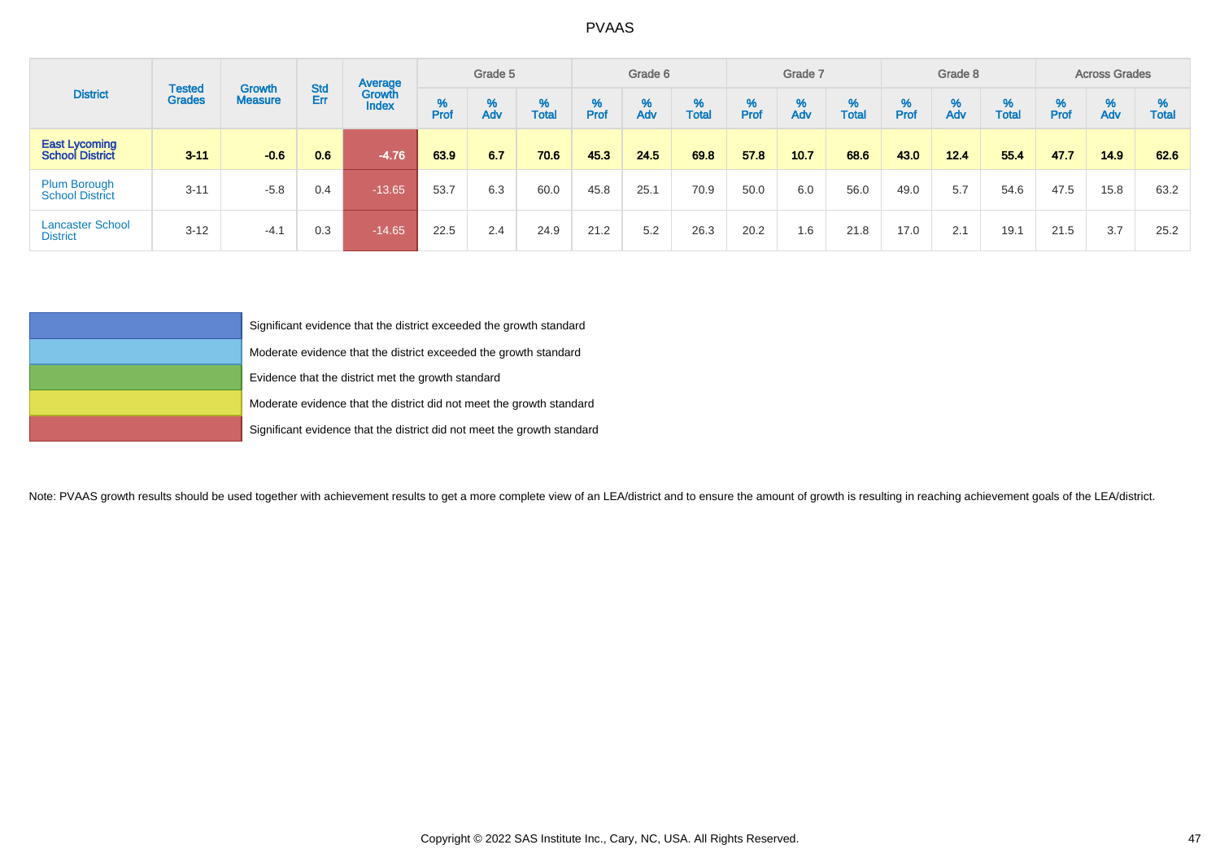# PVAAS

| District | Tested Grades | Growth Measure | Std Err | Average Growth Index | Grade 5 | | | Grade 6 | | | Grade 7 | | | Grade 8 | | | Across Grades | | |
|---|---|---|---|---|---|---|---|---|---|---|---|---|---|---|---|---|---|---|---|
| | | | | | % Prof | % Adv | % Total | % Prof | % Adv | % Total | % Prof | % Adv | % Total | % Prof | % Adv | % Total | % Prof | % Adv | % Total |
| **East Lycoming School District** | **3-11** | **-0.6** | **0.6** | **-4.76** | **63.9** | **6.7** | **70.6** | **45.3** | **24.5** | **69.8** | **57.8** | **10.7** | **68.6** | **43.0** | **12.4** | **55.4** | **47.7** | **14.9** | **62.6** |
| Plum Borough School District | 3-11 | -5.8 | 0.4 | -13.65 | 53.7 | 6.3 | 60.0 | 45.8 | 25.1 | 70.9 | 50.0 | 6.0 | 56.0 | 49.0 | 5.7 | 54.6 | 47.5 | 15.8 | 63.2 |
| Lancaster School District | 3-12 | -4.1 | 0.3 | -14.65 | 22.5 | 2.4 | 24.9 | 21.2 | 5.2 | 26.3 | 20.2 | 1.6 | 21.8 | 17.0 | 2.1 | 19.1 | 21.5 | 3.7 | 25.2 |

Significant evidence that the district exceeded the growth standard

Moderate evidence that the district exceeded the growth standard

Evidence that the district met the growth standard

Moderate evidence that the district did not meet the growth standard

Significant evidence that the district did not meet the growth standard

Note: PVAAS growth results should be used together with achievement results to get a more complete view of an LEA/district and to ensure the amount of growth is resulting in reaching achievement goals of the LEA/district.

Copyright © 2022 SAS Institute Inc., Cary, NC, USA. All Rights Reserved.